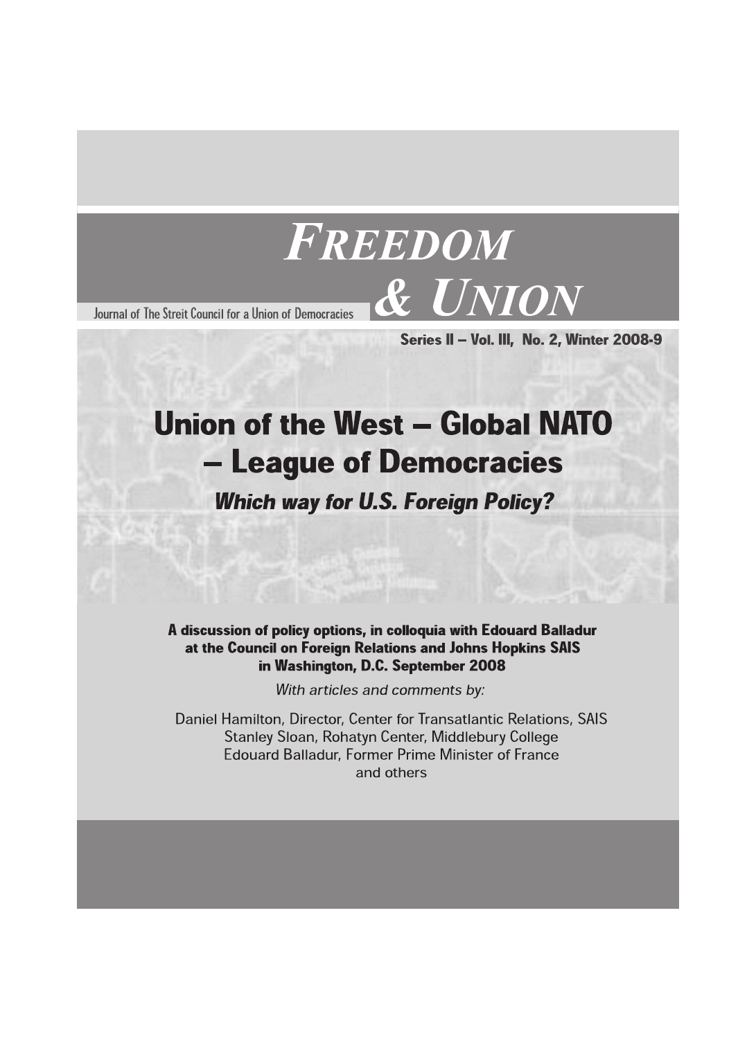# *FREEDOM & UNION*

Journal of The Streit Council for a Union of Democracies

**Series II – Vol. III, No. 2, Winter 2008-9**

# Union of the West – Global NATO – League of Democracies

## *Which way for U.S. Foreign Policy?*

**A discussion of policy options, in colloquia with Edouard Balladur at the Council on Foreign Relations and Johns Hopkins SAIS in Washington, D.C. September 2008**

*With articles and comments by:*

Daniel Hamilton, Director, Center for Transatlantic Relations, SAIS
Stanley Sloan, Rohatyn Center, Middlebury College
Edouard Balladur, Former Prime Minister of France
and others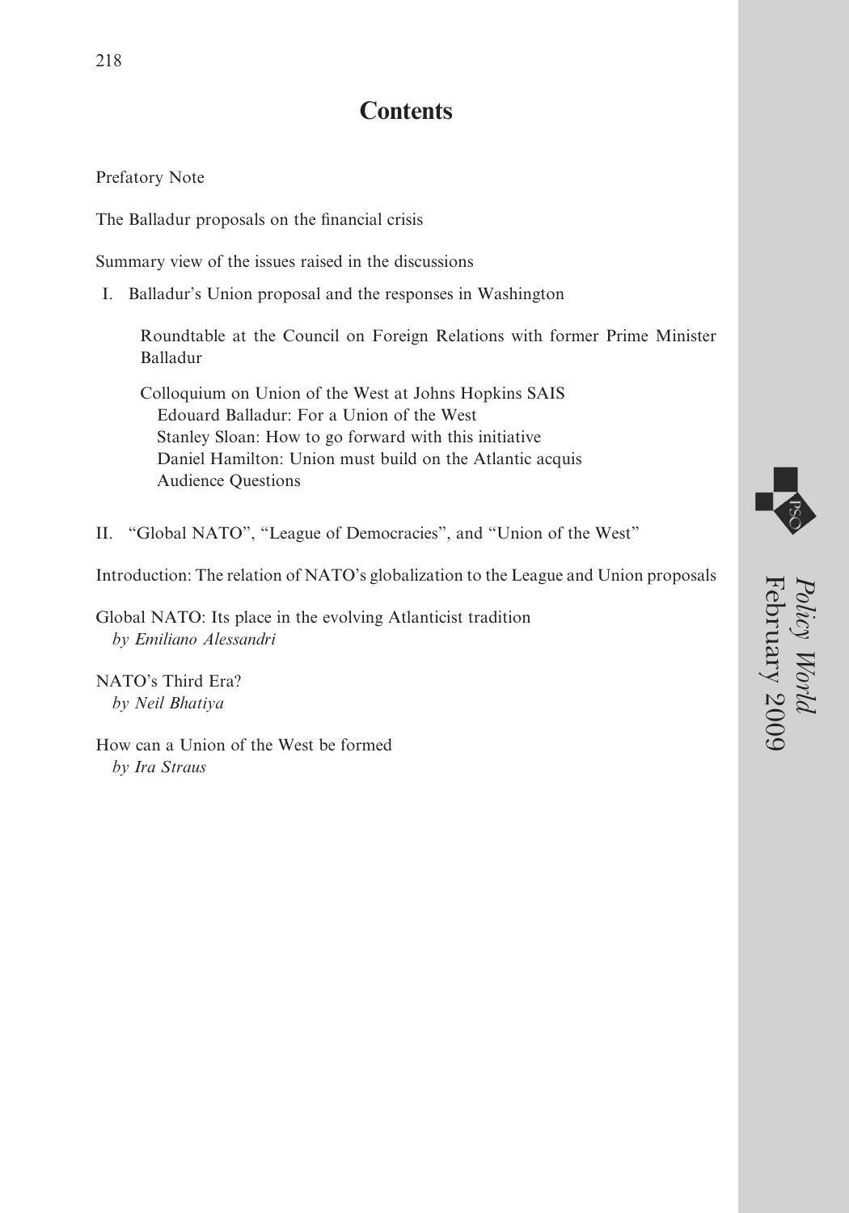# Contents

Prefatory Note

The Balladur proposals on the financial crisis

Summary view of the issues raised in the discussions

I. Balladur's Union proposal and the responses in Washington

  Roundtable at the Council on Foreign Relations with former Prime Minister Balladur

  Colloquium on Union of the West at Johns Hopkins SAIS
    Edouard Balladur: For a Union of the West
    Stanley Sloan: How to go forward with this initiative
    Daniel Hamilton: Union must build on the Atlantic acquis
    Audience Questions

II. "Global NATO", "League of Democracies", and "Union of the West"

Introduction: The relation of NATO's globalization to the League and Union proposals

Global NATO: Its place in the evolving Atlanticist tradition
*by Emiliano Alessandri*

NATO's Third Era?
*by Neil Bhatiya*

How can a Union of the West be formed
*by Ira Straus*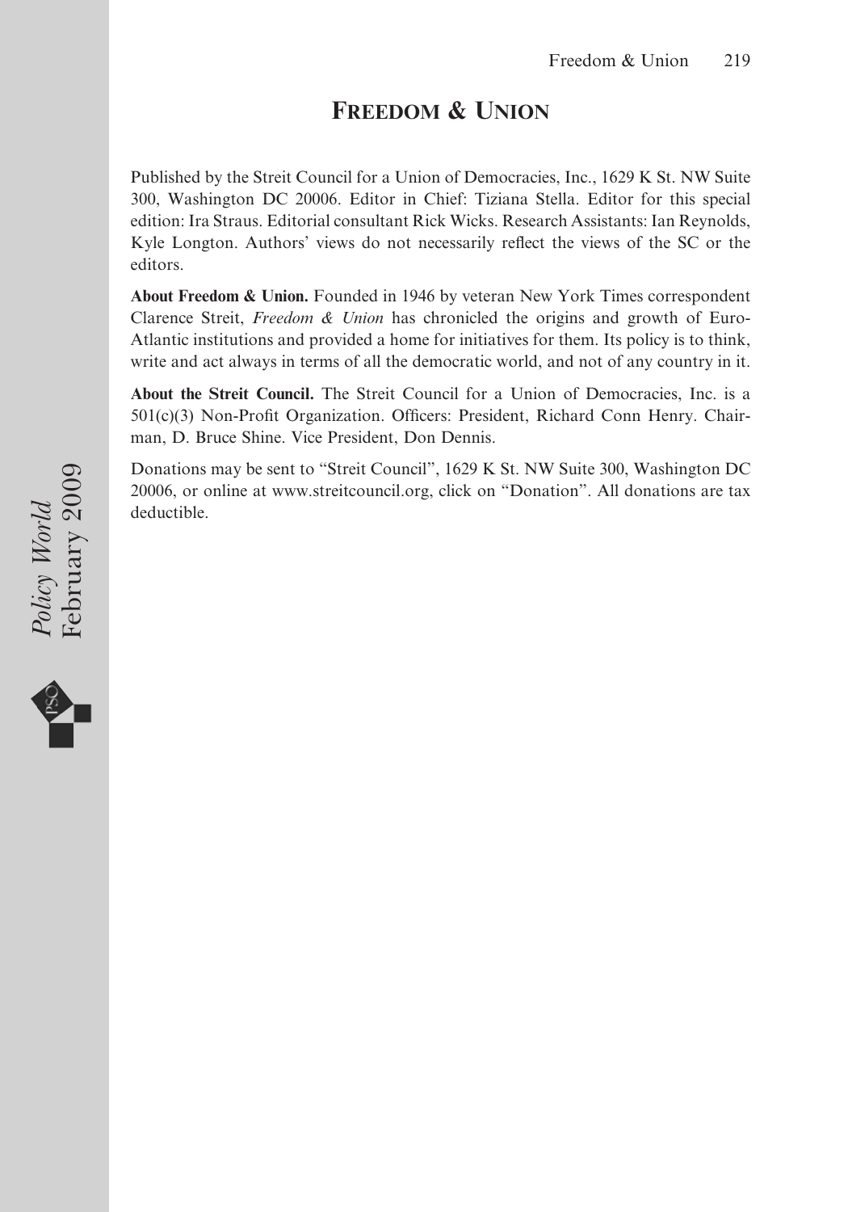# FREEDOM & UNION

Published by the Streit Council for a Union of Democracies, Inc., 1629 K St. NW Suite 300, Washington DC 20006. Editor in Chief: Tiziana Stella. Editor for this special edition: Ira Straus. Editorial consultant Rick Wicks. Research Assistants: Ian Reynolds, Kyle Longton. Authors' views do not necessarily reflect the views of the SC or the editors.

**About Freedom & Union.** Founded in 1946 by veteran New York Times correspondent Clarence Streit, *Freedom & Union* has chronicled the origins and growth of Euro-Atlantic institutions and provided a home for initiatives for them. Its policy is to think, write and act always in terms of all the democratic world, and not of any country in it.

**About the Streit Council.** The Streit Council for a Union of Democracies, Inc. is a 501(c)(3) Non-Profit Organization. Officers: President, Richard Conn Henry. Chairman, D. Bruce Shine. Vice President, Don Dennis.

Donations may be sent to "Streit Council", 1629 K St. NW Suite 300, Washington DC 20006, or online at www.streitcouncil.org, click on "Donation". All donations are tax deductible.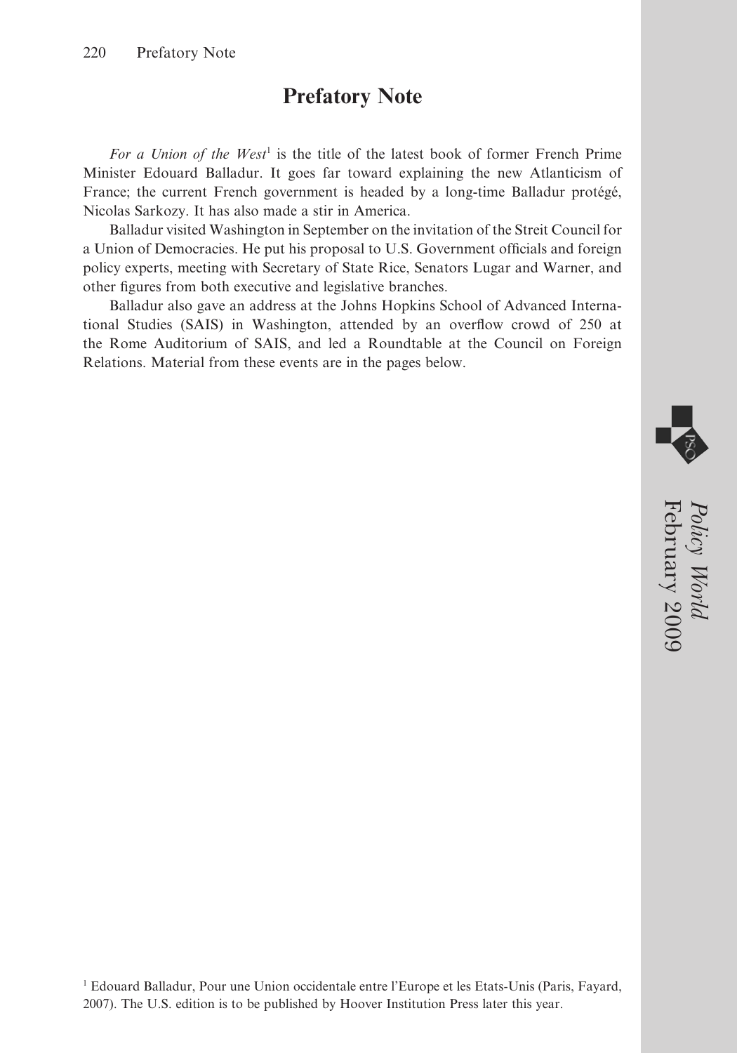# Prefatory Note

*For a Union of the West*[1] is the title of the latest book of former French Prime Minister Edouard Balladur. It goes far toward explaining the new Atlanticism of France; the current French government is headed by a long-time Balladur protégé, Nicolas Sarkozy. It has also made a stir in America.

Balladur visited Washington in September on the invitation of the Streit Council for a Union of Democracies. He put his proposal to U.S. Government officials and foreign policy experts, meeting with Secretary of State Rice, Senators Lugar and Warner, and other figures from both executive and legislative branches.

Balladur also gave an address at the Johns Hopkins School of Advanced International Studies (SAIS) in Washington, attended by an overflow crowd of 250 at the Rome Auditorium of SAIS, and led a Roundtable at the Council on Foreign Relations. Material from these events are in the pages below.

[1] Edouard Balladur, Pour une Union occidentale entre l'Europe et les Etats-Unis (Paris, Fayard, 2007). The U.S. edition is to be published by Hoover Institution Press later this year.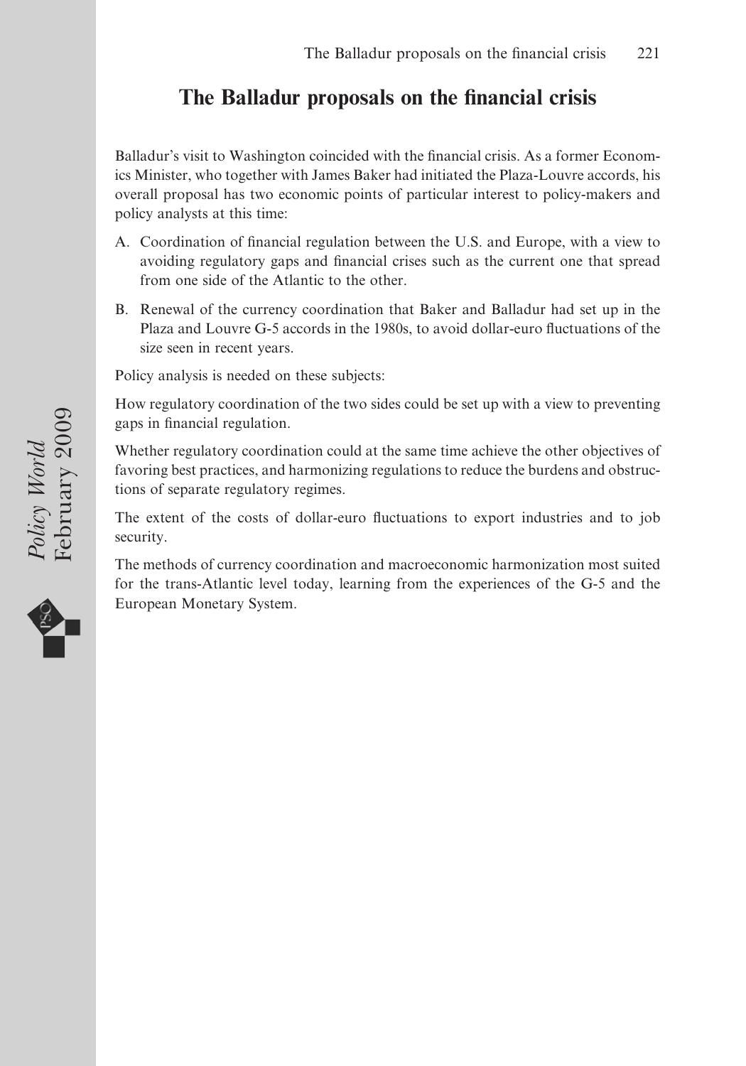# The Balladur proposals on the financial crisis

Balladur's visit to Washington coincided with the financial crisis. As a former Economics Minister, who together with James Baker had initiated the Plaza-Louvre accords, his overall proposal has two economic points of particular interest to policy-makers and policy analysts at this time:

A. Coordination of financial regulation between the U.S. and Europe, with a view to avoiding regulatory gaps and financial crises such as the current one that spread from one side of the Atlantic to the other.

B. Renewal of the currency coordination that Baker and Balladur had set up in the Plaza and Louvre G-5 accords in the 1980s, to avoid dollar-euro fluctuations of the size seen in recent years.

Policy analysis is needed on these subjects:

How regulatory coordination of the two sides could be set up with a view to preventing gaps in financial regulation.

Whether regulatory coordination could at the same time achieve the other objectives of favoring best practices, and harmonizing regulations to reduce the burdens and obstructions of separate regulatory regimes.

The extent of the costs of dollar-euro fluctuations to export industries and to job security.

The methods of currency coordination and macroeconomic harmonization most suited for the trans-Atlantic level today, learning from the experiences of the G-5 and the European Monetary System.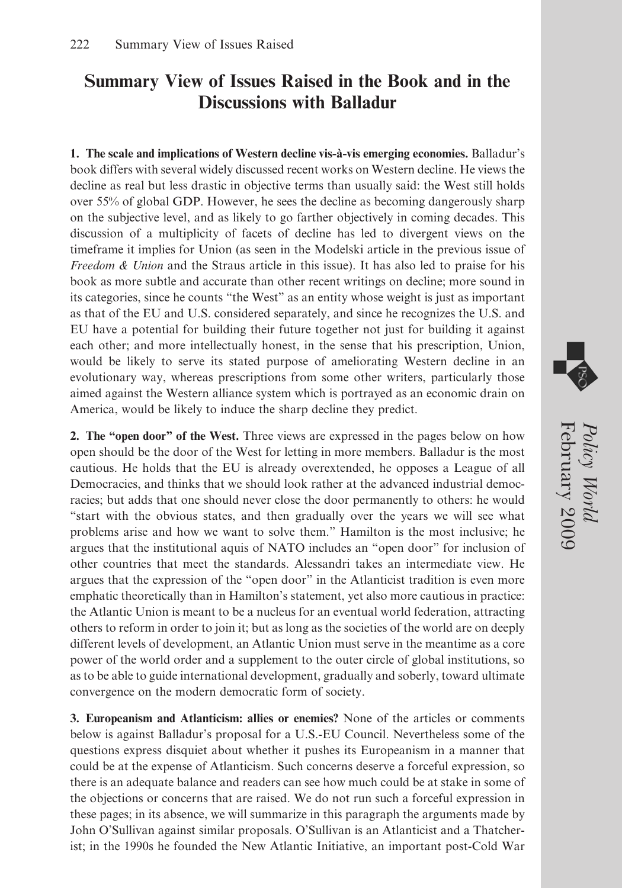# Summary View of Issues Raised in the Book and in the Discussions with Balladur

**1. The scale and implications of Western decline vis-à-vis emerging economies.** Balladur's book differs with several widely discussed recent works on Western decline. He views the decline as real but less drastic in objective terms than usually said: the West still holds over 55% of global GDP. However, he sees the decline as becoming dangerously sharp on the subjective level, and as likely to go farther objectively in coming decades. This discussion of a multiplicity of facets of decline has led to divergent views on the timeframe it implies for Union (as seen in the Modelski article in the previous issue of *Freedom & Union* and the Straus article in this issue). It has also led to praise for his book as more subtle and accurate than other recent writings on decline; more sound in its categories, since he counts "the West" as an entity whose weight is just as important as that of the EU and U.S. considered separately, and since he recognizes the U.S. and EU have a potential for building their future together not just for building it against each other; and more intellectually honest, in the sense that his prescription, Union, would be likely to serve its stated purpose of ameliorating Western decline in an evolutionary way, whereas prescriptions from some other writers, particularly those aimed against the Western alliance system which is portrayed as an economic drain on America, would be likely to induce the sharp decline they predict.

**2. The "open door" of the West.** Three views are expressed in the pages below on how open should be the door of the West for letting in more members. Balladur is the most cautious. He holds that the EU is already overextended, he opposes a League of all Democracies, and thinks that we should look rather at the advanced industrial democracies; but adds that one should never close the door permanently to others: he would "start with the obvious states, and then gradually over the years we will see what problems arise and how we want to solve them." Hamilton is the most inclusive; he argues that the institutional aquis of NATO includes an "open door" for inclusion of other countries that meet the standards. Alessandri takes an intermediate view. He argues that the expression of the "open door" in the Atlanticist tradition is even more emphatic theoretically than in Hamilton's statement, yet also more cautious in practice: the Atlantic Union is meant to be a nucleus for an eventual world federation, attracting others to reform in order to join it; but as long as the societies of the world are on deeply different levels of development, an Atlantic Union must serve in the meantime as a core power of the world order and a supplement to the outer circle of global institutions, so as to be able to guide international development, gradually and soberly, toward ultimate convergence on the modern democratic form of society.

**3. Europeanism and Atlanticism: allies or enemies?** None of the articles or comments below is against Balladur's proposal for a U.S.-EU Council. Nevertheless some of the questions express disquiet about whether it pushes its Europeanism in a manner that could be at the expense of Atlanticism. Such concerns deserve a forceful expression, so there is an adequate balance and readers can see how much could be at stake in some of the objections or concerns that are raised. We do not run such a forceful expression in these pages; in its absence, we will summarize in this paragraph the arguments made by John O'Sullivan against similar proposals. O'Sullivan is an Atlanticist and a Thatcherist; in the 1990s he founded the New Atlantic Initiative, an important post-Cold War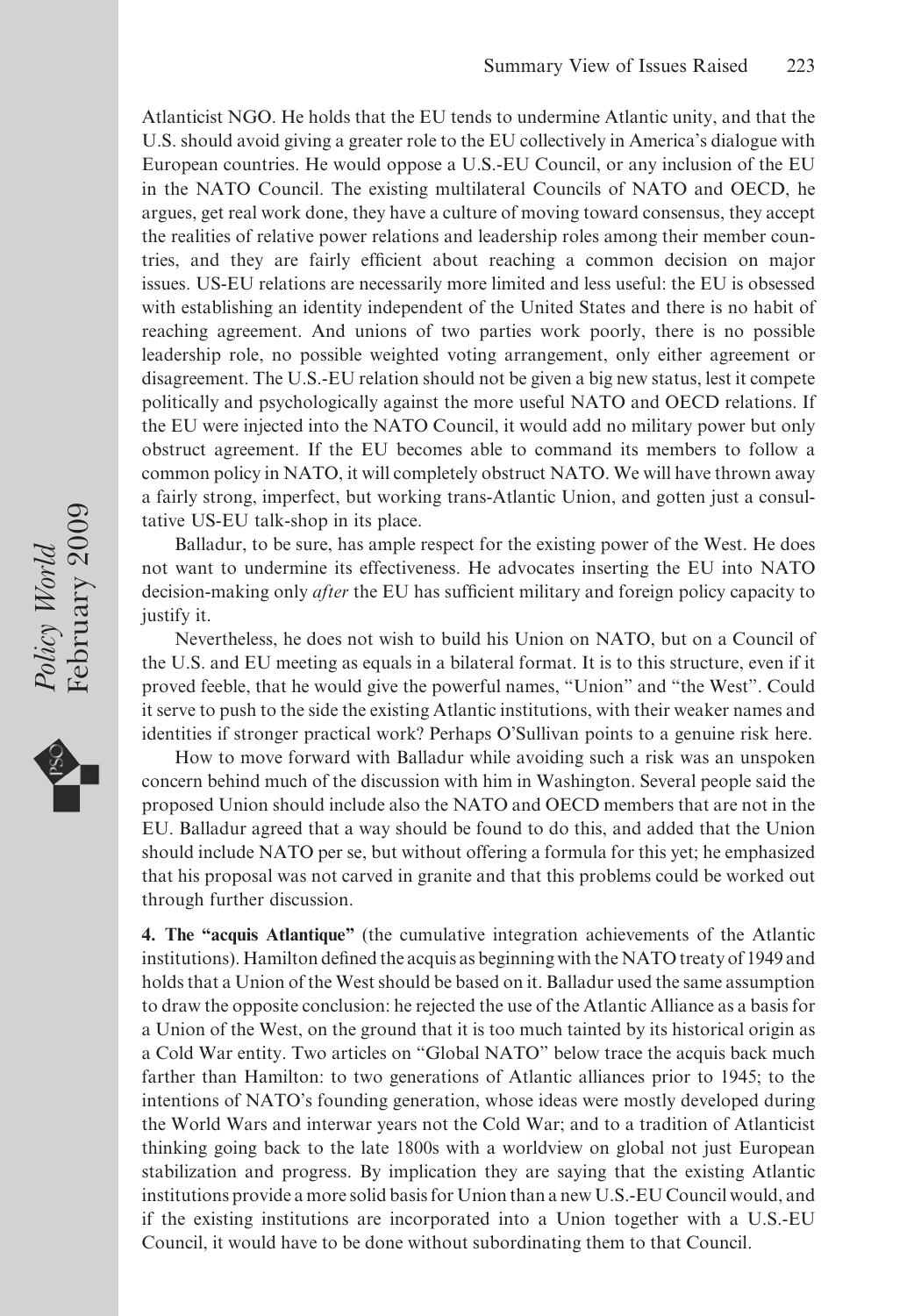Atlanticist NGO. He holds that the EU tends to undermine Atlantic unity, and that the U.S. should avoid giving a greater role to the EU collectively in America's dialogue with European countries. He would oppose a U.S.-EU Council, or any inclusion of the EU in the NATO Council. The existing multilateral Councils of NATO and OECD, he argues, get real work done, they have a culture of moving toward consensus, they accept the realities of relative power relations and leadership roles among their member countries, and they are fairly efficient about reaching a common decision on major issues. US-EU relations are necessarily more limited and less useful: the EU is obsessed with establishing an identity independent of the United States and there is no habit of reaching agreement. And unions of two parties work poorly, there is no possible leadership role, no possible weighted voting arrangement, only either agreement or disagreement. The U.S.-EU relation should not be given a big new status, lest it compete politically and psychologically against the more useful NATO and OECD relations. If the EU were injected into the NATO Council, it would add no military power but only obstruct agreement. If the EU becomes able to command its members to follow a common policy in NATO, it will completely obstruct NATO. We will have thrown away a fairly strong, imperfect, but working trans-Atlantic Union, and gotten just a consultative US-EU talk-shop in its place.

Balladur, to be sure, has ample respect for the existing power of the West. He does not want to undermine its effectiveness. He advocates inserting the EU into NATO decision-making only *after* the EU has sufficient military and foreign policy capacity to justify it.

Nevertheless, he does not wish to build his Union on NATO, but on a Council of the U.S. and EU meeting as equals in a bilateral format. It is to this structure, even if it proved feeble, that he would give the powerful names, "Union" and "the West". Could it serve to push to the side the existing Atlantic institutions, with their weaker names and identities if stronger practical work? Perhaps O'Sullivan points to a genuine risk here.

How to move forward with Balladur while avoiding such a risk was an unspoken concern behind much of the discussion with him in Washington. Several people said the proposed Union should include also the NATO and OECD members that are not in the EU. Balladur agreed that a way should be found to do this, and added that the Union should include NATO per se, but without offering a formula for this yet; he emphasized that his proposal was not carved in granite and that this problems could be worked out through further discussion.

**4. The "acquis Atlantique"** (the cumulative integration achievements of the Atlantic institutions). Hamilton defined the acquis as beginning with the NATO treaty of 1949 and holds that a Union of the West should be based on it. Balladur used the same assumption to draw the opposite conclusion: he rejected the use of the Atlantic Alliance as a basis for a Union of the West, on the ground that it is too much tainted by its historical origin as a Cold War entity. Two articles on "Global NATO" below trace the acquis back much farther than Hamilton: to two generations of Atlantic alliances prior to 1945; to the intentions of NATO's founding generation, whose ideas were mostly developed during the World Wars and interwar years not the Cold War; and to a tradition of Atlanticist thinking going back to the late 1800s with a worldview on global not just European stabilization and progress. By implication they are saying that the existing Atlantic institutions provide a more solid basis for Union than a new U.S.-EU Council would, and if the existing institutions are incorporated into a Union together with a U.S.-EU Council, it would have to be done without subordinating them to that Council.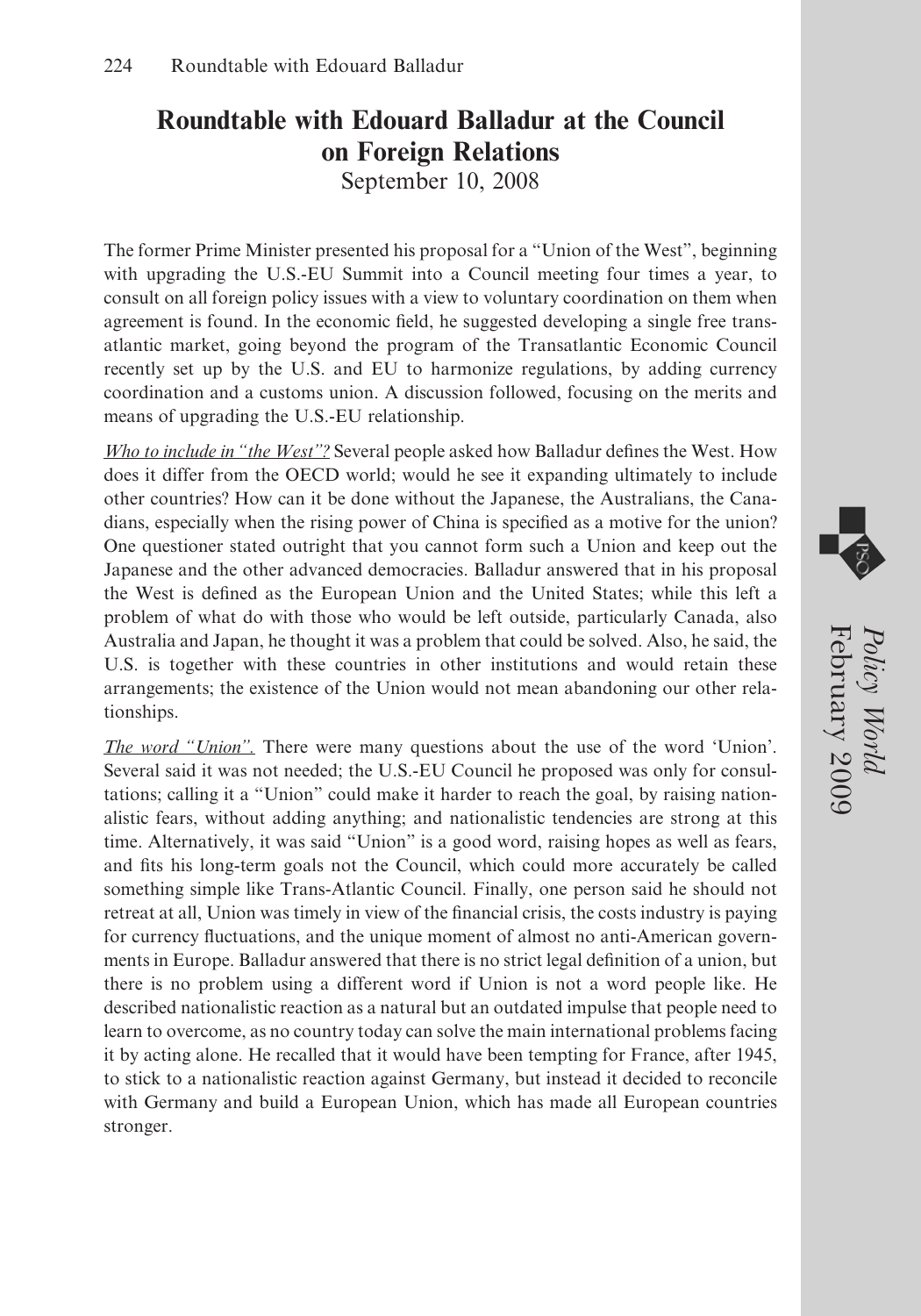# Roundtable with Edouard Balladur at the Council on Foreign Relations

September 10, 2008

The former Prime Minister presented his proposal for a "Union of the West", beginning with upgrading the U.S.-EU Summit into a Council meeting four times a year, to consult on all foreign policy issues with a view to voluntary coordination on them when agreement is found. In the economic field, he suggested developing a single free transatlantic market, going beyond the program of the Transatlantic Economic Council recently set up by the U.S. and EU to harmonize regulations, by adding currency coordination and a customs union. A discussion followed, focusing on the merits and means of upgrading the U.S.-EU relationship.

*Who to include in "the West"?* Several people asked how Balladur defines the West. How does it differ from the OECD world; would he see it expanding ultimately to include other countries? How can it be done without the Japanese, the Australians, the Canadians, especially when the rising power of China is specified as a motive for the union? One questioner stated outright that you cannot form such a Union and keep out the Japanese and the other advanced democracies. Balladur answered that in his proposal the West is defined as the European Union and the United States; while this left a problem of what do with those who would be left outside, particularly Canada, also Australia and Japan, he thought it was a problem that could be solved. Also, he said, the U.S. is together with these countries in other institutions and would retain these arrangements; the existence of the Union would not mean abandoning our other relationships.

*The word "Union".* There were many questions about the use of the word 'Union'. Several said it was not needed; the U.S.-EU Council he proposed was only for consultations; calling it a "Union" could make it harder to reach the goal, by raising nationalistic fears, without adding anything; and nationalistic tendencies are strong at this time. Alternatively, it was said "Union" is a good word, raising hopes as well as fears, and fits his long-term goals not the Council, which could more accurately be called something simple like Trans-Atlantic Council. Finally, one person said he should not retreat at all, Union was timely in view of the financial crisis, the costs industry is paying for currency fluctuations, and the unique moment of almost no anti-American governments in Europe. Balladur answered that there is no strict legal definition of a union, but there is no problem using a different word if Union is not a word people like. He described nationalistic reaction as a natural but an outdated impulse that people need to learn to overcome, as no country today can solve the main international problems facing it by acting alone. He recalled that it would have been tempting for France, after 1945, to stick to a nationalistic reaction against Germany, but instead it decided to reconcile with Germany and build a European Union, which has made all European countries stronger.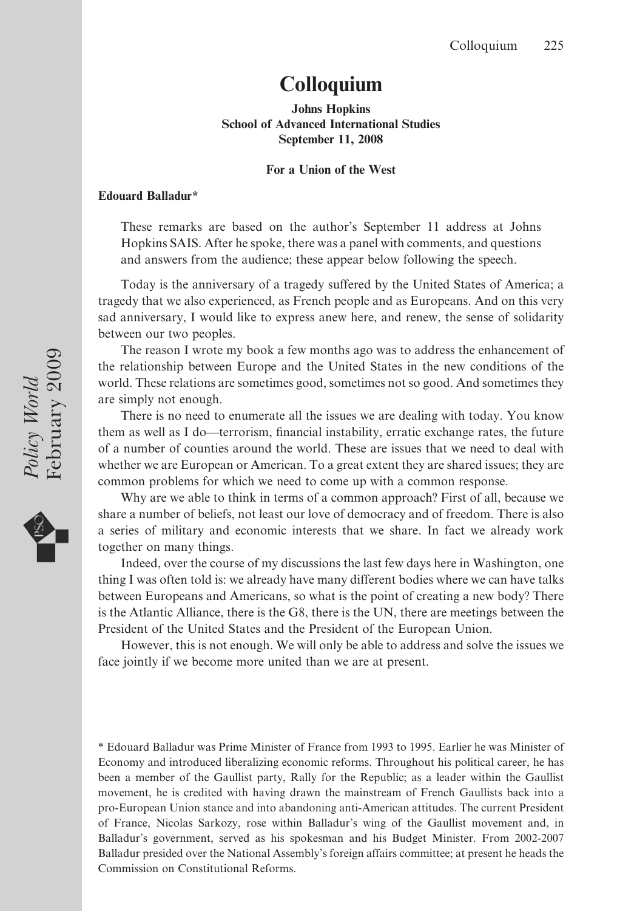# Colloquium

**Johns Hopkins**
**School of Advanced International Studies**
**September 11, 2008**

**For a Union of the West**

**Edouard Balladur***

These remarks are based on the author's September 11 address at Johns Hopkins SAIS. After he spoke, there was a panel with comments, and questions and answers from the audience; these appear below following the speech.

Today is the anniversary of a tragedy suffered by the United States of America; a tragedy that we also experienced, as French people and as Europeans. And on this very sad anniversary, I would like to express anew here, and renew, the sense of solidarity between our two peoples.

The reason I wrote my book a few months ago was to address the enhancement of the relationship between Europe and the United States in the new conditions of the world. These relations are sometimes good, sometimes not so good. And sometimes they are simply not enough.

There is no need to enumerate all the issues we are dealing with today. You know them as well as I do—terrorism, financial instability, erratic exchange rates, the future of a number of counties around the world. These are issues that we need to deal with whether we are European or American. To a great extent they are shared issues; they are common problems for which we need to come up with a common response.

Why are we able to think in terms of a common approach? First of all, because we share a number of beliefs, not least our love of democracy and of freedom. There is also a series of military and economic interests that we share. In fact we already work together on many things.

Indeed, over the course of my discussions the last few days here in Washington, one thing I was often told is: we already have many different bodies where we can have talks between Europeans and Americans, so what is the point of creating a new body? There is the Atlantic Alliance, there is the G8, there is the UN, there are meetings between the President of the United States and the President of the European Union.

However, this is not enough. We will only be able to address and solve the issues we face jointly if we become more united than we are at present.

* Edouard Balladur was Prime Minister of France from 1993 to 1995. Earlier he was Minister of Economy and introduced liberalizing economic reforms. Throughout his political career, he has been a member of the Gaullist party, Rally for the Republic; as a leader within the Gaullist movement, he is credited with having drawn the mainstream of French Gaullists back into a pro-European Union stance and into abandoning anti-American attitudes. The current President of France, Nicolas Sarkozy, rose within Balladur's wing of the Gaullist movement and, in Balladur's government, served as his spokesman and his Budget Minister. From 2002-2007 Balladur presided over the National Assembly's foreign affairs committee; at present he heads the Commission on Constitutional Reforms.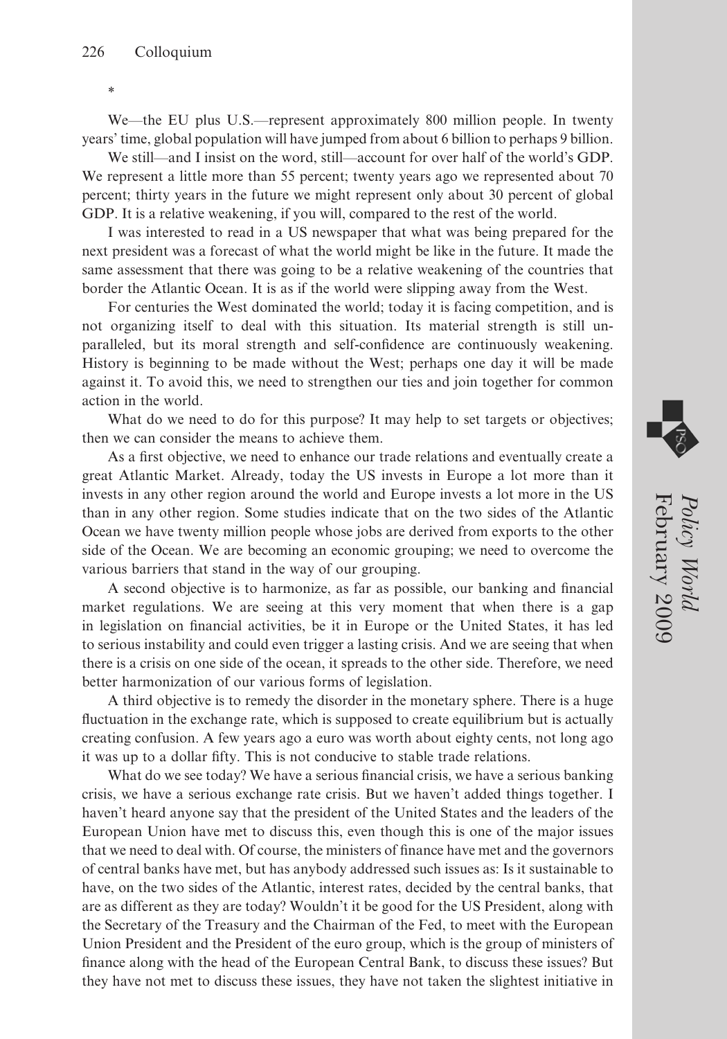*

We—the EU plus U.S.—represent approximately 800 million people. In twenty years' time, global population will have jumped from about 6 billion to perhaps 9 billion.

We still—and I insist on the word, still—account for over half of the world's GDP. We represent a little more than 55 percent; twenty years ago we represented about 70 percent; thirty years in the future we might represent only about 30 percent of global GDP. It is a relative weakening, if you will, compared to the rest of the world.

I was interested to read in a US newspaper that what was being prepared for the next president was a forecast of what the world might be like in the future. It made the same assessment that there was going to be a relative weakening of the countries that border the Atlantic Ocean. It is as if the world were slipping away from the West.

For centuries the West dominated the world; today it is facing competition, and is not organizing itself to deal with this situation. Its material strength is still unparalleled, but its moral strength and self-confidence are continuously weakening. History is beginning to be made without the West; perhaps one day it will be made against it. To avoid this, we need to strengthen our ties and join together for common action in the world.

What do we need to do for this purpose? It may help to set targets or objectives; then we can consider the means to achieve them.

As a first objective, we need to enhance our trade relations and eventually create a great Atlantic Market. Already, today the US invests in Europe a lot more than it invests in any other region around the world and Europe invests a lot more in the US than in any other region. Some studies indicate that on the two sides of the Atlantic Ocean we have twenty million people whose jobs are derived from exports to the other side of the Ocean. We are becoming an economic grouping; we need to overcome the various barriers that stand in the way of our grouping.

A second objective is to harmonize, as far as possible, our banking and financial market regulations. We are seeing at this very moment that when there is a gap in legislation on financial activities, be it in Europe or the United States, it has led to serious instability and could even trigger a lasting crisis. And we are seeing that when there is a crisis on one side of the ocean, it spreads to the other side. Therefore, we need better harmonization of our various forms of legislation.

A third objective is to remedy the disorder in the monetary sphere. There is a huge fluctuation in the exchange rate, which is supposed to create equilibrium but is actually creating confusion. A few years ago a euro was worth about eighty cents, not long ago it was up to a dollar fifty. This is not conducive to stable trade relations.

What do we see today? We have a serious financial crisis, we have a serious banking crisis, we have a serious exchange rate crisis. But we haven't added things together. I haven't heard anyone say that the president of the United States and the leaders of the European Union have met to discuss this, even though this is one of the major issues that we need to deal with. Of course, the ministers of finance have met and the governors of central banks have met, but has anybody addressed such issues as: Is it sustainable to have, on the two sides of the Atlantic, interest rates, decided by the central banks, that are as different as they are today? Wouldn't it be good for the US President, along with the Secretary of the Treasury and the Chairman of the Fed, to meet with the European Union President and the President of the euro group, which is the group of ministers of finance along with the head of the European Central Bank, to discuss these issues? But they have not met to discuss these issues, they have not taken the slightest initiative in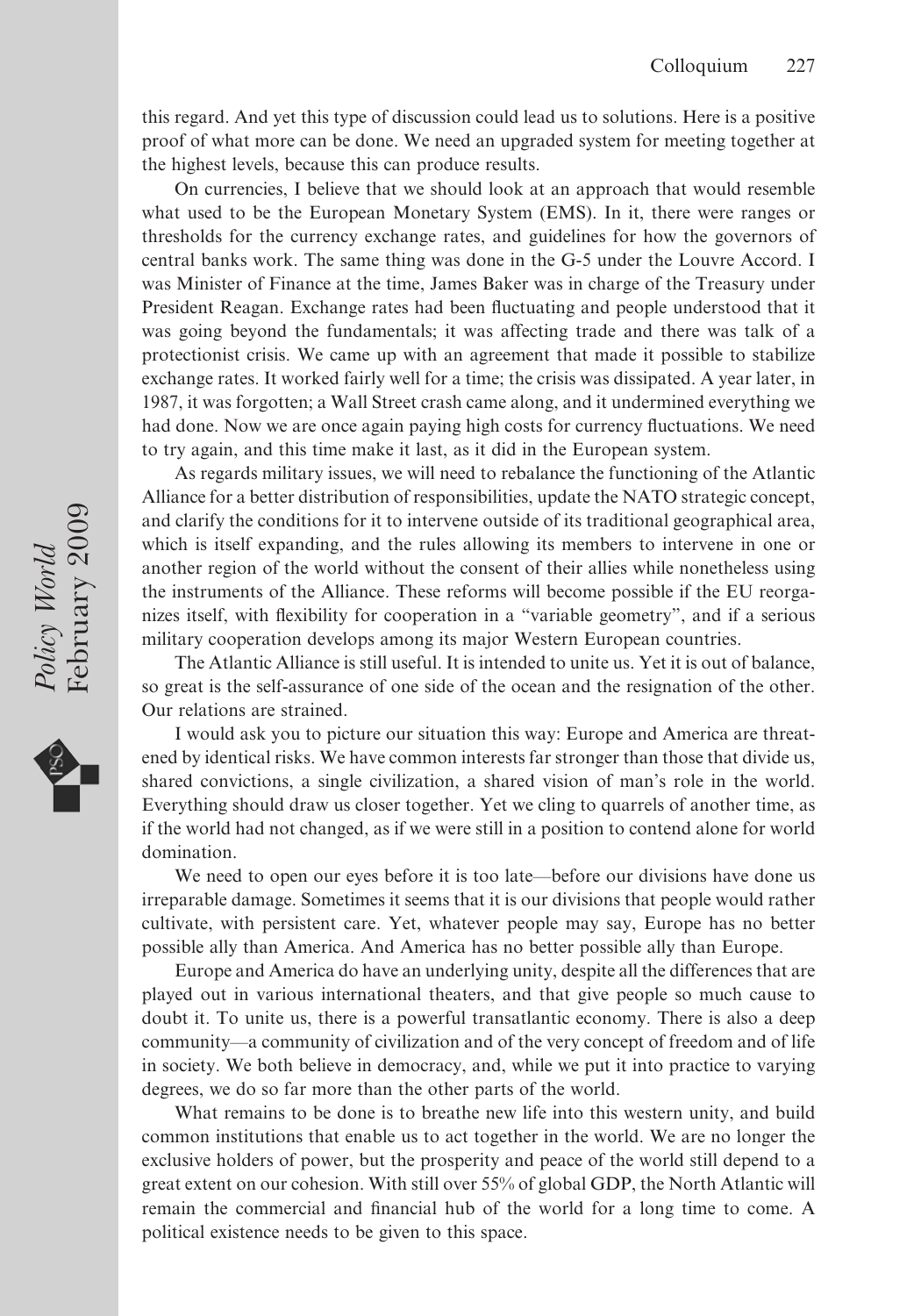this regard. And yet this type of discussion could lead us to solutions. Here is a positive proof of what more can be done. We need an upgraded system for meeting together at the highest levels, because this can produce results.

On currencies, I believe that we should look at an approach that would resemble what used to be the European Monetary System (EMS). In it, there were ranges or thresholds for the currency exchange rates, and guidelines for how the governors of central banks work. The same thing was done in the G-5 under the Louvre Accord. I was Minister of Finance at the time, James Baker was in charge of the Treasury under President Reagan. Exchange rates had been fluctuating and people understood that it was going beyond the fundamentals; it was affecting trade and there was talk of a protectionist crisis. We came up with an agreement that made it possible to stabilize exchange rates. It worked fairly well for a time; the crisis was dissipated. A year later, in 1987, it was forgotten; a Wall Street crash came along, and it undermined everything we had done. Now we are once again paying high costs for currency fluctuations. We need to try again, and this time make it last, as it did in the European system.

As regards military issues, we will need to rebalance the functioning of the Atlantic Alliance for a better distribution of responsibilities, update the NATO strategic concept, and clarify the conditions for it to intervene outside of its traditional geographical area, which is itself expanding, and the rules allowing its members to intervene in one or another region of the world without the consent of their allies while nonetheless using the instruments of the Alliance. These reforms will become possible if the EU reorganizes itself, with flexibility for cooperation in a "variable geometry", and if a serious military cooperation develops among its major Western European countries.

The Atlantic Alliance is still useful. It is intended to unite us. Yet it is out of balance, so great is the self-assurance of one side of the ocean and the resignation of the other. Our relations are strained.

I would ask you to picture our situation this way: Europe and America are threatened by identical risks. We have common interests far stronger than those that divide us, shared convictions, a single civilization, a shared vision of man's role in the world. Everything should draw us closer together. Yet we cling to quarrels of another time, as if the world had not changed, as if we were still in a position to contend alone for world domination.

We need to open our eyes before it is too late—before our divisions have done us irreparable damage. Sometimes it seems that it is our divisions that people would rather cultivate, with persistent care. Yet, whatever people may say, Europe has no better possible ally than America. And America has no better possible ally than Europe.

Europe and America do have an underlying unity, despite all the differences that are played out in various international theaters, and that give people so much cause to doubt it. To unite us, there is a powerful transatlantic economy. There is also a deep community—a community of civilization and of the very concept of freedom and of life in society. We both believe in democracy, and, while we put it into practice to varying degrees, we do so far more than the other parts of the world.

What remains to be done is to breathe new life into this western unity, and build common institutions that enable us to act together in the world. We are no longer the exclusive holders of power, but the prosperity and peace of the world still depend to a great extent on our cohesion. With still over 55% of global GDP, the North Atlantic will remain the commercial and financial hub of the world for a long time to come. A political existence needs to be given to this space.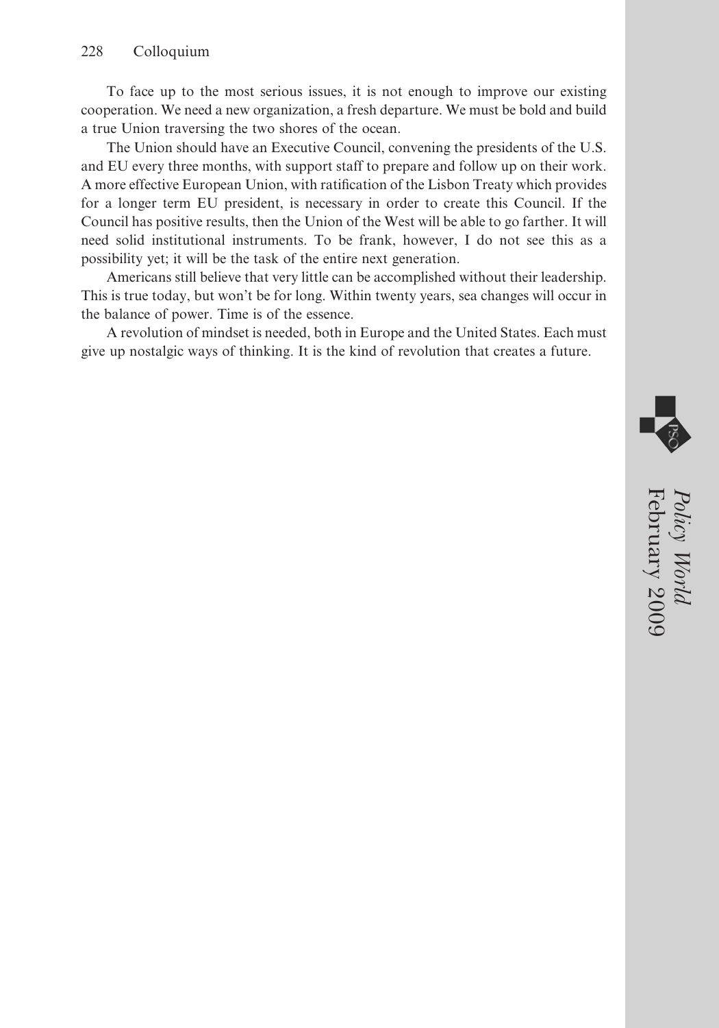To face up to the most serious issues, it is not enough to improve our existing cooperation. We need a new organization, a fresh departure. We must be bold and build a true Union traversing the two shores of the ocean.

The Union should have an Executive Council, convening the presidents of the U.S. and EU every three months, with support staff to prepare and follow up on their work. A more effective European Union, with ratification of the Lisbon Treaty which provides for a longer term EU president, is necessary in order to create this Council. If the Council has positive results, then the Union of the West will be able to go farther. It will need solid institutional instruments. To be frank, however, I do not see this as a possibility yet; it will be the task of the entire next generation.

Americans still believe that very little can be accomplished without their leadership. This is true today, but won't be for long. Within twenty years, sea changes will occur in the balance of power. Time is of the essence.

A revolution of mindset is needed, both in Europe and the United States. Each must give up nostalgic ways of thinking. It is the kind of revolution that creates a future.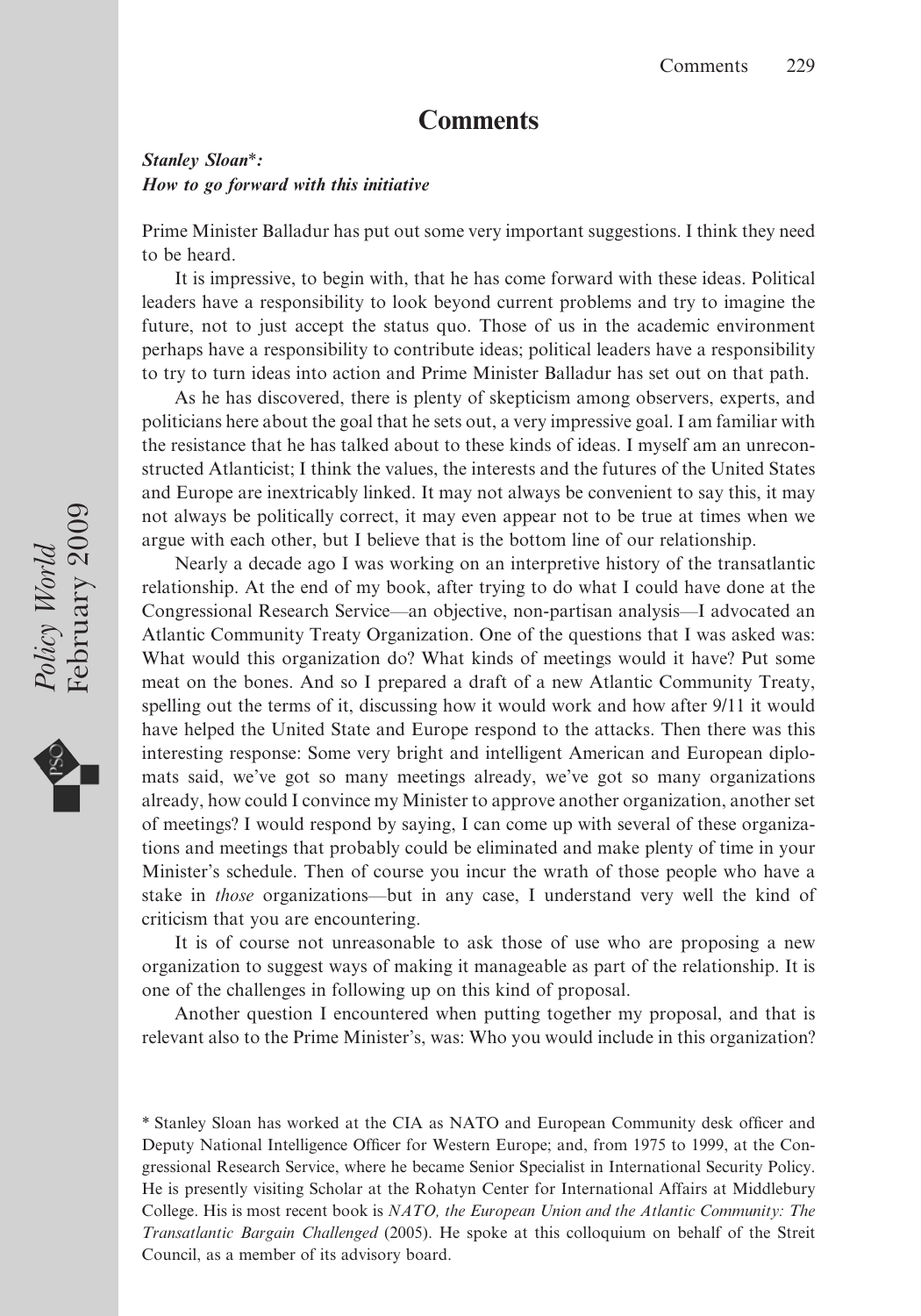# Comments

***Stanley Sloan\*:***
***How to go forward with this initiative***

Prime Minister Balladur has put out some very important suggestions. I think they need to be heard.

It is impressive, to begin with, that he has come forward with these ideas. Political leaders have a responsibility to look beyond current problems and try to imagine the future, not to just accept the status quo. Those of us in the academic environment perhaps have a responsibility to contribute ideas; political leaders have a responsibility to try to turn ideas into action and Prime Minister Balladur has set out on that path.

As he has discovered, there is plenty of skepticism among observers, experts, and politicians here about the goal that he sets out, a very impressive goal. I am familiar with the resistance that he has talked about to these kinds of ideas. I myself am an unreconstructed Atlanticist; I think the values, the interests and the futures of the United States and Europe are inextricably linked. It may not always be convenient to say this, it may not always be politically correct, it may even appear not to be true at times when we argue with each other, but I believe that is the bottom line of our relationship.

Nearly a decade ago I was working on an interpretive history of the transatlantic relationship. At the end of my book, after trying to do what I could have done at the Congressional Research Service—an objective, non-partisan analysis—I advocated an Atlantic Community Treaty Organization. One of the questions that I was asked was: What would this organization do? What kinds of meetings would it have? Put some meat on the bones. And so I prepared a draft of a new Atlantic Community Treaty, spelling out the terms of it, discussing how it would work and how after 9/11 it would have helped the United State and Europe respond to the attacks. Then there was this interesting response: Some very bright and intelligent American and European diplomats said, we've got so many meetings already, we've got so many organizations already, how could I convince my Minister to approve another organization, another set of meetings? I would respond by saying, I can come up with several of these organizations and meetings that probably could be eliminated and make plenty of time in your Minister's schedule. Then of course you incur the wrath of those people who have a stake in *those* organizations—but in any case, I understand very well the kind of criticism that you are encountering.

It is of course not unreasonable to ask those of use who are proposing a new organization to suggest ways of making it manageable as part of the relationship. It is one of the challenges in following up on this kind of proposal.

Another question I encountered when putting together my proposal, and that is relevant also to the Prime Minister's, was: Who you would include in this organization?

\* Stanley Sloan has worked at the CIA as NATO and European Community desk officer and Deputy National Intelligence Officer for Western Europe; and, from 1975 to 1999, at the Congressional Research Service, where he became Senior Specialist in International Security Policy. He is presently visiting Scholar at the Rohatyn Center for International Affairs at Middlebury College. His is most recent book is *NATO, the European Union and the Atlantic Community: The Transatlantic Bargain Challenged* (2005). He spoke at this colloquium on behalf of the Streit Council, as a member of its advisory board.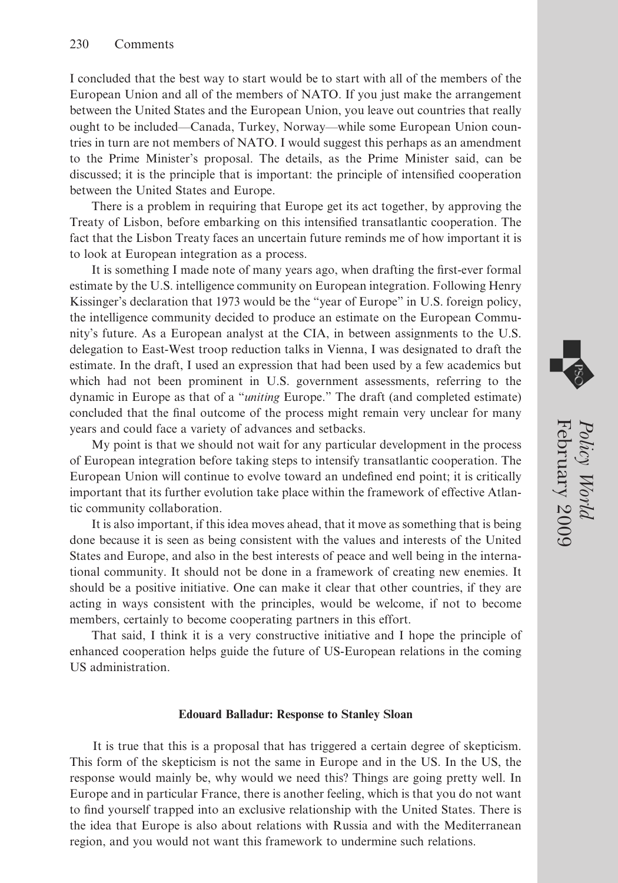I concluded that the best way to start would be to start with all of the members of the European Union and all of the members of NATO. If you just make the arrangement between the United States and the European Union, you leave out countries that really ought to be included—Canada, Turkey, Norway—while some European Union countries in turn are not members of NATO. I would suggest this perhaps as an amendment to the Prime Minister's proposal. The details, as the Prime Minister said, can be discussed; it is the principle that is important: the principle of intensified cooperation between the United States and Europe.

There is a problem in requiring that Europe get its act together, by approving the Treaty of Lisbon, before embarking on this intensified transatlantic cooperation. The fact that the Lisbon Treaty faces an uncertain future reminds me of how important it is to look at European integration as a process.

It is something I made note of many years ago, when drafting the first-ever formal estimate by the U.S. intelligence community on European integration. Following Henry Kissinger's declaration that 1973 would be the "year of Europe" in U.S. foreign policy, the intelligence community decided to produce an estimate on the European Community's future. As a European analyst at the CIA, in between assignments to the U.S. delegation to East-West troop reduction talks in Vienna, I was designated to draft the estimate. In the draft, I used an expression that had been used by a few academics but which had not been prominent in U.S. government assessments, referring to the dynamic in Europe as that of a "*uniting* Europe." The draft (and completed estimate) concluded that the final outcome of the process might remain very unclear for many years and could face a variety of advances and setbacks.

My point is that we should not wait for any particular development in the process of European integration before taking steps to intensify transatlantic cooperation. The European Union will continue to evolve toward an undefined end point; it is critically important that its further evolution take place within the framework of effective Atlantic community collaboration.

It is also important, if this idea moves ahead, that it move as something that is being done because it is seen as being consistent with the values and interests of the United States and Europe, and also in the best interests of peace and well being in the international community. It should not be done in a framework of creating new enemies. It should be a positive initiative. One can make it clear that other countries, if they are acting in ways consistent with the principles, would be welcome, if not to become members, certainly to become cooperating partners in this effort.

That said, I think it is a very constructive initiative and I hope the principle of enhanced cooperation helps guide the future of US-European relations in the coming US administration.

### Edouard Balladur: Response to Stanley Sloan

It is true that this is a proposal that has triggered a certain degree of skepticism. This form of the skepticism is not the same in Europe and in the US. In the US, the response would mainly be, why would we need this? Things are going pretty well. In Europe and in particular France, there is another feeling, which is that you do not want to find yourself trapped into an exclusive relationship with the United States. There is the idea that Europe is also about relations with Russia and with the Mediterranean region, and you would not want this framework to undermine such relations.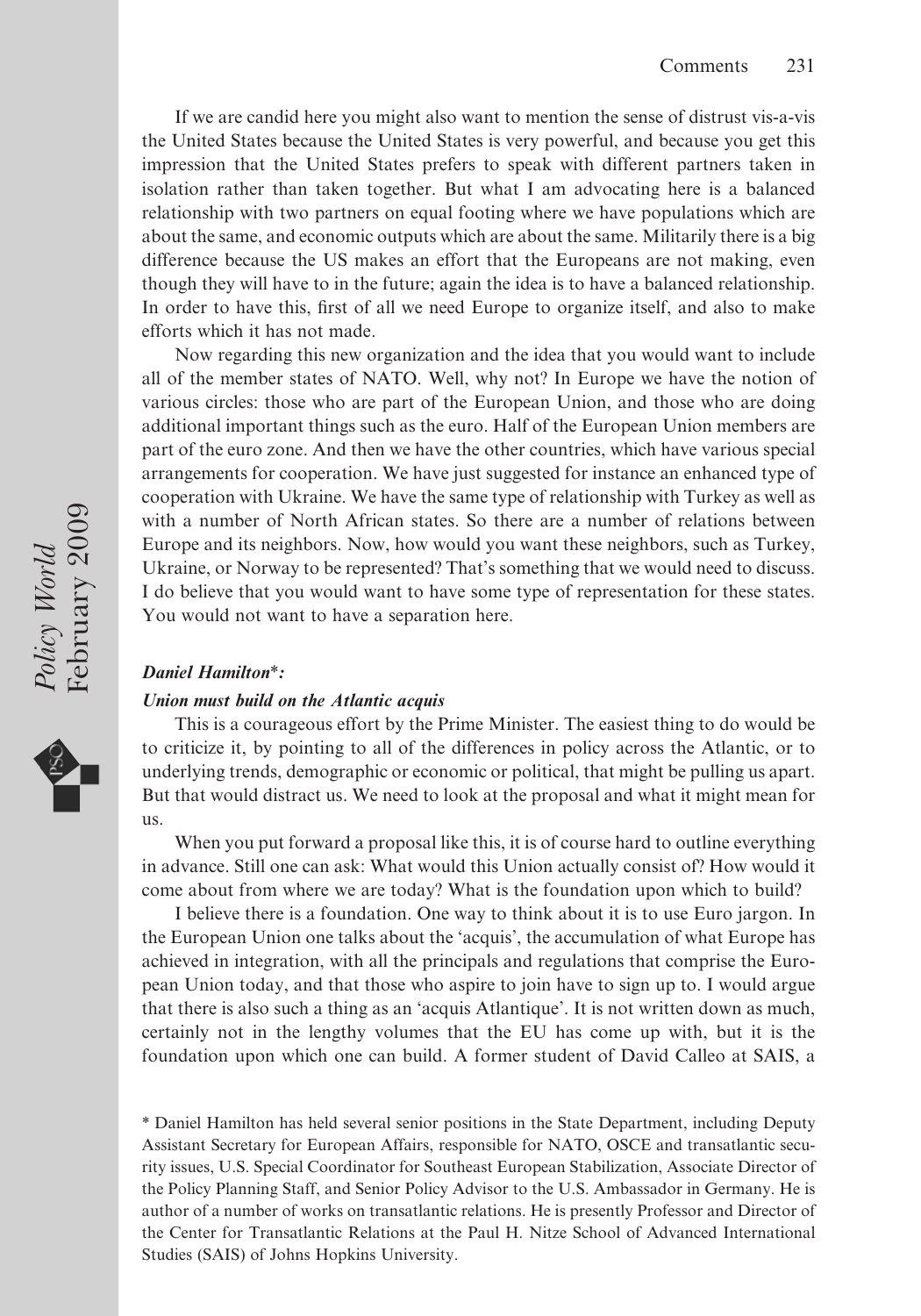If we are candid here you might also want to mention the sense of distrust vis-a-vis the United States because the United States is very powerful, and because you get this impression that the United States prefers to speak with different partners taken in isolation rather than taken together. But what I am advocating here is a balanced relationship with two partners on equal footing where we have populations which are about the same, and economic outputs which are about the same. Militarily there is a big difference because the US makes an effort that the Europeans are not making, even though they will have to in the future; again the idea is to have a balanced relationship. In order to have this, first of all we need Europe to organize itself, and also to make efforts which it has not made.

Now regarding this new organization and the idea that you would want to include all of the member states of NATO. Well, why not? In Europe we have the notion of various circles: those who are part of the European Union, and those who are doing additional important things such as the euro. Half of the European Union members are part of the euro zone. And then we have the other countries, which have various special arrangements for cooperation. We have just suggested for instance an enhanced type of cooperation with Ukraine. We have the same type of relationship with Turkey as well as with a number of North African states. So there are a number of relations between Europe and its neighbors. Now, how would you want these neighbors, such as Turkey, Ukraine, or Norway to be represented? That's something that we would need to discuss. I do believe that you would want to have some type of representation for these states. You would not want to have a separation here.

### *Daniel Hamilton\*:*

#### *Union must build on the Atlantic acquis*

This is a courageous effort by the Prime Minister. The easiest thing to do would be to criticize it, by pointing to all of the differences in policy across the Atlantic, or to underlying trends, demographic or economic or political, that might be pulling us apart. But that would distract us. We need to look at the proposal and what it might mean for us.

When you put forward a proposal like this, it is of course hard to outline everything in advance. Still one can ask: What would this Union actually consist of? How would it come about from where we are today? What is the foundation upon which to build?

I believe there is a foundation. One way to think about it is to use Euro jargon. In the European Union one talks about the 'acquis', the accumulation of what Europe has achieved in integration, with all the principals and regulations that comprise the European Union today, and that those who aspire to join have to sign up to. I would argue that there is also such a thing as an 'acquis Atlantique'. It is not written down as much, certainly not in the lengthy volumes that the EU has come up with, but it is the foundation upon which one can build. A former student of David Calleo at SAIS, a

\* Daniel Hamilton has held several senior positions in the State Department, including Deputy Assistant Secretary for European Affairs, responsible for NATO, OSCE and transatlantic security issues, U.S. Special Coordinator for Southeast European Stabilization, Associate Director of the Policy Planning Staff, and Senior Policy Advisor to the U.S. Ambassador in Germany. He is author of a number of works on transatlantic relations. He is presently Professor and Director of the Center for Transatlantic Relations at the Paul H. Nitze School of Advanced International Studies (SAIS) of Johns Hopkins University.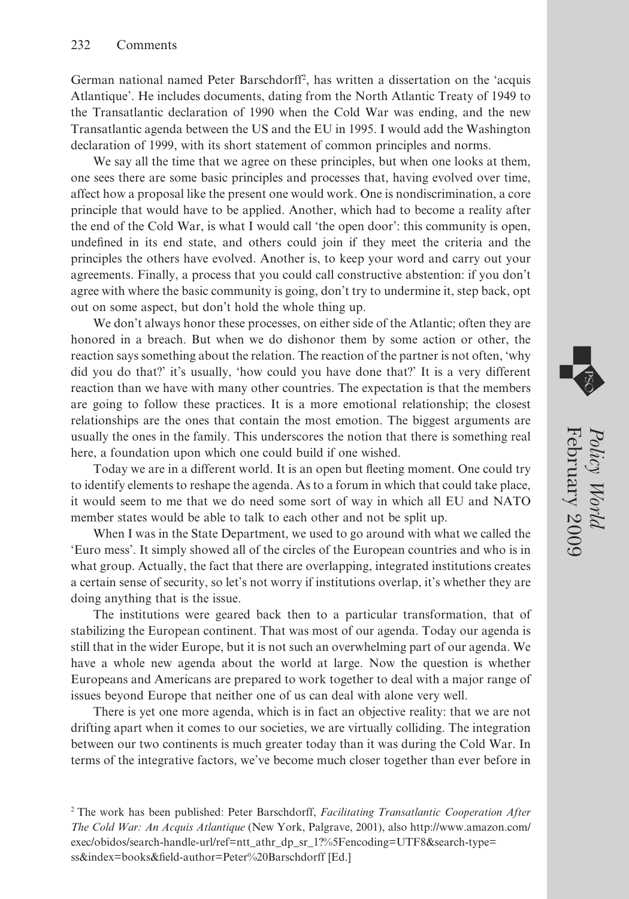German national named Peter Barschdorff[2], has written a dissertation on the 'acquis Atlantique'. He includes documents, dating from the North Atlantic Treaty of 1949 to the Transatlantic declaration of 1990 when the Cold War was ending, and the new Transatlantic agenda between the US and the EU in 1995. I would add the Washington declaration of 1999, with its short statement of common principles and norms.

We say all the time that we agree on these principles, but when one looks at them, one sees there are some basic principles and processes that, having evolved over time, affect how a proposal like the present one would work. One is nondiscrimination, a core principle that would have to be applied. Another, which had to become a reality after the end of the Cold War, is what I would call 'the open door': this community is open, undefined in its end state, and others could join if they meet the criteria and the principles the others have evolved. Another is, to keep your word and carry out your agreements. Finally, a process that you could call constructive abstention: if you don't agree with where the basic community is going, don't try to undermine it, step back, opt out on some aspect, but don't hold the whole thing up.

We don't always honor these processes, on either side of the Atlantic; often they are honored in a breach. But when we do dishonor them by some action or other, the reaction says something about the relation. The reaction of the partner is not often, 'why did you do that?' it's usually, 'how could you have done that?' It is a very different reaction than we have with many other countries. The expectation is that the members are going to follow these practices. It is a more emotional relationship; the closest relationships are the ones that contain the most emotion. The biggest arguments are usually the ones in the family. This underscores the notion that there is something real here, a foundation upon which one could build if one wished.

Today we are in a different world. It is an open but fleeting moment. One could try to identify elements to reshape the agenda. As to a forum in which that could take place, it would seem to me that we do need some sort of way in which all EU and NATO member states would be able to talk to each other and not be split up.

When I was in the State Department, we used to go around with what we called the 'Euro mess'. It simply showed all of the circles of the European countries and who is in what group. Actually, the fact that there are overlapping, integrated institutions creates a certain sense of security, so let's not worry if institutions overlap, it's whether they are doing anything that is the issue.

The institutions were geared back then to a particular transformation, that of stabilizing the European continent. That was most of our agenda. Today our agenda is still that in the wider Europe, but it is not such an overwhelming part of our agenda. We have a whole new agenda about the world at large. Now the question is whether Europeans and Americans are prepared to work together to deal with a major range of issues beyond Europe that neither one of us can deal with alone very well.

There is yet one more agenda, which is in fact an objective reality: that we are not drifting apart when it comes to our societies, we are virtually colliding. The integration between our two continents is much greater today than it was during the Cold War. In terms of the integrative factors, we've become much closer together than ever before in

[2] The work has been published: Peter Barschdorff, *Facilitating Transatlantic Cooperation After The Cold War: An Acquis Atlantique* (New York, Palgrave, 2001), also http://www.amazon.com/exec/obidos/search-handle-url/ref=ntt_athr_dp_sr_1?%5Fencoding=UTF8&search-type=ss&index=books&field-author=Peter%20Barschdorff [Ed.]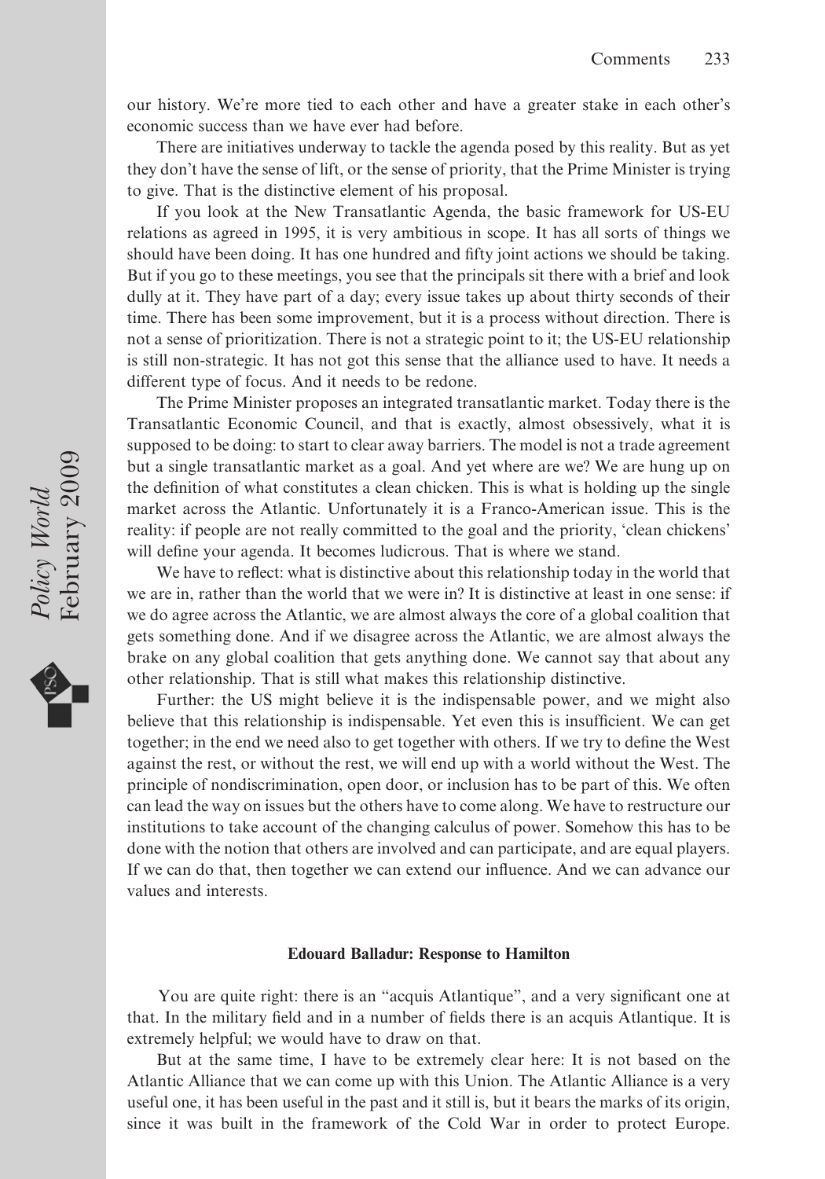our history. We're more tied to each other and have a greater stake in each other's economic success than we have ever had before.

There are initiatives underway to tackle the agenda posed by this reality. But as yet they don't have the sense of lift, or the sense of priority, that the Prime Minister is trying to give. That is the distinctive element of his proposal.

If you look at the New Transatlantic Agenda, the basic framework for US-EU relations as agreed in 1995, it is very ambitious in scope. It has all sorts of things we should have been doing. It has one hundred and fifty joint actions we should be taking. But if you go to these meetings, you see that the principals sit there with a brief and look dully at it. They have part of a day; every issue takes up about thirty seconds of their time. There has been some improvement, but it is a process without direction. There is not a sense of prioritization. There is not a strategic point to it; the US-EU relationship is still non-strategic. It has not got this sense that the alliance used to have. It needs a different type of focus. And it needs to be redone.

The Prime Minister proposes an integrated transatlantic market. Today there is the Transatlantic Economic Council, and that is exactly, almost obsessively, what it is supposed to be doing: to start to clear away barriers. The model is not a trade agreement but a single transatlantic market as a goal. And yet where are we? We are hung up on the definition of what constitutes a clean chicken. This is what is holding up the single market across the Atlantic. Unfortunately it is a Franco-American issue. This is the reality: if people are not really committed to the goal and the priority, 'clean chickens' will define your agenda. It becomes ludicrous. That is where we stand.

We have to reflect: what is distinctive about this relationship today in the world that we are in, rather than the world that we were in? It is distinctive at least in one sense: if we do agree across the Atlantic, we are almost always the core of a global coalition that gets something done. And if we disagree across the Atlantic, we are almost always the brake on any global coalition that gets anything done. We cannot say that about any other relationship. That is still what makes this relationship distinctive.

Further: the US might believe it is the indispensable power, and we might also believe that this relationship is indispensable. Yet even this is insufficient. We can get together; in the end we need also to get together with others. If we try to define the West against the rest, or without the rest, we will end up with a world without the West. The principle of nondiscrimination, open door, or inclusion has to be part of this. We often can lead the way on issues but the others have to come along. We have to restructure our institutions to take account of the changing calculus of power. Somehow this has to be done with the notion that others are involved and can participate, and are equal players. If we can do that, then together we can extend our influence. And we can advance our values and interests.

### Edouard Balladur: Response to Hamilton

You are quite right: there is an "acquis Atlantique", and a very significant one at that. In the military field and in a number of fields there is an acquis Atlantique. It is extremely helpful; we would have to draw on that.

But at the same time, I have to be extremely clear here: It is not based on the Atlantic Alliance that we can come up with this Union. The Atlantic Alliance is a very useful one, it has been useful in the past and it still is, but it bears the marks of its origin, since it was built in the framework of the Cold War in order to protect Europe.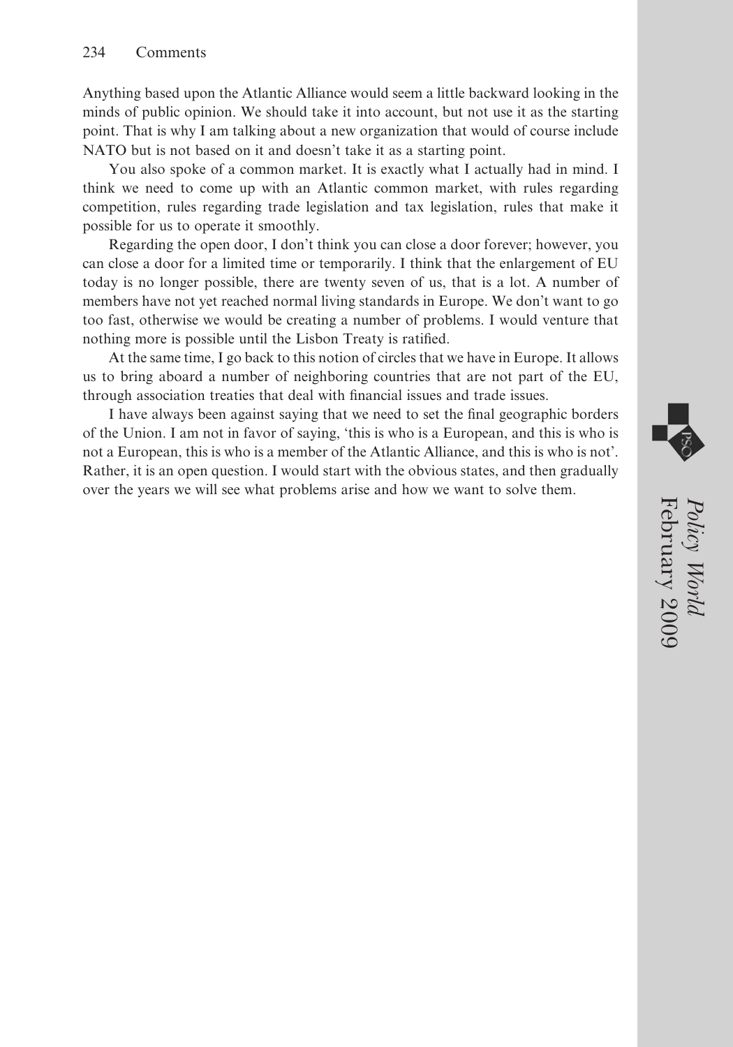Anything based upon the Atlantic Alliance would seem a little backward looking in the minds of public opinion. We should take it into account, but not use it as the starting point. That is why I am talking about a new organization that would of course include NATO but is not based on it and doesn't take it as a starting point.

You also spoke of a common market. It is exactly what I actually had in mind. I think we need to come up with an Atlantic common market, with rules regarding competition, rules regarding trade legislation and tax legislation, rules that make it possible for us to operate it smoothly.

Regarding the open door, I don't think you can close a door forever; however, you can close a door for a limited time or temporarily. I think that the enlargement of EU today is no longer possible, there are twenty seven of us, that is a lot. A number of members have not yet reached normal living standards in Europe. We don't want to go too fast, otherwise we would be creating a number of problems. I would venture that nothing more is possible until the Lisbon Treaty is ratified.

At the same time, I go back to this notion of circles that we have in Europe. It allows us to bring aboard a number of neighboring countries that are not part of the EU, through association treaties that deal with financial issues and trade issues.

I have always been against saying that we need to set the final geographic borders of the Union. I am not in favor of saying, 'this is who is a European, and this is who is not a European, this is who is a member of the Atlantic Alliance, and this is who is not'. Rather, it is an open question. I would start with the obvious states, and then gradually over the years we will see what problems arise and how we want to solve them.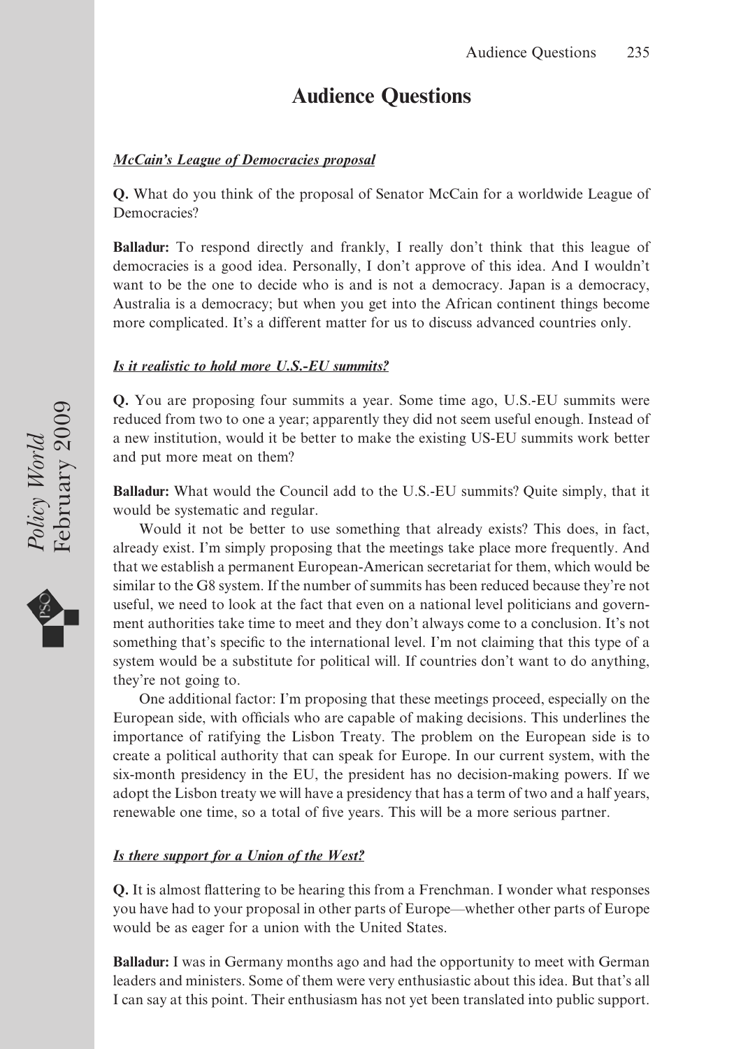# Audience Questions

***McCain's League of Democracies proposal***

**Q.** What do you think of the proposal of Senator McCain for a worldwide League of Democracies?

**Balladur:** To respond directly and frankly, I really don't think that this league of democracies is a good idea. Personally, I don't approve of this idea. And I wouldn't want to be the one to decide who is and is not a democracy. Japan is a democracy, Australia is a democracy; but when you get into the African continent things become more complicated. It's a different matter for us to discuss advanced countries only.

***Is it realistic to hold more U.S.-EU summits?***

**Q.** You are proposing four summits a year. Some time ago, U.S.-EU summits were reduced from two to one a year; apparently they did not seem useful enough. Instead of a new institution, would it be better to make the existing US-EU summits work better and put more meat on them?

**Balladur:** What would the Council add to the U.S.-EU summits? Quite simply, that it would be systematic and regular.

Would it not be better to use something that already exists? This does, in fact, already exist. I'm simply proposing that the meetings take place more frequently. And that we establish a permanent European-American secretariat for them, which would be similar to the G8 system. If the number of summits has been reduced because they're not useful, we need to look at the fact that even on a national level politicians and government authorities take time to meet and they don't always come to a conclusion. It's not something that's specific to the international level. I'm not claiming that this type of a system would be a substitute for political will. If countries don't want to do anything, they're not going to.

One additional factor: I'm proposing that these meetings proceed, especially on the European side, with officials who are capable of making decisions. This underlines the importance of ratifying the Lisbon Treaty. The problem on the European side is to create a political authority that can speak for Europe. In our current system, with the six-month presidency in the EU, the president has no decision-making powers. If we adopt the Lisbon treaty we will have a presidency that has a term of two and a half years, renewable one time, so a total of five years. This will be a more serious partner.

***Is there support for a Union of the West?***

**Q.** It is almost flattering to be hearing this from a Frenchman. I wonder what responses you have had to your proposal in other parts of Europe—whether other parts of Europe would be as eager for a union with the United States.

**Balladur:** I was in Germany months ago and had the opportunity to meet with German leaders and ministers. Some of them were very enthusiastic about this idea. But that's all I can say at this point. Their enthusiasm has not yet been translated into public support.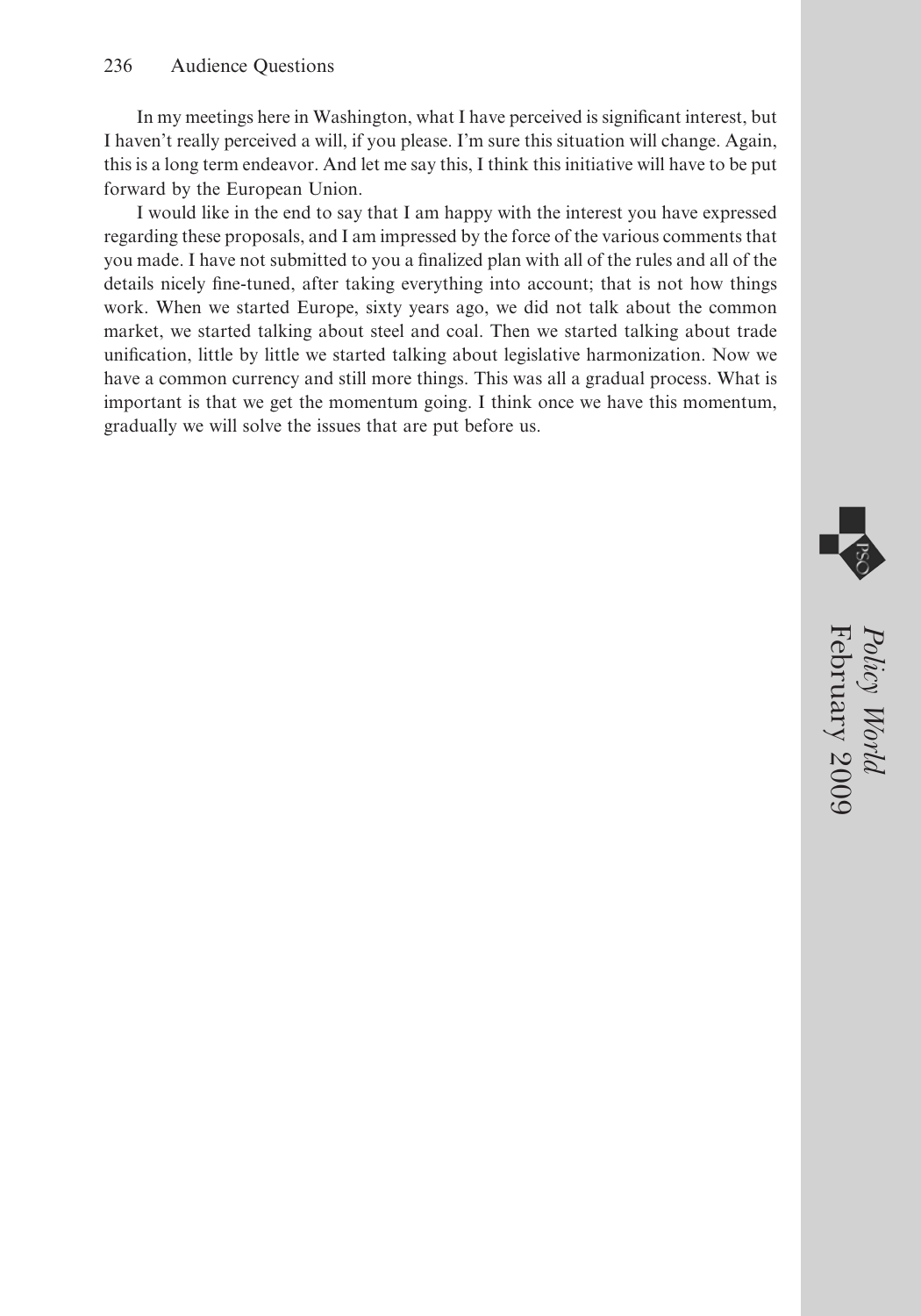In my meetings here in Washington, what I have perceived is significant interest, but I haven't really perceived a will, if you please. I'm sure this situation will change. Again, this is a long term endeavor. And let me say this, I think this initiative will have to be put forward by the European Union.

I would like in the end to say that I am happy with the interest you have expressed regarding these proposals, and I am impressed by the force of the various comments that you made. I have not submitted to you a finalized plan with all of the rules and all of the details nicely fine-tuned, after taking everything into account; that is not how things work. When we started Europe, sixty years ago, we did not talk about the common market, we started talking about steel and coal. Then we started talking about trade unification, little by little we started talking about legislative harmonization. Now we have a common currency and still more things. This was all a gradual process. What is important is that we get the momentum going. I think once we have this momentum, gradually we will solve the issues that are put before us.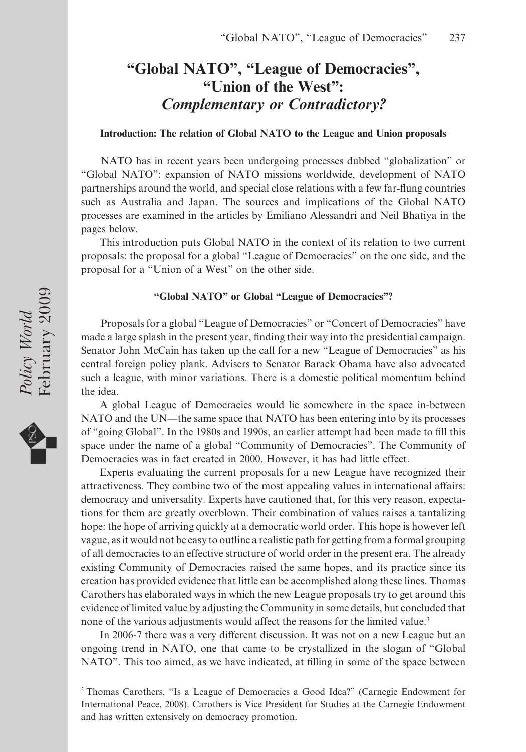# "Global NATO", "League of Democracies", "Union of the West": *Complementary or Contradictory?*

### Introduction: The relation of Global NATO to the League and Union proposals

NATO has in recent years been undergoing processes dubbed "globalization" or "Global NATO": expansion of NATO missions worldwide, development of NATO partnerships around the world, and special close relations with a few far-flung countries such as Australia and Japan. The sources and implications of the Global NATO processes are examined in the articles by Emiliano Alessandri and Neil Bhatiya in the pages below.

This introduction puts Global NATO in the context of its relation to two current proposals: the proposal for a global "League of Democracies" on the one side, and the proposal for a "Union of a West" on the other side.

### "Global NATO" or Global "League of Democracies"?

Proposals for a global "League of Democracies" or "Concert of Democracies" have made a large splash in the present year, finding their way into the presidential campaign. Senator John McCain has taken up the call for a new "League of Democracies" as his central foreign policy plank. Advisers to Senator Barack Obama have also advocated such a league, with minor variations. There is a domestic political momentum behind the idea.

A global League of Democracies would lie somewhere in the space in-between NATO and the UN—the same space that NATO has been entering into by its processes of "going Global". In the 1980s and 1990s, an earlier attempt had been made to fill this space under the name of a global "Community of Democracies". The Community of Democracies was in fact created in 2000. However, it has had little effect.

Experts evaluating the current proposals for a new League have recognized their attractiveness. They combine two of the most appealing values in international affairs: democracy and universality. Experts have cautioned that, for this very reason, expectations for them are greatly overblown. Their combination of values raises a tantalizing hope: the hope of arriving quickly at a democratic world order. This hope is however left vague, as it would not be easy to outline a realistic path for getting from a formal grouping of all democracies to an effective structure of world order in the present era. The already existing Community of Democracies raised the same hopes, and its practice since its creation has provided evidence that little can be accomplished along these lines. Thomas Carothers has elaborated ways in which the new League proposals try to get around this evidence of limited value by adjusting the Community in some details, but concluded that none of the various adjustments would affect the reasons for the limited value.[3]

In 2006-7 there was a very different discussion. It was not on a new League but an ongoing trend in NATO, one that came to be crystallized in the slogan of "Global NATO". This too aimed, as we have indicated, at filling in some of the space between

[3] Thomas Carothers, "Is a League of Democracies a Good Idea?" (Carnegie Endowment for International Peace, 2008). Carothers is Vice President for Studies at the Carnegie Endowment and has written extensively on democracy promotion.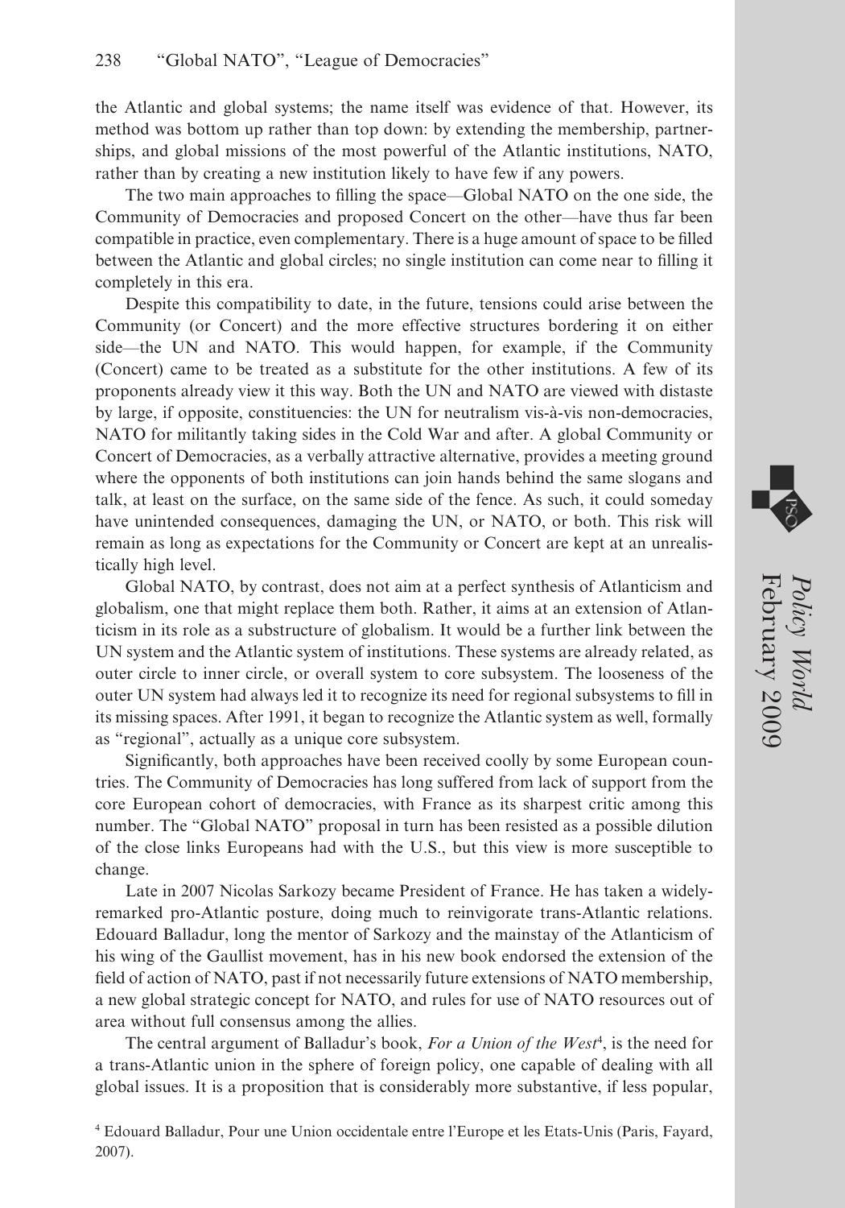the Atlantic and global systems; the name itself was evidence of that. However, its method was bottom up rather than top down: by extending the membership, partnerships, and global missions of the most powerful of the Atlantic institutions, NATO, rather than by creating a new institution likely to have few if any powers.

The two main approaches to filling the space—Global NATO on the one side, the Community of Democracies and proposed Concert on the other—have thus far been compatible in practice, even complementary. There is a huge amount of space to be filled between the Atlantic and global circles; no single institution can come near to filling it completely in this era.

Despite this compatibility to date, in the future, tensions could arise between the Community (or Concert) and the more effective structures bordering it on either side—the UN and NATO. This would happen, for example, if the Community (Concert) came to be treated as a substitute for the other institutions. A few of its proponents already view it this way. Both the UN and NATO are viewed with distaste by large, if opposite, constituencies: the UN for neutralism vis-à-vis non-democracies, NATO for militantly taking sides in the Cold War and after. A global Community or Concert of Democracies, as a verbally attractive alternative, provides a meeting ground where the opponents of both institutions can join hands behind the same slogans and talk, at least on the surface, on the same side of the fence. As such, it could someday have unintended consequences, damaging the UN, or NATO, or both. This risk will remain as long as expectations for the Community or Concert are kept at an unrealistically high level.

Global NATO, by contrast, does not aim at a perfect synthesis of Atlanticism and globalism, one that might replace them both. Rather, it aims at an extension of Atlanticism in its role as a substructure of globalism. It would be a further link between the UN system and the Atlantic system of institutions. These systems are already related, as outer circle to inner circle, or overall system to core subsystem. The looseness of the outer UN system had always led it to recognize its need for regional subsystems to fill in its missing spaces. After 1991, it began to recognize the Atlantic system as well, formally as "regional", actually as a unique core subsystem.

Significantly, both approaches have been received coolly by some European countries. The Community of Democracies has long suffered from lack of support from the core European cohort of democracies, with France as its sharpest critic among this number. The "Global NATO" proposal in turn has been resisted as a possible dilution of the close links Europeans had with the U.S., but this view is more susceptible to change.

Late in 2007 Nicolas Sarkozy became President of France. He has taken a widely-remarked pro-Atlantic posture, doing much to reinvigorate trans-Atlantic relations. Edouard Balladur, long the mentor of Sarkozy and the mainstay of the Atlanticism of his wing of the Gaullist movement, has in his new book endorsed the extension of the field of action of NATO, past if not necessarily future extensions of NATO membership, a new global strategic concept for NATO, and rules for use of NATO resources out of area without full consensus among the allies.

The central argument of Balladur's book, *For a Union of the West*[4], is the need for a trans-Atlantic union in the sphere of foreign policy, one capable of dealing with all global issues. It is a proposition that is considerably more substantive, if less popular,

[4] Edouard Balladur, Pour une Union occidentale entre l'Europe et les Etats-Unis (Paris, Fayard, 2007).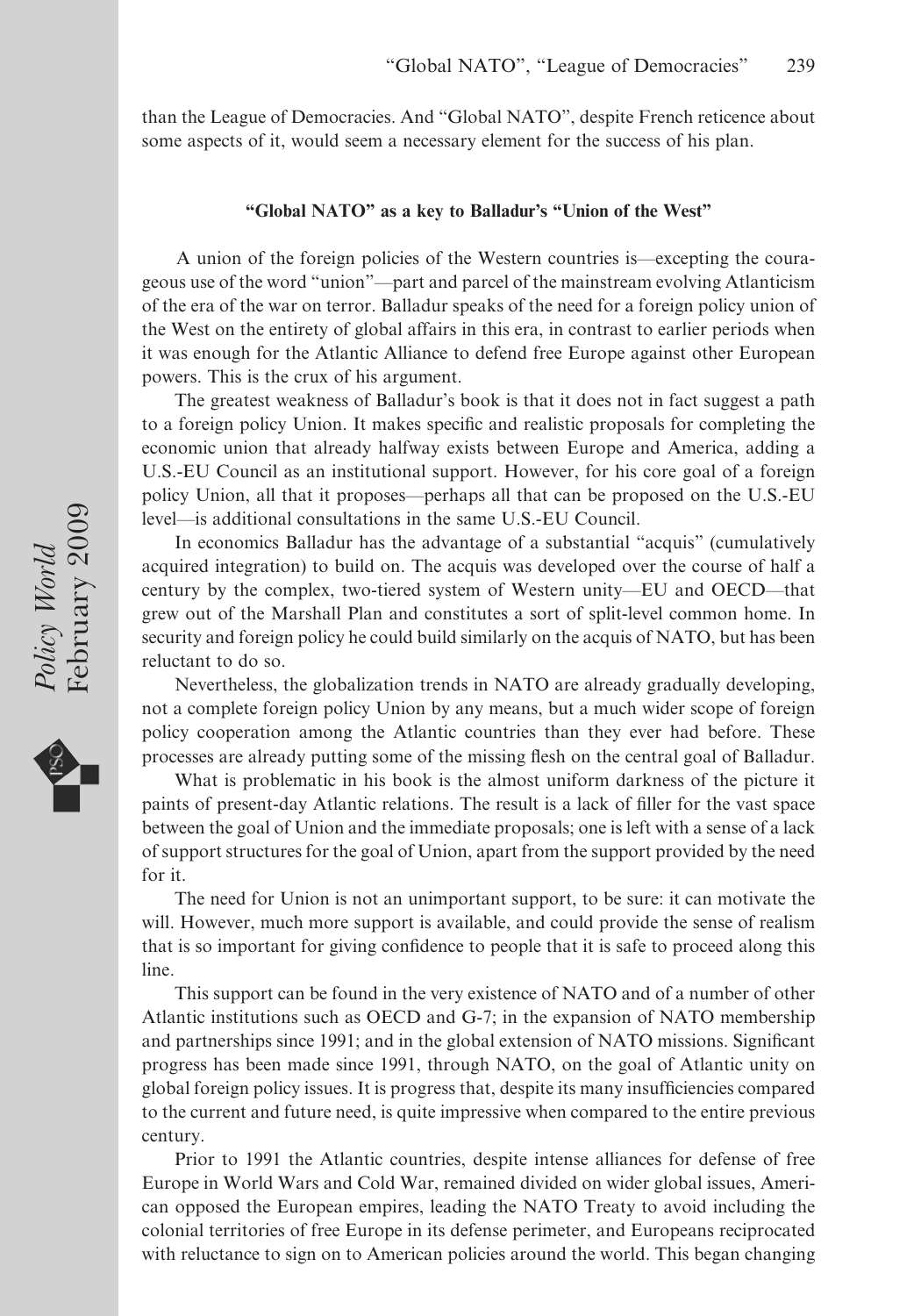than the League of Democracies. And "Global NATO", despite French reticence about some aspects of it, would seem a necessary element for the success of his plan.

### "Global NATO" as a key to Balladur's "Union of the West"

A union of the foreign policies of the Western countries is—excepting the courageous use of the word "union"—part and parcel of the mainstream evolving Atlanticism of the era of the war on terror. Balladur speaks of the need for a foreign policy union of the West on the entirety of global affairs in this era, in contrast to earlier periods when it was enough for the Atlantic Alliance to defend free Europe against other European powers. This is the crux of his argument.

The greatest weakness of Balladur's book is that it does not in fact suggest a path to a foreign policy Union. It makes specific and realistic proposals for completing the economic union that already halfway exists between Europe and America, adding a U.S.-EU Council as an institutional support. However, for his core goal of a foreign policy Union, all that it proposes—perhaps all that can be proposed on the U.S.-EU level—is additional consultations in the same U.S.-EU Council.

In economics Balladur has the advantage of a substantial "acquis" (cumulatively acquired integration) to build on. The acquis was developed over the course of half a century by the complex, two-tiered system of Western unity—EU and OECD—that grew out of the Marshall Plan and constitutes a sort of split-level common home. In security and foreign policy he could build similarly on the acquis of NATO, but has been reluctant to do so.

Nevertheless, the globalization trends in NATO are already gradually developing, not a complete foreign policy Union by any means, but a much wider scope of foreign policy cooperation among the Atlantic countries than they ever had before. These processes are already putting some of the missing flesh on the central goal of Balladur.

What is problematic in his book is the almost uniform darkness of the picture it paints of present-day Atlantic relations. The result is a lack of filler for the vast space between the goal of Union and the immediate proposals; one is left with a sense of a lack of support structures for the goal of Union, apart from the support provided by the need for it.

The need for Union is not an unimportant support, to be sure: it can motivate the will. However, much more support is available, and could provide the sense of realism that is so important for giving confidence to people that it is safe to proceed along this line.

This support can be found in the very existence of NATO and of a number of other Atlantic institutions such as OECD and G-7; in the expansion of NATO membership and partnerships since 1991; and in the global extension of NATO missions. Significant progress has been made since 1991, through NATO, on the goal of Atlantic unity on global foreign policy issues. It is progress that, despite its many insufficiencies compared to the current and future need, is quite impressive when compared to the entire previous century.

Prior to 1991 the Atlantic countries, despite intense alliances for defense of free Europe in World Wars and Cold War, remained divided on wider global issues, American opposed the European empires, leading the NATO Treaty to avoid including the colonial territories of free Europe in its defense perimeter, and Europeans reciprocated with reluctance to sign on to American policies around the world. This began changing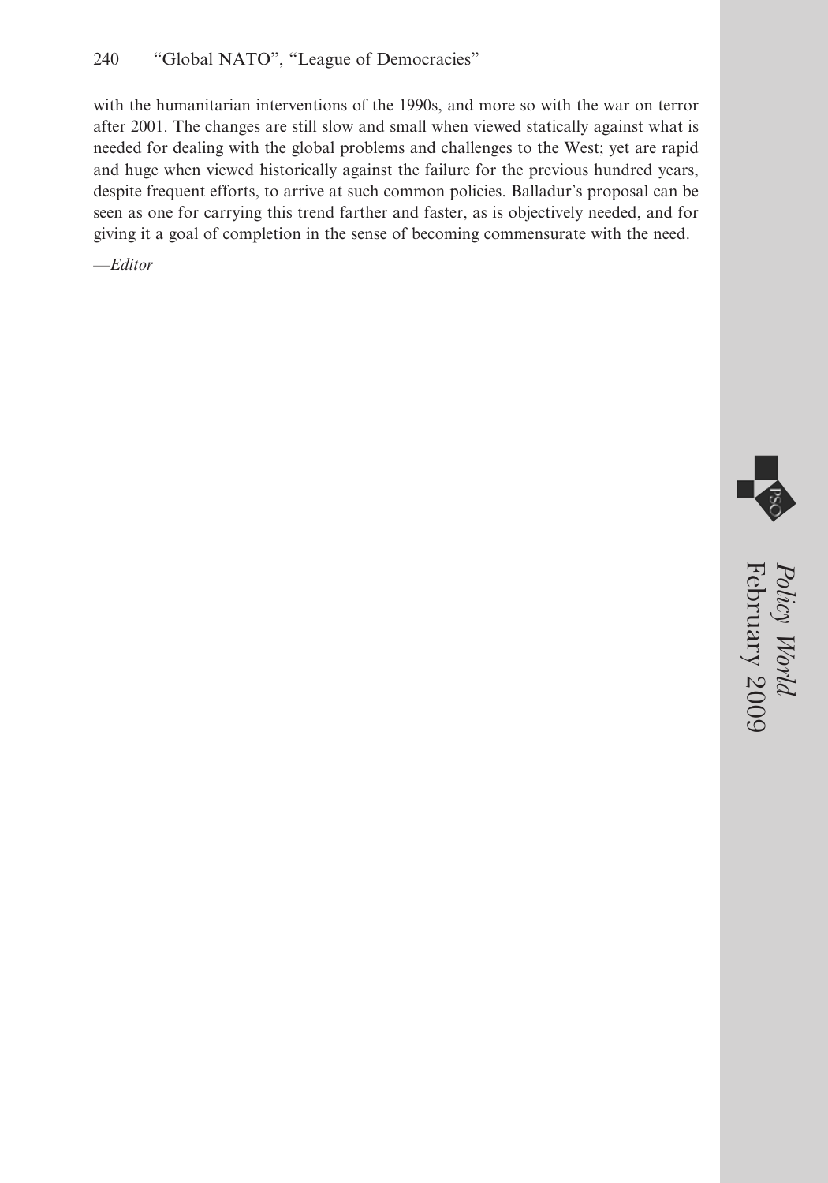with the humanitarian interventions of the 1990s, and more so with the war on terror after 2001. The changes are still slow and small when viewed statically against what is needed for dealing with the global problems and challenges to the West; yet are rapid and huge when viewed historically against the failure for the previous hundred years, despite frequent efforts, to arrive at such common policies. Balladur's proposal can be seen as one for carrying this trend farther and faster, as is objectively needed, and for giving it a goal of completion in the sense of becoming commensurate with the need.

—*Editor*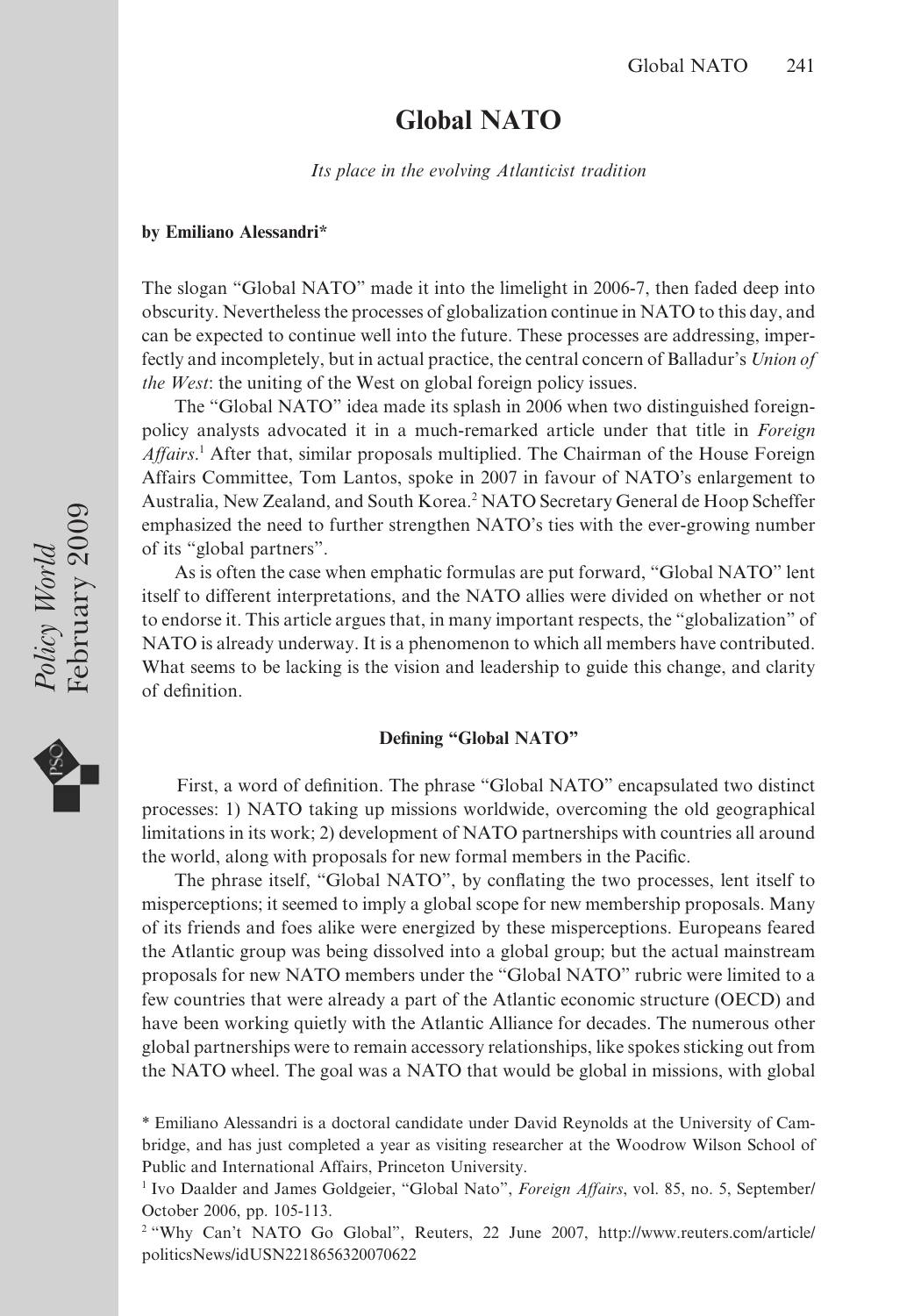# Global NATO

*Its place in the evolving Atlanticist tradition*

**by Emiliano Alessandri***

The slogan "Global NATO" made it into the limelight in 2006-7, then faded deep into obscurity. Nevertheless the processes of globalization continue in NATO to this day, and can be expected to continue well into the future. These processes are addressing, imperfectly and incompletely, but in actual practice, the central concern of Balladur's *Union of the West*: the uniting of the West on global foreign policy issues.

The "Global NATO" idea made its splash in 2006 when two distinguished foreign-policy analysts advocated it in a much-remarked article under that title in *Foreign Affairs*.[1] After that, similar proposals multiplied. The Chairman of the House Foreign Affairs Committee, Tom Lantos, spoke in 2007 in favour of NATO's enlargement to Australia, New Zealand, and South Korea.[2] NATO Secretary General de Hoop Scheffer emphasized the need to further strengthen NATO's ties with the ever-growing number of its "global partners".

As is often the case when emphatic formulas are put forward, "Global NATO" lent itself to different interpretations, and the NATO allies were divided on whether or not to endorse it. This article argues that, in many important respects, the "globalization" of NATO is already underway. It is a phenomenon to which all members have contributed. What seems to be lacking is the vision and leadership to guide this change, and clarity of definition.

### Defining "Global NATO"

First, a word of definition. The phrase "Global NATO" encapsulated two distinct processes: 1) NATO taking up missions worldwide, overcoming the old geographical limitations in its work; 2) development of NATO partnerships with countries all around the world, along with proposals for new formal members in the Pacific.

The phrase itself, "Global NATO", by conflating the two processes, lent itself to misperceptions; it seemed to imply a global scope for new membership proposals. Many of its friends and foes alike were energized by these misperceptions. Europeans feared the Atlantic group was being dissolved into a global group; but the actual mainstream proposals for new NATO members under the "Global NATO" rubric were limited to a few countries that were already a part of the Atlantic economic structure (OECD) and have been working quietly with the Atlantic Alliance for decades. The numerous other global partnerships were to remain accessory relationships, like spokes sticking out from the NATO wheel. The goal was a NATO that would be global in missions, with global

\* Emiliano Alessandri is a doctoral candidate under David Reynolds at the University of Cambridge, and has just completed a year as visiting researcher at the Woodrow Wilson School of Public and International Affairs, Princeton University.

[1] Ivo Daalder and James Goldgeier, "Global Nato", *Foreign Affairs*, vol. 85, no. 5, September/October 2006, pp. 105-113.

[2] "Why Can't NATO Go Global", Reuters, 22 June 2007, http://www.reuters.com/article/politicsNews/idUSN2218656320070622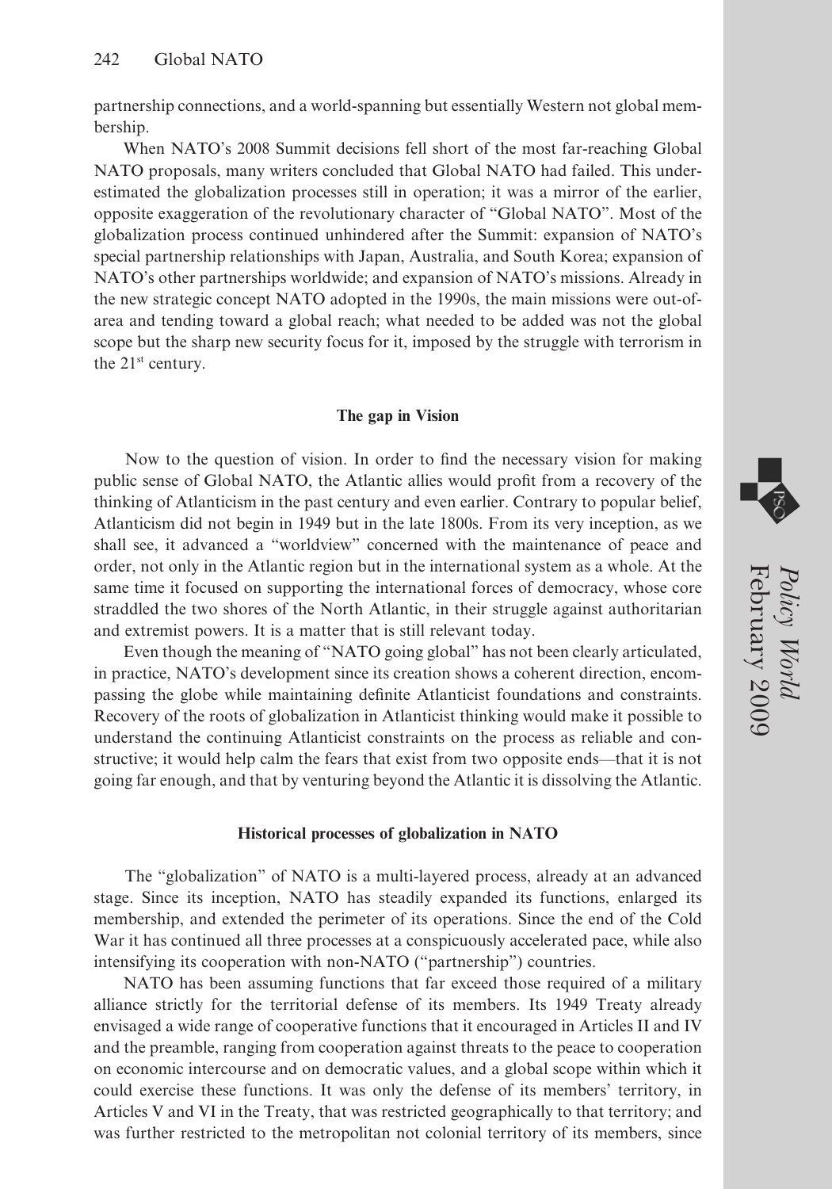partnership connections, and a world-spanning but essentially Western not global membership.

When NATO's 2008 Summit decisions fell short of the most far-reaching Global NATO proposals, many writers concluded that Global NATO had failed. This underestimated the globalization processes still in operation; it was a mirror of the earlier, opposite exaggeration of the revolutionary character of "Global NATO". Most of the globalization process continued unhindered after the Summit: expansion of NATO's special partnership relationships with Japan, Australia, and South Korea; expansion of NATO's other partnerships worldwide; and expansion of NATO's missions. Already in the new strategic concept NATO adopted in the 1990s, the main missions were out-of-area and tending toward a global reach; what needed to be added was not the global scope but the sharp new security focus for it, imposed by the struggle with terrorism in the 21st century.

## The gap in Vision

Now to the question of vision. In order to find the necessary vision for making public sense of Global NATO, the Atlantic allies would profit from a recovery of the thinking of Atlanticism in the past century and even earlier. Contrary to popular belief, Atlanticism did not begin in 1949 but in the late 1800s. From its very inception, as we shall see, it advanced a "worldview" concerned with the maintenance of peace and order, not only in the Atlantic region but in the international system as a whole. At the same time it focused on supporting the international forces of democracy, whose core straddled the two shores of the North Atlantic, in their struggle against authoritarian and extremist powers. It is a matter that is still relevant today.

Even though the meaning of "NATO going global" has not been clearly articulated, in practice, NATO's development since its creation shows a coherent direction, encompassing the globe while maintaining definite Atlanticist foundations and constraints. Recovery of the roots of globalization in Atlanticist thinking would make it possible to understand the continuing Atlanticist constraints on the process as reliable and constructive; it would help calm the fears that exist from two opposite ends—that it is not going far enough, and that by venturing beyond the Atlantic it is dissolving the Atlantic.

## Historical processes of globalization in NATO

The "globalization" of NATO is a multi-layered process, already at an advanced stage. Since its inception, NATO has steadily expanded its functions, enlarged its membership, and extended the perimeter of its operations. Since the end of the Cold War it has continued all three processes at a conspicuously accelerated pace, while also intensifying its cooperation with non-NATO ("partnership") countries.

NATO has been assuming functions that far exceed those required of a military alliance strictly for the territorial defense of its members. Its 1949 Treaty already envisaged a wide range of cooperative functions that it encouraged in Articles II and IV and the preamble, ranging from cooperation against threats to the peace to cooperation on economic intercourse and on democratic values, and a global scope within which it could exercise these functions. It was only the defense of its members' territory, in Articles V and VI in the Treaty, that was restricted geographically to that territory; and was further restricted to the metropolitan not colonial territory of its members, since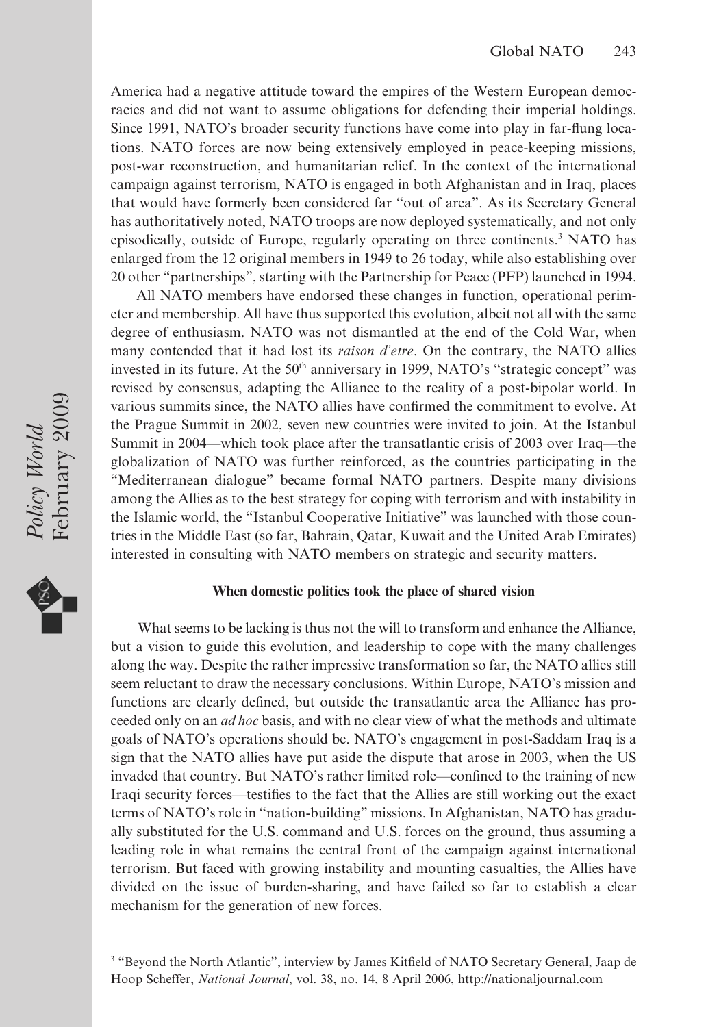America had a negative attitude toward the empires of the Western European democracies and did not want to assume obligations for defending their imperial holdings. Since 1991, NATO's broader security functions have come into play in far-flung locations. NATO forces are now being extensively employed in peace-keeping missions, post-war reconstruction, and humanitarian relief. In the context of the international campaign against terrorism, NATO is engaged in both Afghanistan and in Iraq, places that would have formerly been considered far "out of area". As its Secretary General has authoritatively noted, NATO troops are now deployed systematically, and not only episodically, outside of Europe, regularly operating on three continents.[3] NATO has enlarged from the 12 original members in 1949 to 26 today, while also establishing over 20 other "partnerships", starting with the Partnership for Peace (PFP) launched in 1994.

All NATO members have endorsed these changes in function, operational perimeter and membership. All have thus supported this evolution, albeit not all with the same degree of enthusiasm. NATO was not dismantled at the end of the Cold War, when many contended that it had lost its *raison d'etre*. On the contrary, the NATO allies invested in its future. At the 50th anniversary in 1999, NATO's "strategic concept" was revised by consensus, adapting the Alliance to the reality of a post-bipolar world. In various summits since, the NATO allies have confirmed the commitment to evolve. At the Prague Summit in 2002, seven new countries were invited to join. At the Istanbul Summit in 2004—which took place after the transatlantic crisis of 2003 over Iraq—the globalization of NATO was further reinforced, as the countries participating in the "Mediterranean dialogue" became formal NATO partners. Despite many divisions among the Allies as to the best strategy for coping with terrorism and with instability in the Islamic world, the "Istanbul Cooperative Initiative" was launched with those countries in the Middle East (so far, Bahrain, Qatar, Kuwait and the United Arab Emirates) interested in consulting with NATO members on strategic and security matters.

## When domestic politics took the place of shared vision

What seems to be lacking is thus not the will to transform and enhance the Alliance, but a vision to guide this evolution, and leadership to cope with the many challenges along the way. Despite the rather impressive transformation so far, the NATO allies still seem reluctant to draw the necessary conclusions. Within Europe, NATO's mission and functions are clearly defined, but outside the transatlantic area the Alliance has proceeded only on an *ad hoc* basis, and with no clear view of what the methods and ultimate goals of NATO's operations should be. NATO's engagement in post-Saddam Iraq is a sign that the NATO allies have put aside the dispute that arose in 2003, when the US invaded that country. But NATO's rather limited role—confined to the training of new Iraqi security forces—testifies to the fact that the Allies are still working out the exact terms of NATO's role in "nation-building" missions. In Afghanistan, NATO has gradually substituted for the U.S. command and U.S. forces on the ground, thus assuming a leading role in what remains the central front of the campaign against international terrorism. But faced with growing instability and mounting casualties, the Allies have divided on the issue of burden-sharing, and have failed so far to establish a clear mechanism for the generation of new forces.

[3] "Beyond the North Atlantic", interview by James Kitfield of NATO Secretary General, Jaap de Hoop Scheffer, *National Journal*, vol. 38, no. 14, 8 April 2006, http://nationaljournal.com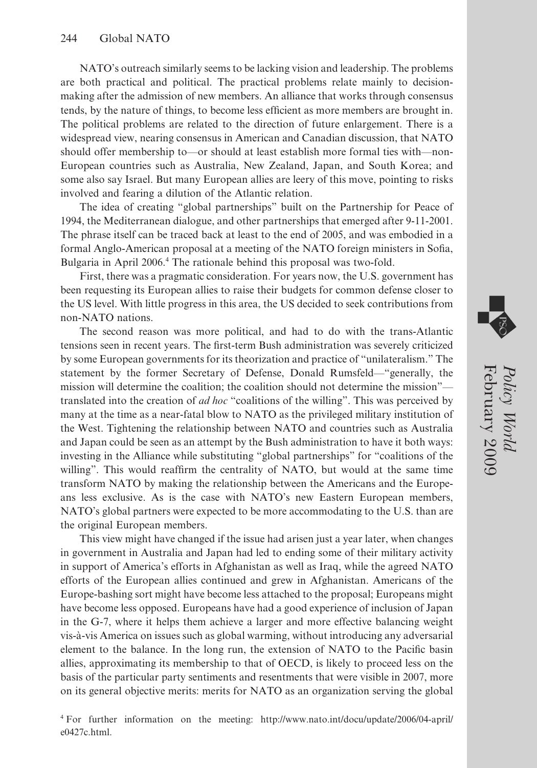NATO's outreach similarly seems to be lacking vision and leadership. The problems are both practical and political. The practical problems relate mainly to decision-making after the admission of new members. An alliance that works through consensus tends, by the nature of things, to become less efficient as more members are brought in. The political problems are related to the direction of future enlargement. There is a widespread view, nearing consensus in American and Canadian discussion, that NATO should offer membership to—or should at least establish more formal ties with—non-European countries such as Australia, New Zealand, Japan, and South Korea; and some also say Israel. But many European allies are leery of this move, pointing to risks involved and fearing a dilution of the Atlantic relation.

The idea of creating "global partnerships" built on the Partnership for Peace of 1994, the Mediterranean dialogue, and other partnerships that emerged after 9-11-2001. The phrase itself can be traced back at least to the end of 2005, and was embodied in a formal Anglo-American proposal at a meeting of the NATO foreign ministers in Sofia, Bulgaria in April 2006.[4] The rationale behind this proposal was two-fold.

First, there was a pragmatic consideration. For years now, the U.S. government has been requesting its European allies to raise their budgets for common defense closer to the US level. With little progress in this area, the US decided to seek contributions from non-NATO nations.

The second reason was more political, and had to do with the trans-Atlantic tensions seen in recent years. The first-term Bush administration was severely criticized by some European governments for its theorization and practice of "unilateralism." The statement by the former Secretary of Defense, Donald Rumsfeld—"generally, the mission will determine the coalition; the coalition should not determine the mission"—translated into the creation of *ad hoc* "coalitions of the willing". This was perceived by many at the time as a near-fatal blow to NATO as the privileged military institution of the West. Tightening the relationship between NATO and countries such as Australia and Japan could be seen as an attempt by the Bush administration to have it both ways: investing in the Alliance while substituting "global partnerships" for "coalitions of the willing". This would reaffirm the centrality of NATO, but would at the same time transform NATO by making the relationship between the Americans and the Europeans less exclusive. As is the case with NATO's new Eastern European members, NATO's global partners were expected to be more accommodating to the U.S. than are the original European members.

This view might have changed if the issue had arisen just a year later, when changes in government in Australia and Japan had led to ending some of their military activity in support of America's efforts in Afghanistan as well as Iraq, while the agreed NATO efforts of the European allies continued and grew in Afghanistan. Americans of the Europe-bashing sort might have become less attached to the proposal; Europeans might have become less opposed. Europeans have had a good experience of inclusion of Japan in the G-7, where it helps them achieve a larger and more effective balancing weight vis-à-vis America on issues such as global warming, without introducing any adversarial element to the balance. In the long run, the extension of NATO to the Pacific basin allies, approximating its membership to that of OECD, is likely to proceed less on the basis of the particular party sentiments and resentments that were visible in 2007, more on its general objective merits: merits for NATO as an organization serving the global

[4] For further information on the meeting: http://www.nato.int/docu/update/2006/04-april/e0427c.html.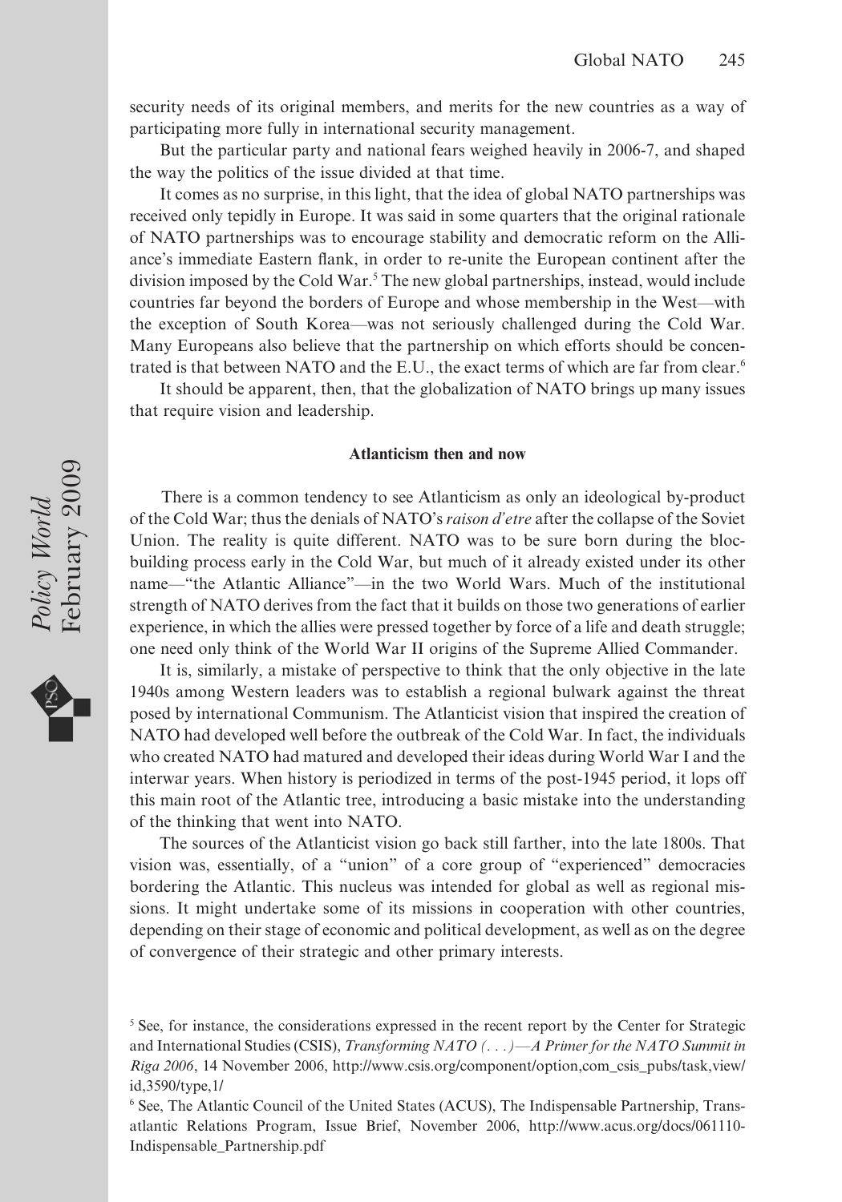security needs of its original members, and merits for the new countries as a way of participating more fully in international security management.

But the particular party and national fears weighed heavily in 2006-7, and shaped the way the politics of the issue divided at that time.

It comes as no surprise, in this light, that the idea of global NATO partnerships was received only tepidly in Europe. It was said in some quarters that the original rationale of NATO partnerships was to encourage stability and democratic reform on the Alliance's immediate Eastern flank, in order to re-unite the European continent after the division imposed by the Cold War.[5] The new global partnerships, instead, would include countries far beyond the borders of Europe and whose membership in the West—with the exception of South Korea—was not seriously challenged during the Cold War. Many Europeans also believe that the partnership on which efforts should be concentrated is that between NATO and the E.U., the exact terms of which are far from clear.[6]

It should be apparent, then, that the globalization of NATO brings up many issues that require vision and leadership.

## Atlanticism then and now

There is a common tendency to see Atlanticism as only an ideological by-product of the Cold War; thus the denials of NATO's *raison d'etre* after the collapse of the Soviet Union. The reality is quite different. NATO was to be sure born during the bloc-building process early in the Cold War, but much of it already existed under its other name—"the Atlantic Alliance"—in the two World Wars. Much of the institutional strength of NATO derives from the fact that it builds on those two generations of earlier experience, in which the allies were pressed together by force of a life and death struggle; one need only think of the World War II origins of the Supreme Allied Commander.

It is, similarly, a mistake of perspective to think that the only objective in the late 1940s among Western leaders was to establish a regional bulwark against the threat posed by international Communism. The Atlanticist vision that inspired the creation of NATO had developed well before the outbreak of the Cold War. In fact, the individuals who created NATO had matured and developed their ideas during World War I and the interwar years. When history is periodized in terms of the post-1945 period, it lops off this main root of the Atlantic tree, introducing a basic mistake into the understanding of the thinking that went into NATO.

The sources of the Atlanticist vision go back still farther, into the late 1800s. That vision was, essentially, of a "union" of a core group of "experienced" democracies bordering the Atlantic. This nucleus was intended for global as well as regional missions. It might undertake some of its missions in cooperation with other countries, depending on their stage of economic and political development, as well as on the degree of convergence of their strategic and other primary interests.

[5] See, for instance, the considerations expressed in the recent report by the Center for Strategic and International Studies (CSIS), *Transforming NATO (. . .)—A Primer for the NATO Summit in Riga 2006*, 14 November 2006, http://www.csis.org/component/option,com_csis_pubs/task,view/id,3590/type,1/

[6] See, The Atlantic Council of the United States (ACUS), The Indispensable Partnership, Transatlantic Relations Program, Issue Brief, November 2006, http://www.acus.org/docs/061110-Indispensable_Partnership.pdf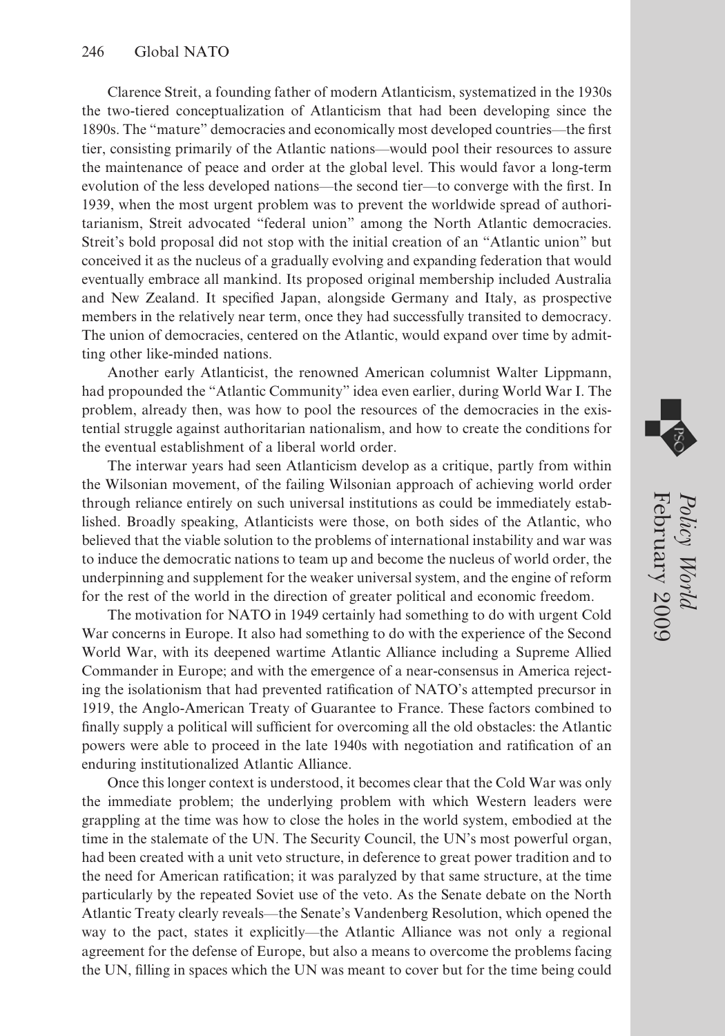Clarence Streit, a founding father of modern Atlanticism, systematized in the 1930s the two-tiered conceptualization of Atlanticism that had been developing since the 1890s. The "mature" democracies and economically most developed countries—the first tier, consisting primarily of the Atlantic nations—would pool their resources to assure the maintenance of peace and order at the global level. This would favor a long-term evolution of the less developed nations—the second tier—to converge with the first. In 1939, when the most urgent problem was to prevent the worldwide spread of authoritarianism, Streit advocated "federal union" among the North Atlantic democracies. Streit's bold proposal did not stop with the initial creation of an "Atlantic union" but conceived it as the nucleus of a gradually evolving and expanding federation that would eventually embrace all mankind. Its proposed original membership included Australia and New Zealand. It specified Japan, alongside Germany and Italy, as prospective members in the relatively near term, once they had successfully transited to democracy. The union of democracies, centered on the Atlantic, would expand over time by admitting other like-minded nations.

Another early Atlanticist, the renowned American columnist Walter Lippmann, had propounded the "Atlantic Community" idea even earlier, during World War I. The problem, already then, was how to pool the resources of the democracies in the existential struggle against authoritarian nationalism, and how to create the conditions for the eventual establishment of a liberal world order.

The interwar years had seen Atlanticism develop as a critique, partly from within the Wilsonian movement, of the failing Wilsonian approach of achieving world order through reliance entirely on such universal institutions as could be immediately established. Broadly speaking, Atlanticists were those, on both sides of the Atlantic, who believed that the viable solution to the problems of international instability and war was to induce the democratic nations to team up and become the nucleus of world order, the underpinning and supplement for the weaker universal system, and the engine of reform for the rest of the world in the direction of greater political and economic freedom.

The motivation for NATO in 1949 certainly had something to do with urgent Cold War concerns in Europe. It also had something to do with the experience of the Second World War, with its deepened wartime Atlantic Alliance including a Supreme Allied Commander in Europe; and with the emergence of a near-consensus in America rejecting the isolationism that had prevented ratification of NATO's attempted precursor in 1919, the Anglo-American Treaty of Guarantee to France. These factors combined to finally supply a political will sufficient for overcoming all the old obstacles: the Atlantic powers were able to proceed in the late 1940s with negotiation and ratification of an enduring institutionalized Atlantic Alliance.

Once this longer context is understood, it becomes clear that the Cold War was only the immediate problem; the underlying problem with which Western leaders were grappling at the time was how to close the holes in the world system, embodied at the time in the stalemate of the UN. The Security Council, the UN's most powerful organ, had been created with a unit veto structure, in deference to great power tradition and to the need for American ratification; it was paralyzed by that same structure, at the time particularly by the repeated Soviet use of the veto. As the Senate debate on the North Atlantic Treaty clearly reveals—the Senate's Vandenberg Resolution, which opened the way to the pact, states it explicitly—the Atlantic Alliance was not only a regional agreement for the defense of Europe, but also a means to overcome the problems facing the UN, filling in spaces which the UN was meant to cover but for the time being could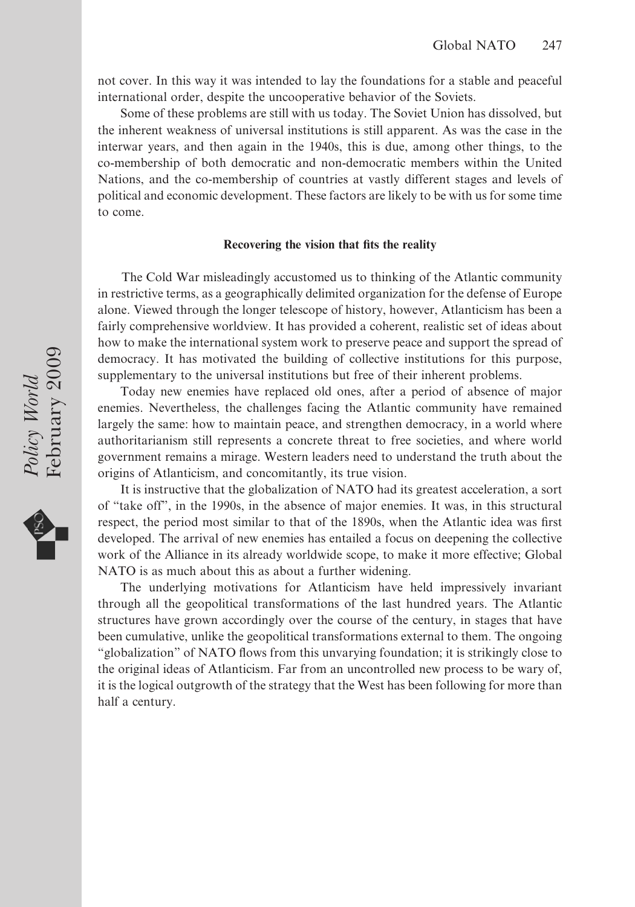not cover. In this way it was intended to lay the foundations for a stable and peaceful international order, despite the uncooperative behavior of the Soviets.

Some of these problems are still with us today. The Soviet Union has dissolved, but the inherent weakness of universal institutions is still apparent. As was the case in the interwar years, and then again in the 1940s, this is due, among other things, to the co-membership of both democratic and non-democratic members within the United Nations, and the co-membership of countries at vastly different stages and levels of political and economic development. These factors are likely to be with us for some time to come.

### Recovering the vision that fits the reality

The Cold War misleadingly accustomed us to thinking of the Atlantic community in restrictive terms, as a geographically delimited organization for the defense of Europe alone. Viewed through the longer telescope of history, however, Atlanticism has been a fairly comprehensive worldview. It has provided a coherent, realistic set of ideas about how to make the international system work to preserve peace and support the spread of democracy. It has motivated the building of collective institutions for this purpose, supplementary to the universal institutions but free of their inherent problems.

Today new enemies have replaced old ones, after a period of absence of major enemies. Nevertheless, the challenges facing the Atlantic community have remained largely the same: how to maintain peace, and strengthen democracy, in a world where authoritarianism still represents a concrete threat to free societies, and where world government remains a mirage. Western leaders need to understand the truth about the origins of Atlanticism, and concomitantly, its true vision.

It is instructive that the globalization of NATO had its greatest acceleration, a sort of "take off", in the 1990s, in the absence of major enemies. It was, in this structural respect, the period most similar to that of the 1890s, when the Atlantic idea was first developed. The arrival of new enemies has entailed a focus on deepening the collective work of the Alliance in its already worldwide scope, to make it more effective; Global NATO is as much about this as about a further widening.

The underlying motivations for Atlanticism have held impressively invariant through all the geopolitical transformations of the last hundred years. The Atlantic structures have grown accordingly over the course of the century, in stages that have been cumulative, unlike the geopolitical transformations external to them. The ongoing "globalization" of NATO flows from this unvarying foundation; it is strikingly close to the original ideas of Atlanticism. Far from an uncontrolled new process to be wary of, it is the logical outgrowth of the strategy that the West has been following for more than half a century.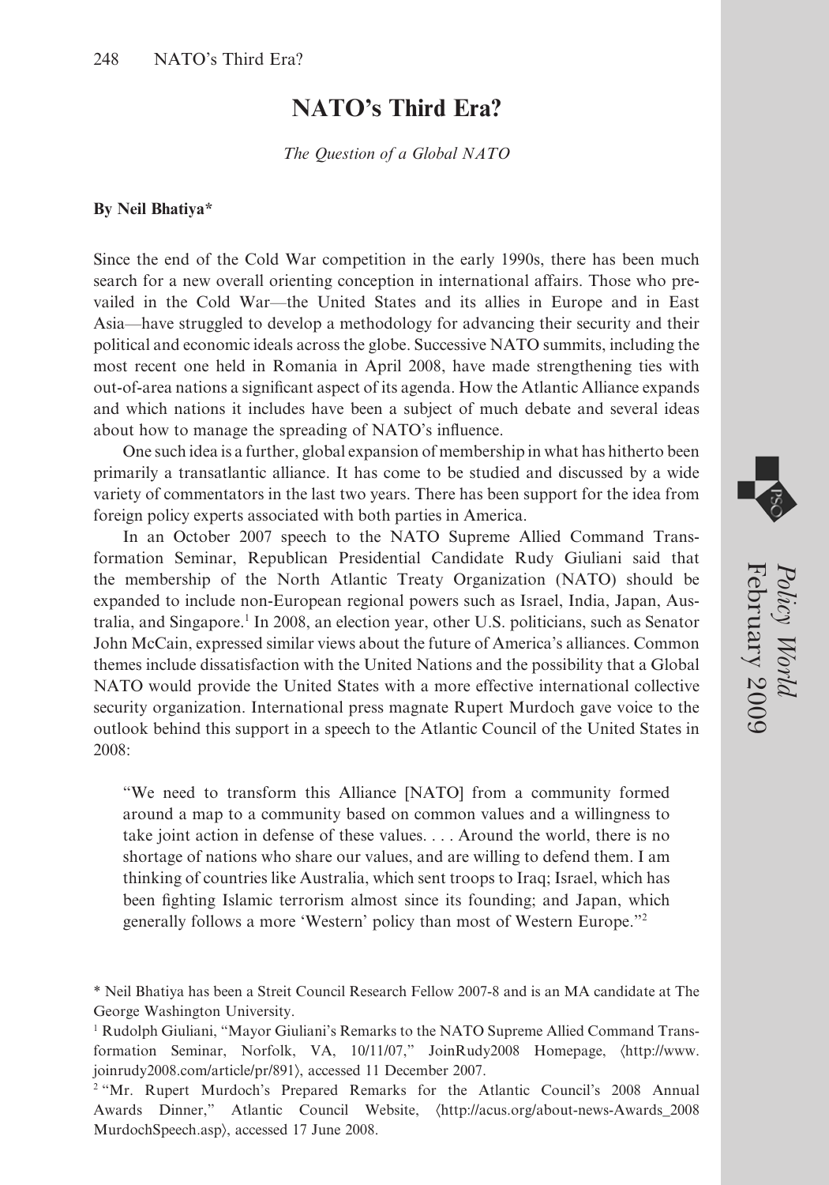# NATO's Third Era?

*The Question of a Global NATO*

**By Neil Bhatiya***

Since the end of the Cold War competition in the early 1990s, there has been much search for a new overall orienting conception in international affairs. Those who prevailed in the Cold War—the United States and its allies in Europe and in East Asia—have struggled to develop a methodology for advancing their security and their political and economic ideals across the globe. Successive NATO summits, including the most recent one held in Romania in April 2008, have made strengthening ties with out-of-area nations a significant aspect of its agenda. How the Atlantic Alliance expands and which nations it includes have been a subject of much debate and several ideas about how to manage the spreading of NATO's influence.

One such idea is a further, global expansion of membership in what has hitherto been primarily a transatlantic alliance. It has come to be studied and discussed by a wide variety of commentators in the last two years. There has been support for the idea from foreign policy experts associated with both parties in America.

In an October 2007 speech to the NATO Supreme Allied Command Transformation Seminar, Republican Presidential Candidate Rudy Giuliani said that the membership of the North Atlantic Treaty Organization (NATO) should be expanded to include non-European regional powers such as Israel, India, Japan, Australia, and Singapore.[1] In 2008, an election year, other U.S. politicians, such as Senator John McCain, expressed similar views about the future of America's alliances. Common themes include dissatisfaction with the United Nations and the possibility that a Global NATO would provide the United States with a more effective international collective security organization. International press magnate Rupert Murdoch gave voice to the outlook behind this support in a speech to the Atlantic Council of the United States in 2008:

> "We need to transform this Alliance [NATO] from a community formed around a map to a community based on common values and a willingness to take joint action in defense of these values. . . . Around the world, there is no shortage of nations who share our values, and are willing to defend them. I am thinking of countries like Australia, which sent troops to Iraq; Israel, which has been fighting Islamic terrorism almost since its founding; and Japan, which generally follows a more 'Western' policy than most of Western Europe."[2]

---

* Neil Bhatiya has been a Streit Council Research Fellow 2007-8 and is an MA candidate at The George Washington University.

[1] Rudolph Giuliani, "Mayor Giuliani's Remarks to the NATO Supreme Allied Command Transformation Seminar, Norfolk, VA, 10/11/07," JoinRudy2008 Homepage, ⟨http://www.joinrudy2008.com/article/pr/891⟩, accessed 11 December 2007.

[2] "Mr. Rupert Murdoch's Prepared Remarks for the Atlantic Council's 2008 Annual Awards Dinner," Atlantic Council Website, ⟨http://acus.org/about-news-Awards_2008 MurdochSpeech.asp⟩, accessed 17 June 2008.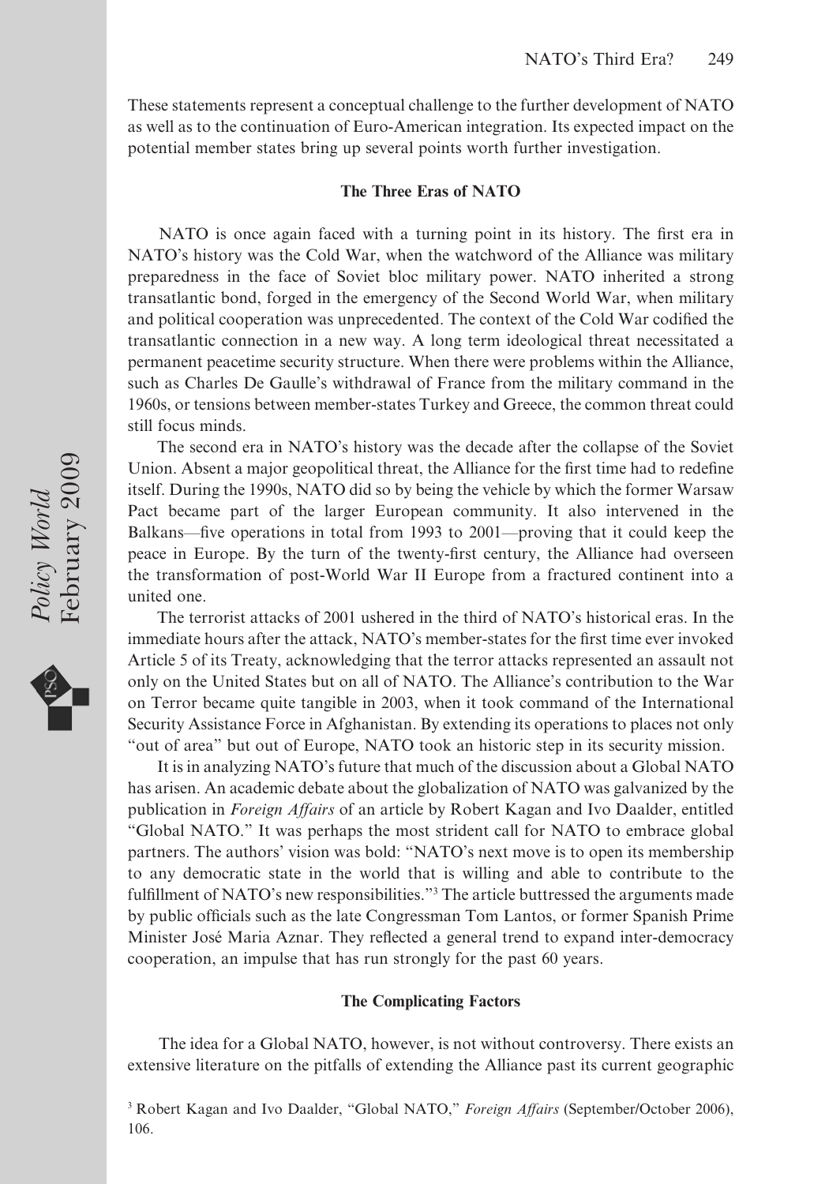These statements represent a conceptual challenge to the further development of NATO as well as to the continuation of Euro-American integration. Its expected impact on the potential member states bring up several points worth further investigation.

## The Three Eras of NATO

NATO is once again faced with a turning point in its history. The first era in NATO's history was the Cold War, when the watchword of the Alliance was military preparedness in the face of Soviet bloc military power. NATO inherited a strong transatlantic bond, forged in the emergency of the Second World War, when military and political cooperation was unprecedented. The context of the Cold War codified the transatlantic connection in a new way. A long term ideological threat necessitated a permanent peacetime security structure. When there were problems within the Alliance, such as Charles De Gaulle's withdrawal of France from the military command in the 1960s, or tensions between member-states Turkey and Greece, the common threat could still focus minds.

The second era in NATO's history was the decade after the collapse of the Soviet Union. Absent a major geopolitical threat, the Alliance for the first time had to redefine itself. During the 1990s, NATO did so by being the vehicle by which the former Warsaw Pact became part of the larger European community. It also intervened in the Balkans—five operations in total from 1993 to 2001—proving that it could keep the peace in Europe. By the turn of the twenty-first century, the Alliance had overseen the transformation of post-World War II Europe from a fractured continent into a united one.

The terrorist attacks of 2001 ushered in the third of NATO's historical eras. In the immediate hours after the attack, NATO's member-states for the first time ever invoked Article 5 of its Treaty, acknowledging that the terror attacks represented an assault not only on the United States but on all of NATO. The Alliance's contribution to the War on Terror became quite tangible in 2003, when it took command of the International Security Assistance Force in Afghanistan. By extending its operations to places not only "out of area" but out of Europe, NATO took an historic step in its security mission.

It is in analyzing NATO's future that much of the discussion about a Global NATO has arisen. An academic debate about the globalization of NATO was galvanized by the publication in *Foreign Affairs* of an article by Robert Kagan and Ivo Daalder, entitled "Global NATO." It was perhaps the most strident call for NATO to embrace global partners. The authors' vision was bold: "NATO's next move is to open its membership to any democratic state in the world that is willing and able to contribute to the fulfillment of NATO's new responsibilities."[3] The article buttressed the arguments made by public officials such as the late Congressman Tom Lantos, or former Spanish Prime Minister José Maria Aznar. They reflected a general trend to expand inter-democracy cooperation, an impulse that has run strongly for the past 60 years.

## The Complicating Factors

The idea for a Global NATO, however, is not without controversy. There exists an extensive literature on the pitfalls of extending the Alliance past its current geographic

[3] Robert Kagan and Ivo Daalder, "Global NATO," *Foreign Affairs* (September/October 2006), 106.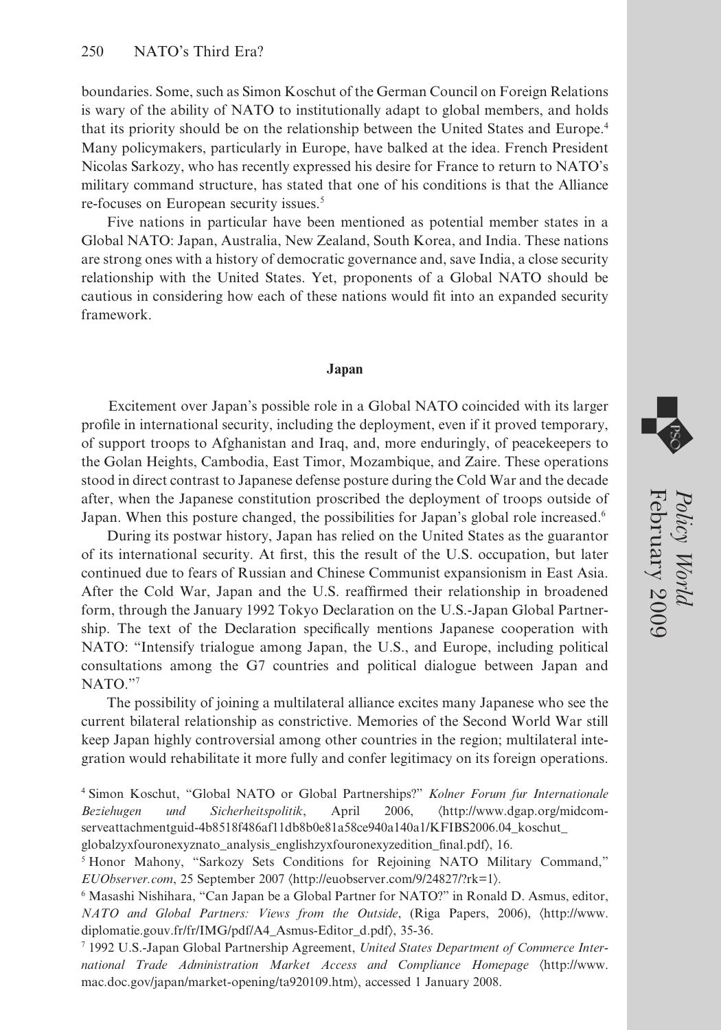boundaries. Some, such as Simon Koschut of the German Council on Foreign Relations is wary of the ability of NATO to institutionally adapt to global members, and holds that its priority should be on the relationship between the United States and Europe.[4] Many policymakers, particularly in Europe, have balked at the idea. French President Nicolas Sarkozy, who has recently expressed his desire for France to return to NATO's military command structure, has stated that one of his conditions is that the Alliance re-focuses on European security issues.[5]

Five nations in particular have been mentioned as potential member states in a Global NATO: Japan, Australia, New Zealand, South Korea, and India. These nations are strong ones with a history of democratic governance and, save India, a close security relationship with the United States. Yet, proponents of a Global NATO should be cautious in considering how each of these nations would fit into an expanded security framework.

## Japan

Excitement over Japan's possible role in a Global NATO coincided with its larger profile in international security, including the deployment, even if it proved temporary, of support troops to Afghanistan and Iraq, and, more enduringly, of peacekeepers to the Golan Heights, Cambodia, East Timor, Mozambique, and Zaire. These operations stood in direct contrast to Japanese defense posture during the Cold War and the decade after, when the Japanese constitution proscribed the deployment of troops outside of Japan. When this posture changed, the possibilities for Japan's global role increased.[6]

During its postwar history, Japan has relied on the United States as the guarantor of its international security. At first, this the result of the U.S. occupation, but later continued due to fears of Russian and Chinese Communist expansionism in East Asia. After the Cold War, Japan and the U.S. reaffirmed their relationship in broadened form, through the January 1992 Tokyo Declaration on the U.S.-Japan Global Partnership. The text of the Declaration specifically mentions Japanese cooperation with NATO: "Intensify trialogue among Japan, the U.S., and Europe, including political consultations among the G7 countries and political dialogue between Japan and NATO."[7]

The possibility of joining a multilateral alliance excites many Japanese who see the current bilateral relationship as constrictive. Memories of the Second World War still keep Japan highly controversial among other countries in the region; multilateral integration would rehabilitate it more fully and confer legitimacy on its foreign operations.

[4] Simon Koschut, "Global NATO or Global Partnerships?" *Kolner Forum fur Internationale Beziehugen und Sicherheitspolitik*, April 2006, ⟨http://www.dgap.org/midcom-serveattachmentguid-4b8518f486af11db8b0e81a58ce940a140a1/KFIBS2006.04_koschut_globalzyxfouronexyznato_analysis_englishzyxfouronexyzedition_final.pdf⟩, 16.

[5] Honor Mahony, "Sarkozy Sets Conditions for Rejoining NATO Military Command," *EUObserver.com*, 25 September 2007 ⟨http://euobserver.com/9/24827/?rk=1⟩.

[6] Masashi Nishihara, "Can Japan be a Global Partner for NATO?" in Ronald D. Asmus, editor, *NATO and Global Partners: Views from the Outside*, (Riga Papers, 2006), ⟨http://www.diplomatie.gouv.fr/fr/IMG/pdf/A4_Asmus-Editor_d.pdf⟩, 35-36.

[7] 1992 U.S.-Japan Global Partnership Agreement, *United States Department of Commerce International Trade Administration Market Access and Compliance Homepage* ⟨http://www.mac.doc.gov/japan/market-opening/ta920109.htm⟩, accessed 1 January 2008.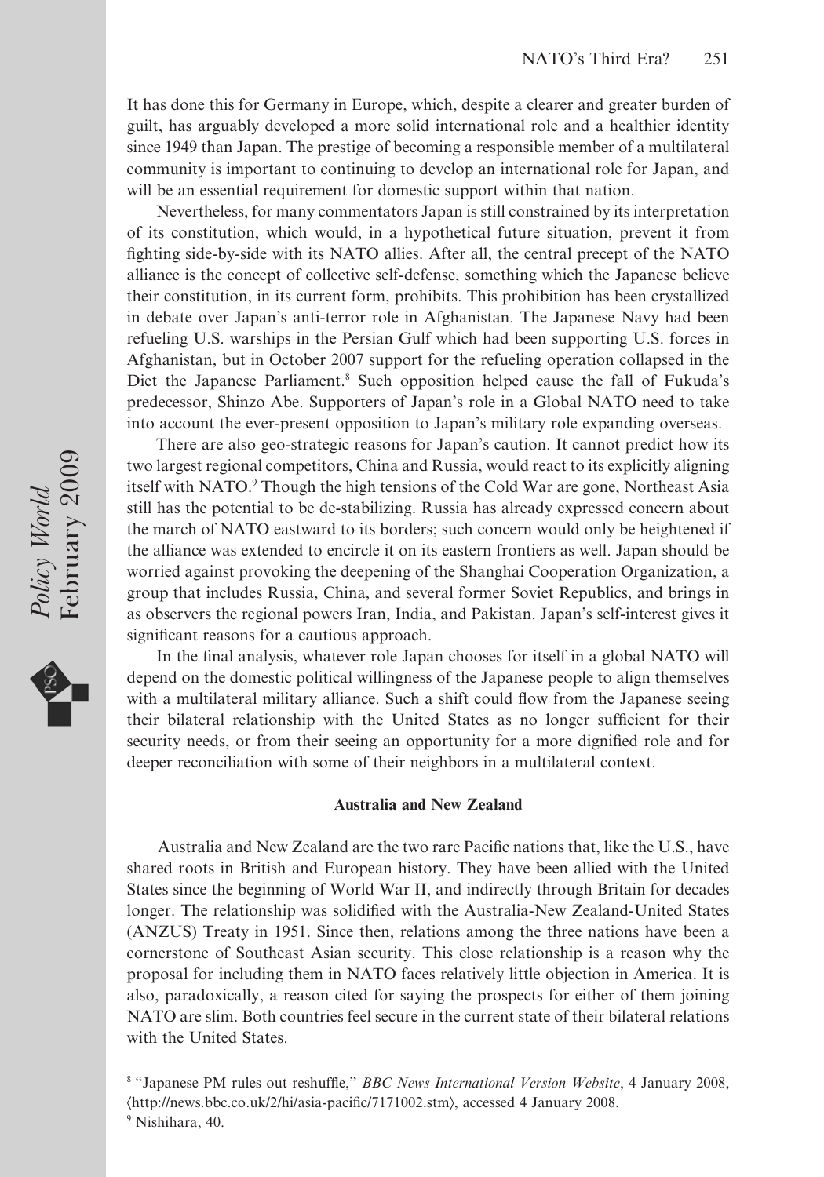It has done this for Germany in Europe, which, despite a clearer and greater burden of guilt, has arguably developed a more solid international role and a healthier identity since 1949 than Japan. The prestige of becoming a responsible member of a multilateral community is important to continuing to develop an international role for Japan, and will be an essential requirement for domestic support within that nation.

Nevertheless, for many commentators Japan is still constrained by its interpretation of its constitution, which would, in a hypothetical future situation, prevent it from fighting side-by-side with its NATO allies. After all, the central precept of the NATO alliance is the concept of collective self-defense, something which the Japanese believe their constitution, in its current form, prohibits. This prohibition has been crystallized in debate over Japan's anti-terror role in Afghanistan. The Japanese Navy had been refueling U.S. warships in the Persian Gulf which had been supporting U.S. forces in Afghanistan, but in October 2007 support for the refueling operation collapsed in the Diet the Japanese Parliament.[8] Such opposition helped cause the fall of Fukuda's predecessor, Shinzo Abe. Supporters of Japan's role in a Global NATO need to take into account the ever-present opposition to Japan's military role expanding overseas.

There are also geo-strategic reasons for Japan's caution. It cannot predict how its two largest regional competitors, China and Russia, would react to its explicitly aligning itself with NATO.[9] Though the high tensions of the Cold War are gone, Northeast Asia still has the potential to be de-stabilizing. Russia has already expressed concern about the march of NATO eastward to its borders; such concern would only be heightened if the alliance was extended to encircle it on its eastern frontiers as well. Japan should be worried against provoking the deepening of the Shanghai Cooperation Organization, a group that includes Russia, China, and several former Soviet Republics, and brings in as observers the regional powers Iran, India, and Pakistan. Japan's self-interest gives it significant reasons for a cautious approach.

In the final analysis, whatever role Japan chooses for itself in a global NATO will depend on the domestic political willingness of the Japanese people to align themselves with a multilateral military alliance. Such a shift could flow from the Japanese seeing their bilateral relationship with the United States as no longer sufficient for their security needs, or from their seeing an opportunity for a more dignified role and for deeper reconciliation with some of their neighbors in a multilateral context.

### Australia and New Zealand

Australia and New Zealand are the two rare Pacific nations that, like the U.S., have shared roots in British and European history. They have been allied with the United States since the beginning of World War II, and indirectly through Britain for decades longer. The relationship was solidified with the Australia-New Zealand-United States (ANZUS) Treaty in 1951. Since then, relations among the three nations have been a cornerstone of Southeast Asian security. This close relationship is a reason why the proposal for including them in NATO faces relatively little objection in America. It is also, paradoxically, a reason cited for saying the prospects for either of them joining NATO are slim. Both countries feel secure in the current state of their bilateral relations with the United States.

[8] "Japanese PM rules out reshuffle," *BBC News International Version Website*, 4 January 2008, ⟨http://news.bbc.co.uk/2/hi/asia-pacific/7171002.stm⟩, accessed 4 January 2008.

[9] Nishihara, 40.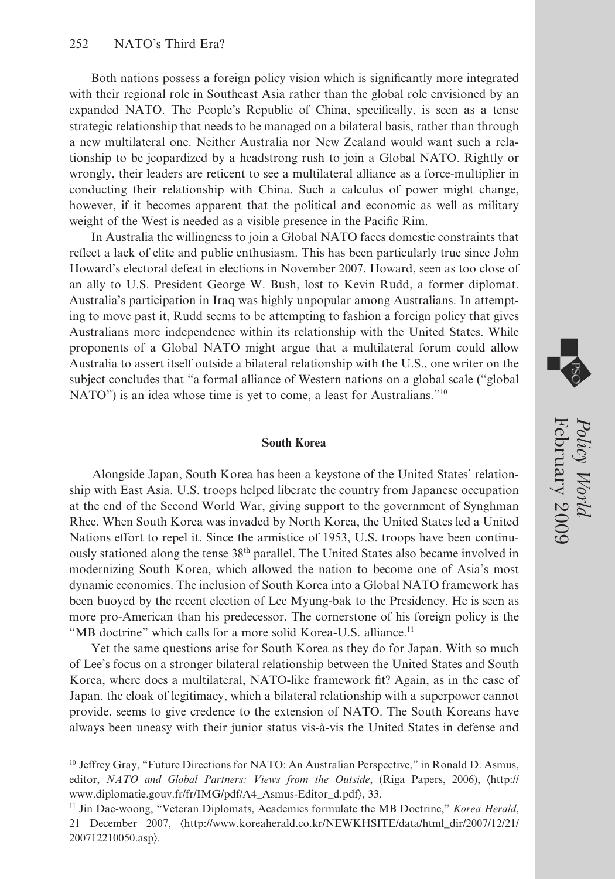Both nations possess a foreign policy vision which is significantly more integrated with their regional role in Southeast Asia rather than the global role envisioned by an expanded NATO. The People's Republic of China, specifically, is seen as a tense strategic relationship that needs to be managed on a bilateral basis, rather than through a new multilateral one. Neither Australia nor New Zealand would want such a relationship to be jeopardized by a headstrong rush to join a Global NATO. Rightly or wrongly, their leaders are reticent to see a multilateral alliance as a force-multiplier in conducting their relationship with China. Such a calculus of power might change, however, if it becomes apparent that the political and economic as well as military weight of the West is needed as a visible presence in the Pacific Rim.

In Australia the willingness to join a Global NATO faces domestic constraints that reflect a lack of elite and public enthusiasm. This has been particularly true since John Howard's electoral defeat in elections in November 2007. Howard, seen as too close of an ally to U.S. President George W. Bush, lost to Kevin Rudd, a former diplomat. Australia's participation in Iraq was highly unpopular among Australians. In attempting to move past it, Rudd seems to be attempting to fashion a foreign policy that gives Australians more independence within its relationship with the United States. While proponents of a Global NATO might argue that a multilateral forum could allow Australia to assert itself outside a bilateral relationship with the U.S., one writer on the subject concludes that "a formal alliance of Western nations on a global scale ("global NATO") is an idea whose time is yet to come, a least for Australians."[10]

### South Korea

Alongside Japan, South Korea has been a keystone of the United States' relationship with East Asia. U.S. troops helped liberate the country from Japanese occupation at the end of the Second World War, giving support to the government of Synghman Rhee. When South Korea was invaded by North Korea, the United States led a United Nations effort to repel it. Since the armistice of 1953, U.S. troops have been continuously stationed along the tense 38[th] parallel. The United States also became involved in modernizing South Korea, which allowed the nation to become one of Asia's most dynamic economies. The inclusion of South Korea into a Global NATO framework has been buoyed by the recent election of Lee Myung-bak to the Presidency. He is seen as more pro-American than his predecessor. The cornerstone of his foreign policy is the "MB doctrine" which calls for a more solid Korea-U.S. alliance.[11]

Yet the same questions arise for South Korea as they do for Japan. With so much of Lee's focus on a stronger bilateral relationship between the United States and South Korea, where does a multilateral, NATO-like framework fit? Again, as in the case of Japan, the cloak of legitimacy, which a bilateral relationship with a superpower cannot provide, seems to give credence to the extension of NATO. The South Koreans have always been uneasy with their junior status vis-à-vis the United States in defense and

---

[10] Jeffrey Gray, "Future Directions for NATO: An Australian Perspective," in Ronald D. Asmus, editor, *NATO and Global Partners: Views from the Outside*, (Riga Papers, 2006), ⟨http://www.diplomatie.gouv.fr/fr/IMG/pdf/A4_Asmus-Editor_d.pdf⟩, 33.

[11] Jin Dae-woong, "Veteran Diplomats, Academics formulate the MB Doctrine," *Korea Herald*, 21 December 2007, ⟨http://www.koreaherald.co.kr/NEWKHSITE/data/html_dir/2007/12/21/200712210050.asp⟩.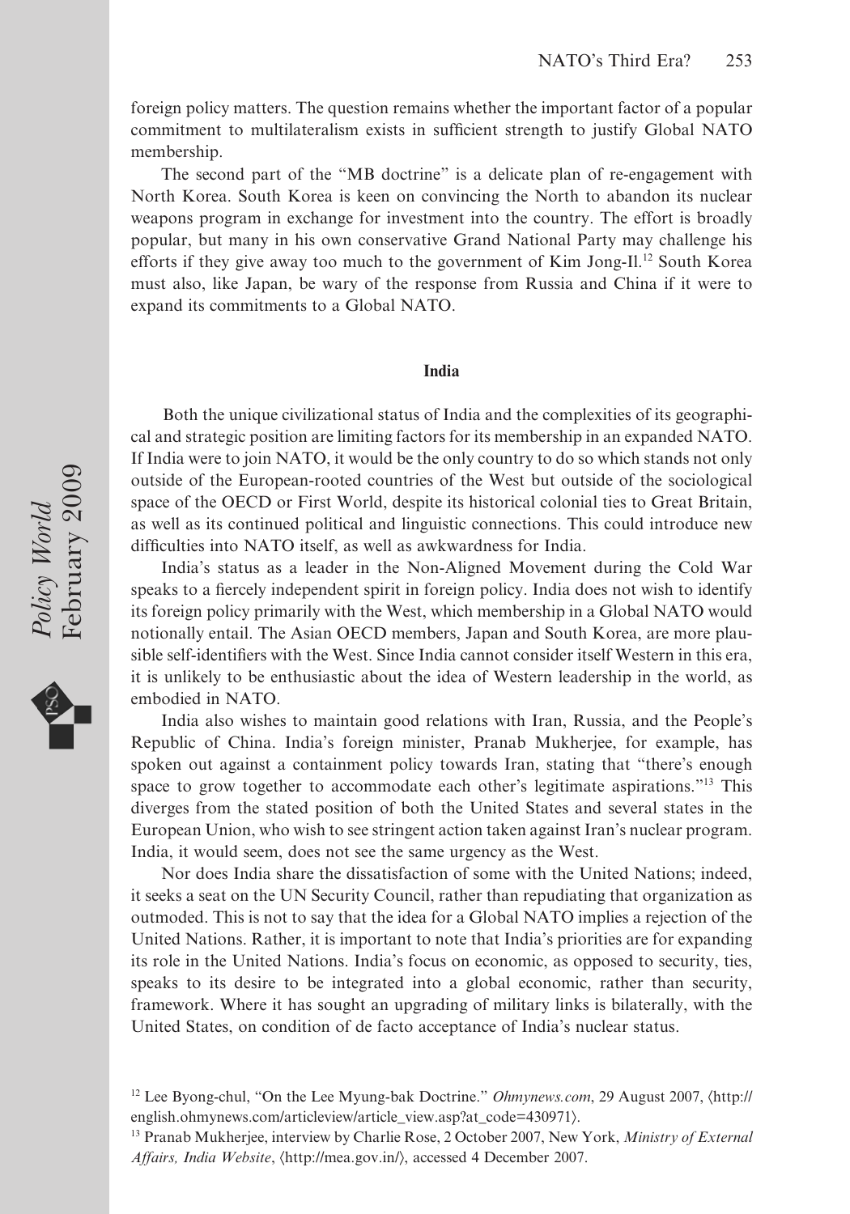foreign policy matters. The question remains whether the important factor of a popular commitment to multilateralism exists in sufficient strength to justify Global NATO membership.

The second part of the "MB doctrine" is a delicate plan of re-engagement with North Korea. South Korea is keen on convincing the North to abandon its nuclear weapons program in exchange for investment into the country. The effort is broadly popular, but many in his own conservative Grand National Party may challenge his efforts if they give away too much to the government of Kim Jong-Il.[12] South Korea must also, like Japan, be wary of the response from Russia and China if it were to expand its commitments to a Global NATO.

## India

Both the unique civilizational status of India and the complexities of its geographical and strategic position are limiting factors for its membership in an expanded NATO. If India were to join NATO, it would be the only country to do so which stands not only outside of the European-rooted countries of the West but outside of the sociological space of the OECD or First World, despite its historical colonial ties to Great Britain, as well as its continued political and linguistic connections. This could introduce new difficulties into NATO itself, as well as awkwardness for India.

India's status as a leader in the Non-Aligned Movement during the Cold War speaks to a fiercely independent spirit in foreign policy. India does not wish to identify its foreign policy primarily with the West, which membership in a Global NATO would notionally entail. The Asian OECD members, Japan and South Korea, are more plausible self-identifiers with the West. Since India cannot consider itself Western in this era, it is unlikely to be enthusiastic about the idea of Western leadership in the world, as embodied in NATO.

India also wishes to maintain good relations with Iran, Russia, and the People's Republic of China. India's foreign minister, Pranab Mukherjee, for example, has spoken out against a containment policy towards Iran, stating that "there's enough space to grow together to accommodate each other's legitimate aspirations."[13] This diverges from the stated position of both the United States and several states in the European Union, who wish to see stringent action taken against Iran's nuclear program. India, it would seem, does not see the same urgency as the West.

Nor does India share the dissatisfaction of some with the United Nations; indeed, it seeks a seat on the UN Security Council, rather than repudiating that organization as outmoded. This is not to say that the idea for a Global NATO implies a rejection of the United Nations. Rather, it is important to note that India's priorities are for expanding its role in the United Nations. India's focus on economic, as opposed to security, ties, speaks to its desire to be integrated into a global economic, rather than security, framework. Where it has sought an upgrading of military links is bilaterally, with the United States, on condition of de facto acceptance of India's nuclear status.

---

[12] Lee Byong-chul, "On the Lee Myung-bak Doctrine." *Ohmynews.com*, 29 August 2007, ⟨http://english.ohmynews.com/articleview/article_view.asp?at_code=430971⟩.

[13] Pranab Mukherjee, interview by Charlie Rose, 2 October 2007, New York, *Ministry of External Affairs, India Website*, ⟨http://mea.gov.in/⟩, accessed 4 December 2007.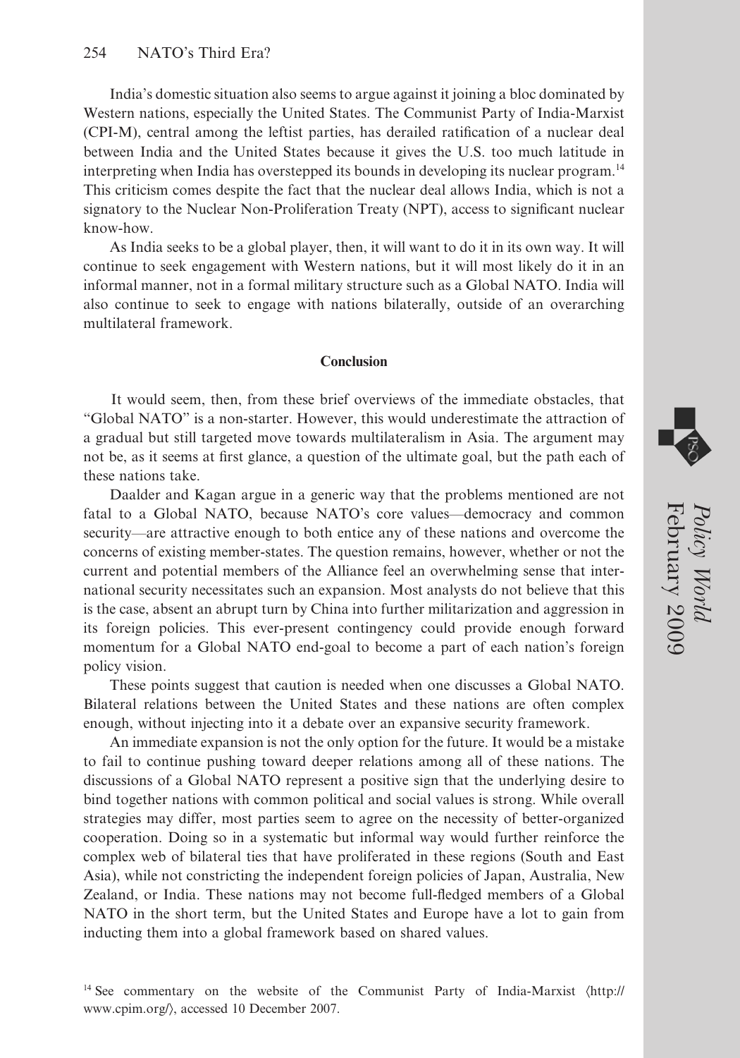India's domestic situation also seems to argue against it joining a bloc dominated by Western nations, especially the United States. The Communist Party of India-Marxist (CPI-M), central among the leftist parties, has derailed ratification of a nuclear deal between India and the United States because it gives the U.S. too much latitude in interpreting when India has overstepped its bounds in developing its nuclear program.[14] This criticism comes despite the fact that the nuclear deal allows India, which is not a signatory to the Nuclear Non-Proliferation Treaty (NPT), access to significant nuclear know-how.

As India seeks to be a global player, then, it will want to do it in its own way. It will continue to seek engagement with Western nations, but it will most likely do it in an informal manner, not in a formal military structure such as a Global NATO. India will also continue to seek to engage with nations bilaterally, outside of an overarching multilateral framework.

## Conclusion

It would seem, then, from these brief overviews of the immediate obstacles, that "Global NATO" is a non-starter. However, this would underestimate the attraction of a gradual but still targeted move towards multilateralism in Asia. The argument may not be, as it seems at first glance, a question of the ultimate goal, but the path each of these nations take.

Daalder and Kagan argue in a generic way that the problems mentioned are not fatal to a Global NATO, because NATO's core values—democracy and common security—are attractive enough to both entice any of these nations and overcome the concerns of existing member-states. The question remains, however, whether or not the current and potential members of the Alliance feel an overwhelming sense that international security necessitates such an expansion. Most analysts do not believe that this is the case, absent an abrupt turn by China into further militarization and aggression in its foreign policies. This ever-present contingency could provide enough forward momentum for a Global NATO end-goal to become a part of each nation's foreign policy vision.

These points suggest that caution is needed when one discusses a Global NATO. Bilateral relations between the United States and these nations are often complex enough, without injecting into it a debate over an expansive security framework.

An immediate expansion is not the only option for the future. It would be a mistake to fail to continue pushing toward deeper relations among all of these nations. The discussions of a Global NATO represent a positive sign that the underlying desire to bind together nations with common political and social values is strong. While overall strategies may differ, most parties seem to agree on the necessity of better-organized cooperation. Doing so in a systematic but informal way would further reinforce the complex web of bilateral ties that have proliferated in these regions (South and East Asia), while not constricting the independent foreign policies of Japan, Australia, New Zealand, or India. These nations may not become full-fledged members of a Global NATO in the short term, but the United States and Europe have a lot to gain from inducting them into a global framework based on shared values.

[14] See commentary on the website of the Communist Party of India-Marxist ⟨http://www.cpim.org/⟩, accessed 10 December 2007.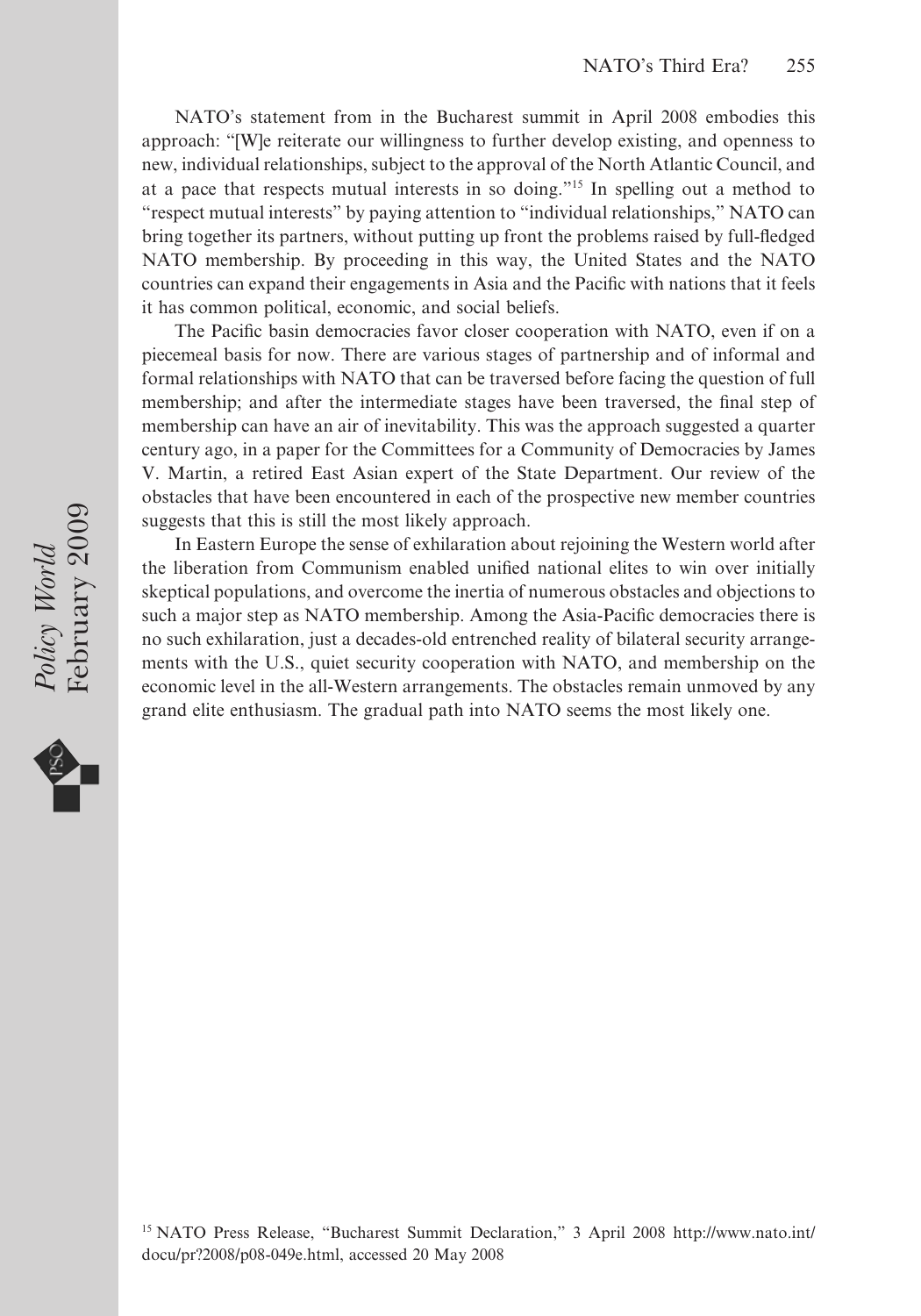NATO's statement from in the Bucharest summit in April 2008 embodies this approach: "[W]e reiterate our willingness to further develop existing, and openness to new, individual relationships, subject to the approval of the North Atlantic Council, and at a pace that respects mutual interests in so doing."[15] In spelling out a method to "respect mutual interests" by paying attention to "individual relationships," NATO can bring together its partners, without putting up front the problems raised by full-fledged NATO membership. By proceeding in this way, the United States and the NATO countries can expand their engagements in Asia and the Pacific with nations that it feels it has common political, economic, and social beliefs.

The Pacific basin democracies favor closer cooperation with NATO, even if on a piecemeal basis for now. There are various stages of partnership and of informal and formal relationships with NATO that can be traversed before facing the question of full membership; and after the intermediate stages have been traversed, the final step of membership can have an air of inevitability. This was the approach suggested a quarter century ago, in a paper for the Committees for a Community of Democracies by James V. Martin, a retired East Asian expert of the State Department. Our review of the obstacles that have been encountered in each of the prospective new member countries suggests that this is still the most likely approach.

In Eastern Europe the sense of exhilaration about rejoining the Western world after the liberation from Communism enabled unified national elites to win over initially skeptical populations, and overcome the inertia of numerous obstacles and objections to such a major step as NATO membership. Among the Asia-Pacific democracies there is no such exhilaration, just a decades-old entrenched reality of bilateral security arrangements with the U.S., quiet security cooperation with NATO, and membership on the economic level in the all-Western arrangements. The obstacles remain unmoved by any grand elite enthusiasm. The gradual path into NATO seems the most likely one.

[15] NATO Press Release, "Bucharest Summit Declaration," 3 April 2008 http://www.nato.int/docu/pr?2008/p08-049e.html, accessed 20 May 2008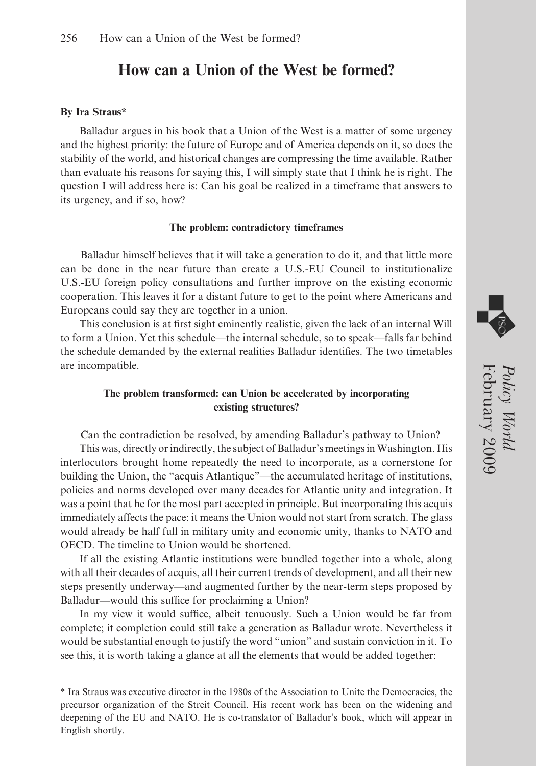# How can a Union of the West be formed?

**By Ira Straus***

Balladur argues in his book that a Union of the West is a matter of some urgency and the highest priority: the future of Europe and of America depends on it, so does the stability of the world, and historical changes are compressing the time available. Rather than evaluate his reasons for saying this, I will simply state that I think he is right. The question I will address here is: Can his goal be realized in a timeframe that answers to its urgency, and if so, how?

### The problem: contradictory timeframes

Balladur himself believes that it will take a generation to do it, and that little more can be done in the near future than create a U.S.-EU Council to institutionalize U.S.-EU foreign policy consultations and further improve on the existing economic cooperation. This leaves it for a distant future to get to the point where Americans and Europeans could say they are together in a union.

This conclusion is at first sight eminently realistic, given the lack of an internal Will to form a Union. Yet this schedule—the internal schedule, so to speak—falls far behind the schedule demanded by the external realities Balladur identifies. The two timetables are incompatible.

### The problem transformed: can Union be accelerated by incorporating existing structures?

Can the contradiction be resolved, by amending Balladur's pathway to Union?

This was, directly or indirectly, the subject of Balladur's meetings in Washington. His interlocutors brought home repeatedly the need to incorporate, as a cornerstone for building the Union, the "acquis Atlantique"—the accumulated heritage of institutions, policies and norms developed over many decades for Atlantic unity and integration. It was a point that he for the most part accepted in principle. But incorporating this acquis immediately affects the pace: it means the Union would not start from scratch. The glass would already be half full in military unity and economic unity, thanks to NATO and OECD. The timeline to Union would be shortened.

If all the existing Atlantic institutions were bundled together into a whole, along with all their decades of acquis, all their current trends of development, and all their new steps presently underway—and augmented further by the near-term steps proposed by Balladur—would this suffice for proclaiming a Union?

In my view it would suffice, albeit tenuously. Such a Union would be far from complete; it completion could still take a generation as Balladur wrote. Nevertheless it would be substantial enough to justify the word "union" and sustain conviction in it. To see this, it is worth taking a glance at all the elements that would be added together:

\* Ira Straus was executive director in the 1980s of the Association to Unite the Democracies, the precursor organization of the Streit Council. His recent work has been on the widening and deepening of the EU and NATO. He is co-translator of Balladur's book, which will appear in English shortly.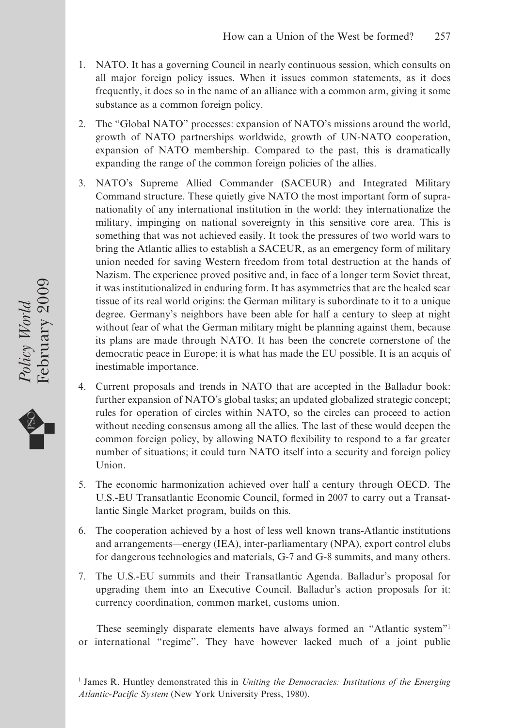1. NATO. It has a governing Council in nearly continuous session, which consults on all major foreign policy issues. When it issues common statements, as it does frequently, it does so in the name of an alliance with a common arm, giving it some substance as a common foreign policy.
2. The "Global NATO" processes: expansion of NATO's missions around the world, growth of NATO partnerships worldwide, growth of UN-NATO cooperation, expansion of NATO membership. Compared to the past, this is dramatically expanding the range of the common foreign policies of the allies.
3. NATO's Supreme Allied Commander (SACEUR) and Integrated Military Command structure. These quietly give NATO the most important form of supra-nationality of any international institution in the world: they internationalize the military, impinging on national sovereignty in this sensitive core area. This is something that was not achieved easily. It took the pressures of two world wars to bring the Atlantic allies to establish a SACEUR, as an emergency form of military union needed for saving Western freedom from total destruction at the hands of Nazism. The experience proved positive and, in face of a longer term Soviet threat, it was institutionalized in enduring form. It has asymmetries that are the healed scar tissue of its real world origins: the German military is subordinate to it to a unique degree. Germany's neighbors have been able for half a century to sleep at night without fear of what the German military might be planning against them, because its plans are made through NATO. It has been the concrete cornerstone of the democratic peace in Europe; it is what has made the EU possible. It is an acquis of inestimable importance.
4. Current proposals and trends in NATO that are accepted in the Balladur book: further expansion of NATO's global tasks; an updated globalized strategic concept; rules for operation of circles within NATO, so the circles can proceed to action without needing consensus among all the allies. The last of these would deepen the common foreign policy, by allowing NATO flexibility to respond to a far greater number of situations; it could turn NATO itself into a security and foreign policy Union.
5. The economic harmonization achieved over half a century through OECD. The U.S.-EU Transatlantic Economic Council, formed in 2007 to carry out a Transatlantic Single Market program, builds on this.
6. The cooperation achieved by a host of less well known trans-Atlantic institutions and arrangements—energy (IEA), inter-parliamentary (NPA), export control clubs for dangerous technologies and materials, G-7 and G-8 summits, and many others.
7. The U.S.-EU summits and their Transatlantic Agenda. Balladur's proposal for upgrading them into an Executive Council. Balladur's action proposals for it: currency coordination, common market, customs union.

These seemingly disparate elements have always formed an "Atlantic system"[1] or international "regime". They have however lacked much of a joint public

[1] James R. Huntley demonstrated this in *Uniting the Democracies: Institutions of the Emerging Atlantic-Pacific System* (New York University Press, 1980).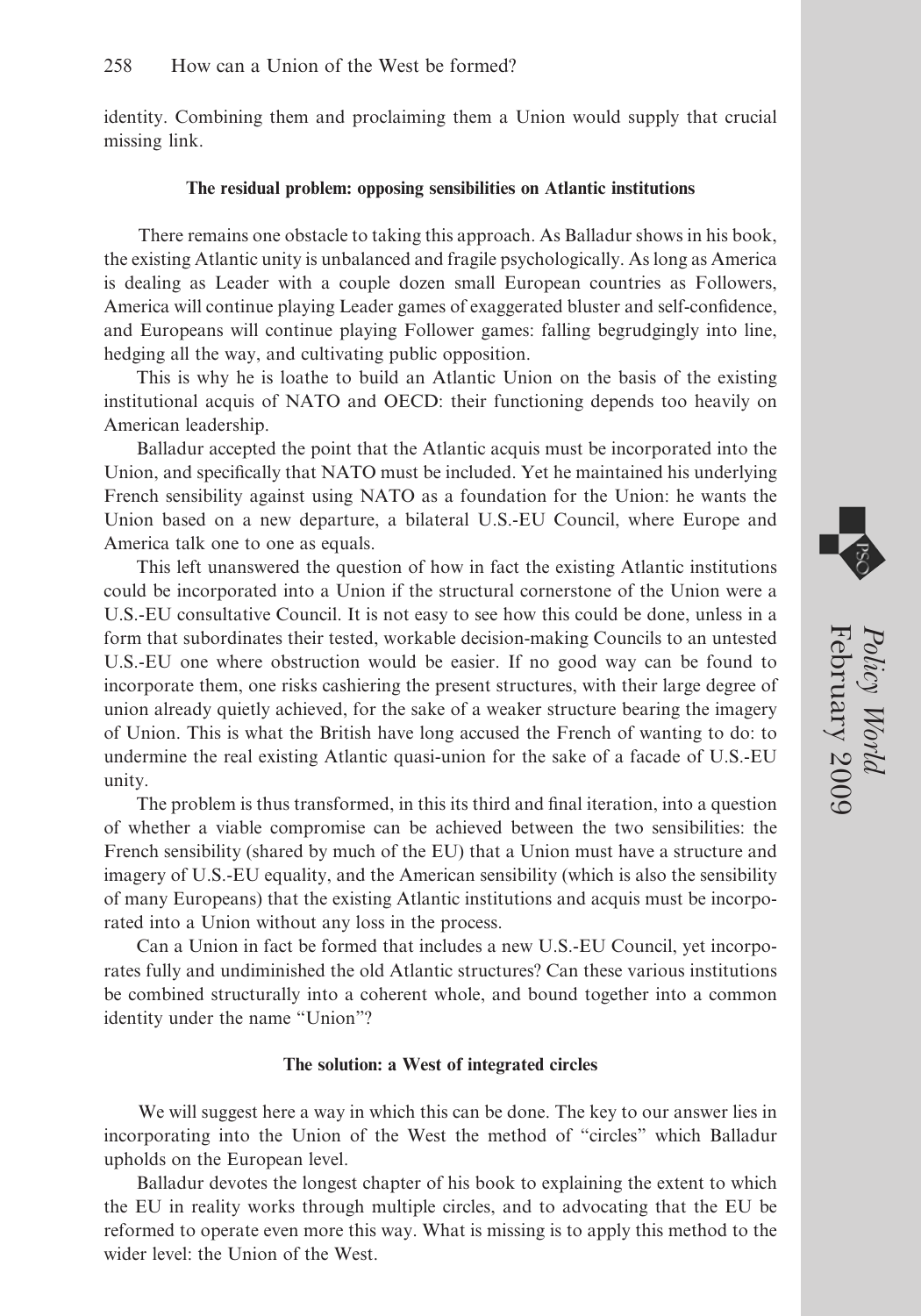identity. Combining them and proclaiming them a Union would supply that crucial missing link.

### The residual problem: opposing sensibilities on Atlantic institutions

There remains one obstacle to taking this approach. As Balladur shows in his book, the existing Atlantic unity is unbalanced and fragile psychologically. As long as America is dealing as Leader with a couple dozen small European countries as Followers, America will continue playing Leader games of exaggerated bluster and self-confidence, and Europeans will continue playing Follower games: falling begrudgingly into line, hedging all the way, and cultivating public opposition.

This is why he is loathe to build an Atlantic Union on the basis of the existing institutional acquis of NATO and OECD: their functioning depends too heavily on American leadership.

Balladur accepted the point that the Atlantic acquis must be incorporated into the Union, and specifically that NATO must be included. Yet he maintained his underlying French sensibility against using NATO as a foundation for the Union: he wants the Union based on a new departure, a bilateral U.S.-EU Council, where Europe and America talk one to one as equals.

This left unanswered the question of how in fact the existing Atlantic institutions could be incorporated into a Union if the structural cornerstone of the Union were a U.S.-EU consultative Council. It is not easy to see how this could be done, unless in a form that subordinates their tested, workable decision-making Councils to an untested U.S.-EU one where obstruction would be easier. If no good way can be found to incorporate them, one risks cashiering the present structures, with their large degree of union already quietly achieved, for the sake of a weaker structure bearing the imagery of Union. This is what the British have long accused the French of wanting to do: to undermine the real existing Atlantic quasi-union for the sake of a facade of U.S.-EU unity.

The problem is thus transformed, in this its third and final iteration, into a question of whether a viable compromise can be achieved between the two sensibilities: the French sensibility (shared by much of the EU) that a Union must have a structure and imagery of U.S.-EU equality, and the American sensibility (which is also the sensibility of many Europeans) that the existing Atlantic institutions and acquis must be incorporated into a Union without any loss in the process.

Can a Union in fact be formed that includes a new U.S.-EU Council, yet incorporates fully and undiminished the old Atlantic structures? Can these various institutions be combined structurally into a coherent whole, and bound together into a common identity under the name "Union"?

### The solution: a West of integrated circles

We will suggest here a way in which this can be done. The key to our answer lies in incorporating into the Union of the West the method of "circles" which Balladur upholds on the European level.

Balladur devotes the longest chapter of his book to explaining the extent to which the EU in reality works through multiple circles, and to advocating that the EU be reformed to operate even more this way. What is missing is to apply this method to the wider level: the Union of the West.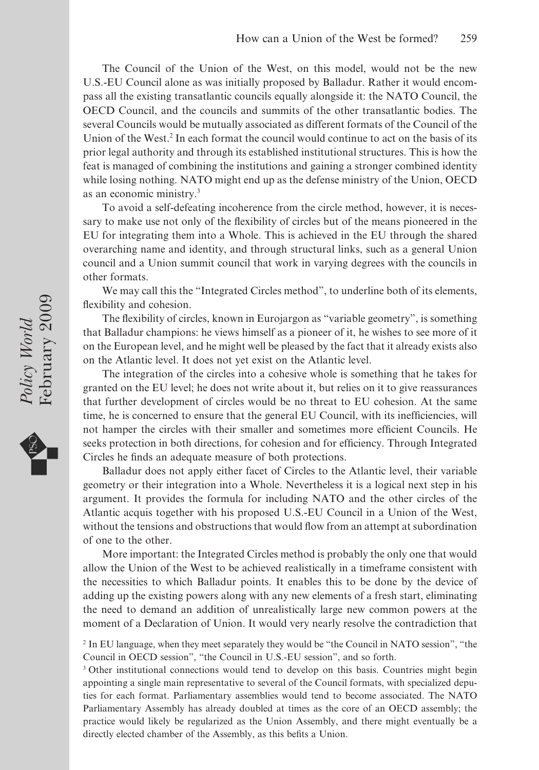The Council of the Union of the West, on this model, would not be the new U.S.-EU Council alone as was initially proposed by Balladur. Rather it would encompass all the existing transatlantic councils equally alongside it: the NATO Council, the OECD Council, and the councils and summits of the other transatlantic bodies. The several Councils would be mutually associated as different formats of the Council of the Union of the West.[2] In each format the council would continue to act on the basis of its prior legal authority and through its established institutional structures. This is how the feat is managed of combining the institutions and gaining a stronger combined identity while losing nothing. NATO might end up as the defense ministry of the Union, OECD as an economic ministry.[3]

To avoid a self-defeating incoherence from the circle method, however, it is necessary to make use not only of the flexibility of circles but of the means pioneered in the EU for integrating them into a Whole. This is achieved in the EU through the shared overarching name and identity, and through structural links, such as a general Union council and a Union summit council that work in varying degrees with the councils in other formats.

We may call this the "Integrated Circles method", to underline both of its elements, flexibility and cohesion.

The flexibility of circles, known in Eurojargon as "variable geometry", is something that Balladur champions: he views himself as a pioneer of it, he wishes to see more of it on the European level, and he might well be pleased by the fact that it already exists also on the Atlantic level. It does not yet exist on the Atlantic level.

The integration of the circles into a cohesive whole is something that he takes for granted on the EU level; he does not write about it, but relies on it to give reassurances that further development of circles would be no threat to EU cohesion. At the same time, he is concerned to ensure that the general EU Council, with its inefficiencies, will not hamper the circles with their smaller and sometimes more efficient Councils. He seeks protection in both directions, for cohesion and for efficiency. Through Integrated Circles he finds an adequate measure of both protections.

Balladur does not apply either facet of Circles to the Atlantic level, their variable geometry or their integration into a Whole. Nevertheless it is a logical next step in his argument. It provides the formula for including NATO and the other circles of the Atlantic acquis together with his proposed U.S.-EU Council in a Union of the West, without the tensions and obstructions that would flow from an attempt at subordination of one to the other.

More important: the Integrated Circles method is probably the only one that would allow the Union of the West to be achieved realistically in a timeframe consistent with the necessities to which Balladur points. It enables this to be done by the device of adding up the existing powers along with any new elements of a fresh start, eliminating the need to demand an addition of unrealistically large new common powers at the moment of a Declaration of Union. It would very nearly resolve the contradiction that

[2] In EU language, when they meet separately they would be "the Council in NATO session", "the Council in OECD session", "the Council in U.S.-EU session", and so forth.

[3] Other institutional connections would tend to develop on this basis. Countries might begin appointing a single main representative to several of the Council formats, with specialized deputies for each format. Parliamentary assemblies would tend to become associated. The NATO Parliamentary Assembly has already doubled at times as the core of an OECD assembly; the practice would likely be regularized as the Union Assembly, and there might eventually be a directly elected chamber of the Assembly, as this befits a Union.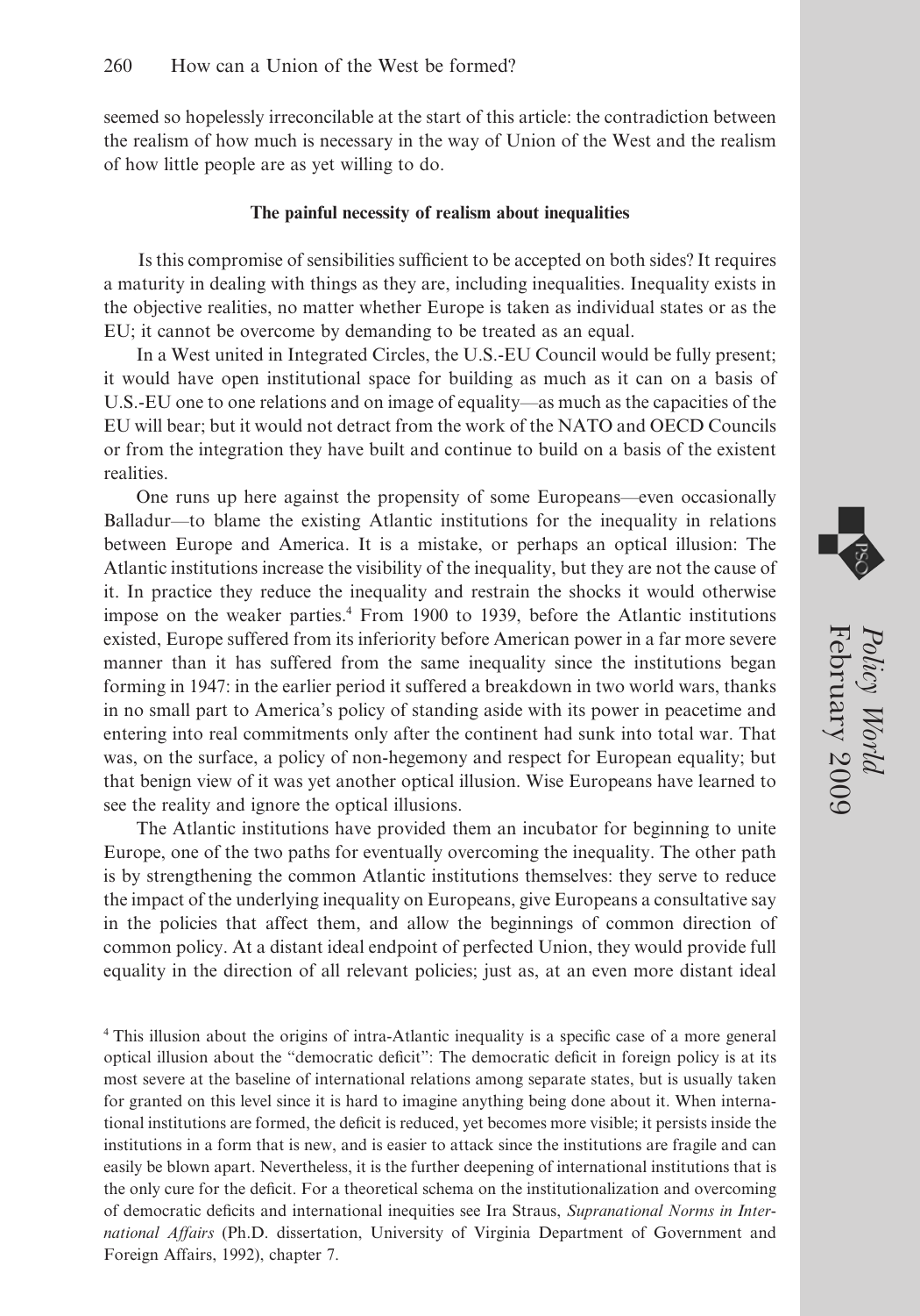seemed so hopelessly irreconcilable at the start of this article: the contradiction between the realism of how much is necessary in the way of Union of the West and the realism of how little people are as yet willing to do.

### The painful necessity of realism about inequalities

Is this compromise of sensibilities sufficient to be accepted on both sides? It requires a maturity in dealing with things as they are, including inequalities. Inequality exists in the objective realities, no matter whether Europe is taken as individual states or as the EU; it cannot be overcome by demanding to be treated as an equal.

In a West united in Integrated Circles, the U.S.-EU Council would be fully present; it would have open institutional space for building as much as it can on a basis of U.S.-EU one to one relations and on image of equality—as much as the capacities of the EU will bear; but it would not detract from the work of the NATO and OECD Councils or from the integration they have built and continue to build on a basis of the existent realities.

One runs up here against the propensity of some Europeans—even occasionally Balladur—to blame the existing Atlantic institutions for the inequality in relations between Europe and America. It is a mistake, or perhaps an optical illusion: The Atlantic institutions increase the visibility of the inequality, but they are not the cause of it. In practice they reduce the inequality and restrain the shocks it would otherwise impose on the weaker parties.[4] From 1900 to 1939, before the Atlantic institutions existed, Europe suffered from its inferiority before American power in a far more severe manner than it has suffered from the same inequality since the institutions began forming in 1947: in the earlier period it suffered a breakdown in two world wars, thanks in no small part to America's policy of standing aside with its power in peacetime and entering into real commitments only after the continent had sunk into total war. That was, on the surface, a policy of non-hegemony and respect for European equality; but that benign view of it was yet another optical illusion. Wise Europeans have learned to see the reality and ignore the optical illusions.

The Atlantic institutions have provided them an incubator for beginning to unite Europe, one of the two paths for eventually overcoming the inequality. The other path is by strengthening the common Atlantic institutions themselves: they serve to reduce the impact of the underlying inequality on Europeans, give Europeans a consultative say in the policies that affect them, and allow the beginnings of common direction of common policy. At a distant ideal endpoint of perfected Union, they would provide full equality in the direction of all relevant policies; just as, at an even more distant ideal

[4] This illusion about the origins of intra-Atlantic inequality is a specific case of a more general optical illusion about the "democratic deficit": The democratic deficit in foreign policy is at its most severe at the baseline of international relations among separate states, but is usually taken for granted on this level since it is hard to imagine anything being done about it. When international institutions are formed, the deficit is reduced, yet becomes more visible; it persists inside the institutions in a form that is new, and is easier to attack since the institutions are fragile and can easily be blown apart. Nevertheless, it is the further deepening of international institutions that is the only cure for the deficit. For a theoretical schema on the institutionalization and overcoming of democratic deficits and international inequities see Ira Straus, *Supranational Norms in International Affairs* (Ph.D. dissertation, University of Virginia Department of Government and Foreign Affairs, 1992), chapter 7.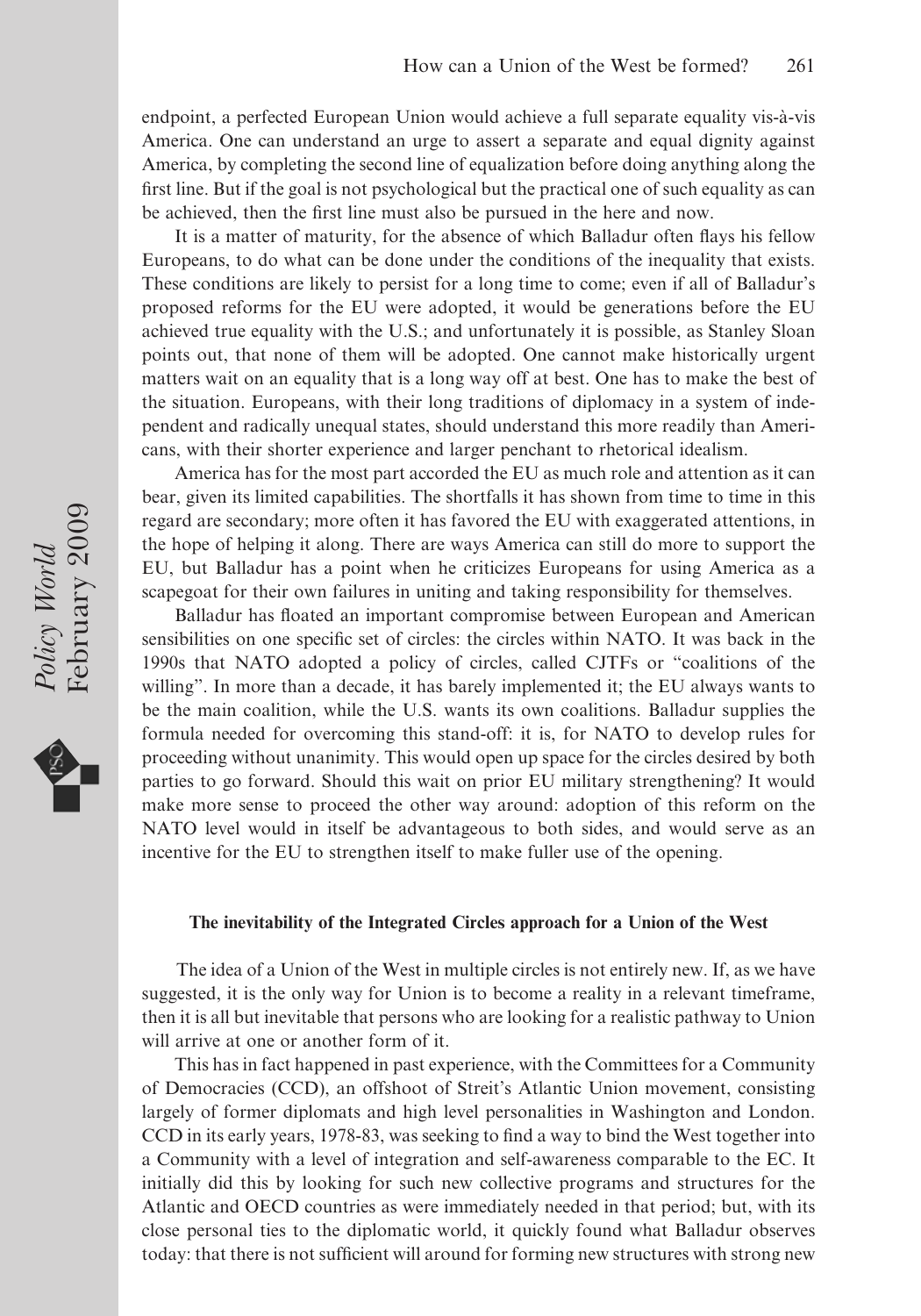endpoint, a perfected European Union would achieve a full separate equality vis-à-vis America. One can understand an urge to assert a separate and equal dignity against America, by completing the second line of equalization before doing anything along the first line. But if the goal is not psychological but the practical one of such equality as can be achieved, then the first line must also be pursued in the here and now.

It is a matter of maturity, for the absence of which Balladur often flays his fellow Europeans, to do what can be done under the conditions of the inequality that exists. These conditions are likely to persist for a long time to come; even if all of Balladur's proposed reforms for the EU were adopted, it would be generations before the EU achieved true equality with the U.S.; and unfortunately it is possible, as Stanley Sloan points out, that none of them will be adopted. One cannot make historically urgent matters wait on an equality that is a long way off at best. One has to make the best of the situation. Europeans, with their long traditions of diplomacy in a system of independent and radically unequal states, should understand this more readily than Americans, with their shorter experience and larger penchant to rhetorical idealism.

America has for the most part accorded the EU as much role and attention as it can bear, given its limited capabilities. The shortfalls it has shown from time to time in this regard are secondary; more often it has favored the EU with exaggerated attentions, in the hope of helping it along. There are ways America can still do more to support the EU, but Balladur has a point when he criticizes Europeans for using America as a scapegoat for their own failures in uniting and taking responsibility for themselves.

Balladur has floated an important compromise between European and American sensibilities on one specific set of circles: the circles within NATO. It was back in the 1990s that NATO adopted a policy of circles, called CJTFs or "coalitions of the willing". In more than a decade, it has barely implemented it; the EU always wants to be the main coalition, while the U.S. wants its own coalitions. Balladur supplies the formula needed for overcoming this stand-off: it is, for NATO to develop rules for proceeding without unanimity. This would open up space for the circles desired by both parties to go forward. Should this wait on prior EU military strengthening? It would make more sense to proceed the other way around: adoption of this reform on the NATO level would in itself be advantageous to both sides, and would serve as an incentive for the EU to strengthen itself to make fuller use of the opening.

### The inevitability of the Integrated Circles approach for a Union of the West

The idea of a Union of the West in multiple circles is not entirely new. If, as we have suggested, it is the only way for Union is to become a reality in a relevant timeframe, then it is all but inevitable that persons who are looking for a realistic pathway to Union will arrive at one or another form of it.

This has in fact happened in past experience, with the Committees for a Community of Democracies (CCD), an offshoot of Streit's Atlantic Union movement, consisting largely of former diplomats and high level personalities in Washington and London. CCD in its early years, 1978-83, was seeking to find a way to bind the West together into a Community with a level of integration and self-awareness comparable to the EC. It initially did this by looking for such new collective programs and structures for the Atlantic and OECD countries as were immediately needed in that period; but, with its close personal ties to the diplomatic world, it quickly found what Balladur observes today: that there is not sufficient will around for forming new structures with strong new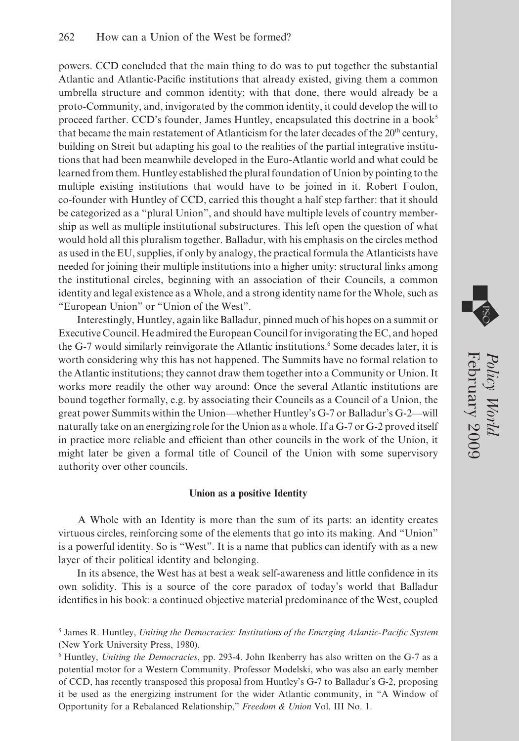powers. CCD concluded that the main thing to do was to put together the substantial Atlantic and Atlantic-Pacific institutions that already existed, giving them a common umbrella structure and common identity; with that done, there would already be a proto-Community, and, invigorated by the common identity, it could develop the will to proceed farther. CCD's founder, James Huntley, encapsulated this doctrine in a book[5] that became the main restatement of Atlanticism for the later decades of the 20th century, building on Streit but adapting his goal to the realities of the partial integrative institutions that had been meanwhile developed in the Euro-Atlantic world and what could be learned from them. Huntley established the plural foundation of Union by pointing to the multiple existing institutions that would have to be joined in it. Robert Foulon, co-founder with Huntley of CCD, carried this thought a half step farther: that it should be categorized as a "plural Union", and should have multiple levels of country membership as well as multiple institutional substructures. This left open the question of what would hold all this pluralism together. Balladur, with his emphasis on the circles method as used in the EU, supplies, if only by analogy, the practical formula the Atlanticists have needed for joining their multiple institutions into a higher unity: structural links among the institutional circles, beginning with an association of their Councils, a common identity and legal existence as a Whole, and a strong identity name for the Whole, such as "European Union" or "Union of the West".

Interestingly, Huntley, again like Balladur, pinned much of his hopes on a summit or Executive Council. He admired the European Council for invigorating the EC, and hoped the G-7 would similarly reinvigorate the Atlantic institutions.[6] Some decades later, it is worth considering why this has not happened. The Summits have no formal relation to the Atlantic institutions; they cannot draw them together into a Community or Union. It works more readily the other way around: Once the several Atlantic institutions are bound together formally, e.g. by associating their Councils as a Council of a Union, the great power Summits within the Union—whether Huntley's G-7 or Balladur's G-2—will naturally take on an energizing role for the Union as a whole. If a G-7 or G-2 proved itself in practice more reliable and efficient than other councils in the work of the Union, it might later be given a formal title of Council of the Union with some supervisory authority over other councils.

### Union as a positive Identity

A Whole with an Identity is more than the sum of its parts: an identity creates virtuous circles, reinforcing some of the elements that go into its making. And "Union" is a powerful identity. So is "West". It is a name that publics can identify with as a new layer of their political identity and belonging.

In its absence, the West has at best a weak self-awareness and little confidence in its own solidity. This is a source of the core paradox of today's world that Balladur identifies in his book: a continued objective material predominance of the West, coupled

[5] James R. Huntley, *Uniting the Democracies: Institutions of the Emerging Atlantic-Pacific System* (New York University Press, 1980).

[6] Huntley, *Uniting the Democracies*, pp. 293-4. John Ikenberry has also written on the G-7 as a potential motor for a Western Community. Professor Modelski, who was also an early member of CCD, has recently transposed this proposal from Huntley's G-7 to Balladur's G-2, proposing it be used as the energizing instrument for the wider Atlantic community, in "A Window of Opportunity for a Rebalanced Relationship," *Freedom & Union* Vol. III No. 1.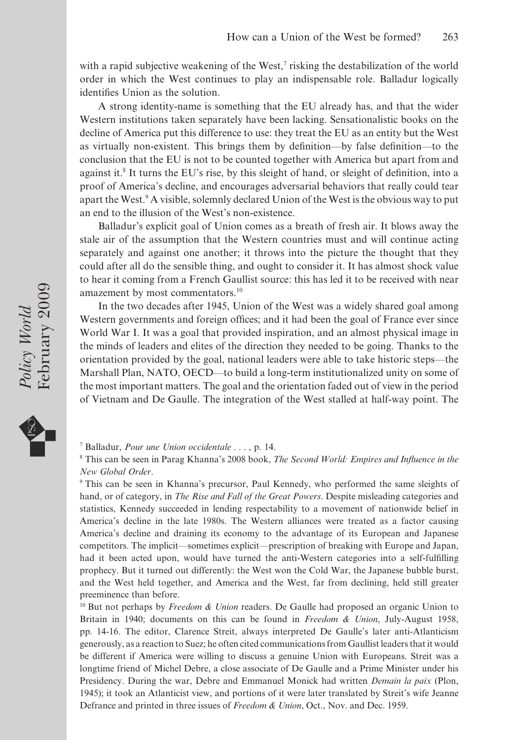with a rapid subjective weakening of the West,[7] risking the destabilization of the world order in which the West continues to play an indispensable role. Balladur logically identifies Union as the solution.

A strong identity-name is something that the EU already has, and that the wider Western institutions taken separately have been lacking. Sensationalistic books on the decline of America put this difference to use: they treat the EU as an entity but the West as virtually non-existent. This brings them by definition—by false definition—to the conclusion that the EU is not to be counted together with America but apart from and against it.[8] It turns the EU's rise, by this sleight of hand, or sleight of definition, into a proof of America's decline, and encourages adversarial behaviors that really could tear apart the West.[9] A visible, solemnly declared Union of the West is the obvious way to put an end to the illusion of the West's non-existence.

Balladur's explicit goal of Union comes as a breath of fresh air. It blows away the stale air of the assumption that the Western countries must and will continue acting separately and against one another; it throws into the picture the thought that they could after all do the sensible thing, and ought to consider it. It has almost shock value to hear it coming from a French Gaullist source: this has led it to be received with near amazement by most commentators.[10]

In the two decades after 1945, Union of the West was a widely shared goal among Western governments and foreign offices; and it had been the goal of France ever since World War I. It was a goal that provided inspiration, and an almost physical image in the minds of leaders and elites of the direction they needed to be going. Thanks to the orientation provided by the goal, national leaders were able to take historic steps—the Marshall Plan, NATO, OECD—to build a long-term institutionalized unity on some of the most important matters. The goal and the orientation faded out of view in the period of Vietnam and De Gaulle. The integration of the West stalled at half-way point. The

---

[7] Balladur, *Pour une Union occidentale* . . . , p. 14.

[8] This can be seen in Parag Khanna's 2008 book, *The Second World: Empires and Influence in the New Global Order*.

[9] This can be seen in Khanna's precursor, Paul Kennedy, who performed the same sleights of hand, or of category, in *The Rise and Fall of the Great Powers*. Despite misleading categories and statistics, Kennedy succeeded in lending respectability to a movement of nationwide belief in America's decline in the late 1980s. The Western alliances were treated as a factor causing America's decline and draining its economy to the advantage of its European and Japanese competitors. The implicit—sometimes explicit—prescription of breaking with Europe and Japan, had it been acted upon, would have turned the anti-Western categories into a self-fulfilling prophecy. But it turned out differently: the West won the Cold War, the Japanese bubble burst, and the West held together, and America and the West, far from declining, held still greater preeminence than before.

[10] But not perhaps by *Freedom & Union* readers. De Gaulle had proposed an organic Union to Britain in 1940; documents on this can be found in *Freedom & Union*, July-August 1958, pp. 14-16. The editor, Clarence Streit, always interpreted De Gaulle's later anti-Atlanticism generously, as a reaction to Suez; he often cited communications from Gaullist leaders that it would be different if America were willing to discuss a genuine Union with Europeans. Streit was a longtime friend of Michel Debre, a close associate of De Gaulle and a Prime Minister under his Presidency. During the war, Debre and Emmanuel Monick had written *Demain la paix* (Plon, 1945); it took an Atlanticist view, and portions of it were later translated by Streit's wife Jeanne Defrance and printed in three issues of *Freedom & Union*, Oct., Nov. and Dec. 1959.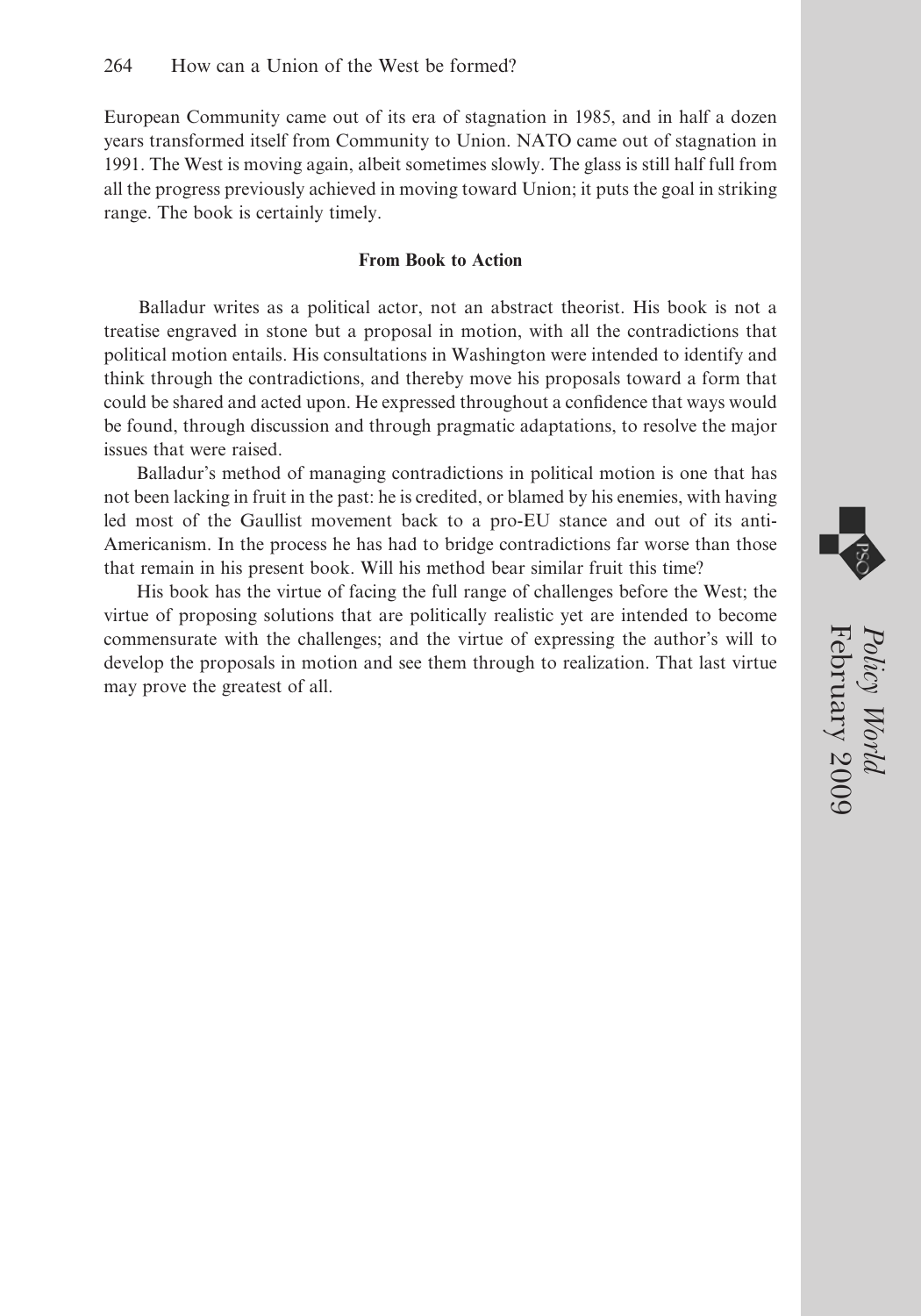European Community came out of its era of stagnation in 1985, and in half a dozen years transformed itself from Community to Union. NATO came out of stagnation in 1991. The West is moving again, albeit sometimes slowly. The glass is still half full from all the progress previously achieved in moving toward Union; it puts the goal in striking range. The book is certainly timely.

### From Book to Action

Balladur writes as a political actor, not an abstract theorist. His book is not a treatise engraved in stone but a proposal in motion, with all the contradictions that political motion entails. His consultations in Washington were intended to identify and think through the contradictions, and thereby move his proposals toward a form that could be shared and acted upon. He expressed throughout a confidence that ways would be found, through discussion and through pragmatic adaptations, to resolve the major issues that were raised.

Balladur's method of managing contradictions in political motion is one that has not been lacking in fruit in the past: he is credited, or blamed by his enemies, with having led most of the Gaullist movement back to a pro-EU stance and out of its anti-Americanism. In the process he has had to bridge contradictions far worse than those that remain in his present book. Will his method bear similar fruit this time?

His book has the virtue of facing the full range of challenges before the West; the virtue of proposing solutions that are politically realistic yet are intended to become commensurate with the challenges; and the virtue of expressing the author's will to develop the proposals in motion and see them through to realization. That last virtue may prove the greatest of all.